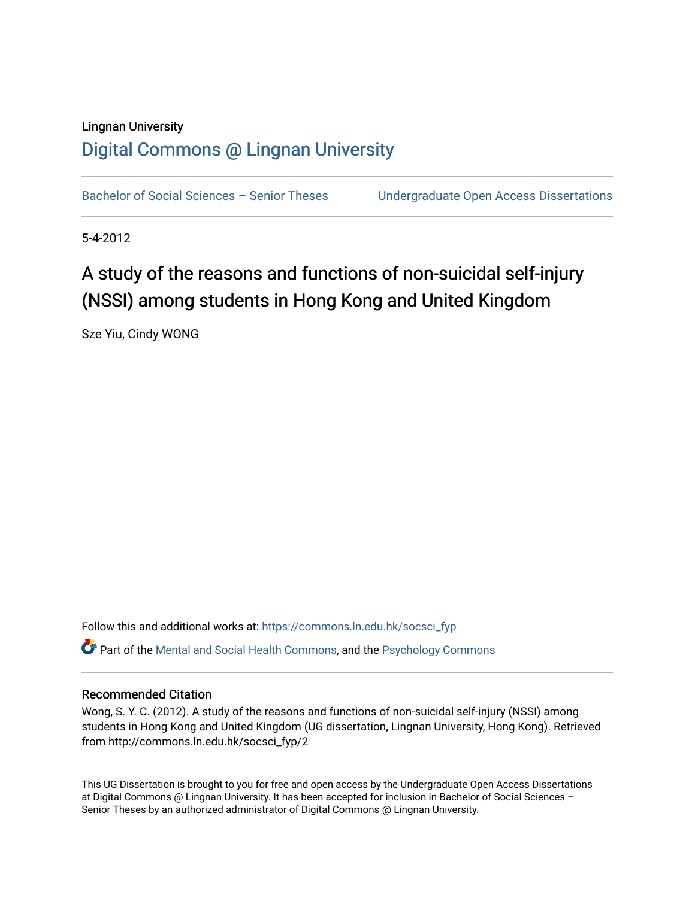Lingnan University

# Digital Commons @ Lingnan University

Bachelor of Social Sciences – Senior Theses | Undergraduate Open Access Dissertations

5-4-2012

## A study of the reasons and functions of non-suicidal self-injury (NSSI) among students in Hong Kong and United Kingdom

Sze Yiu, Cindy WONG

Follow this and additional works at: https://commons.ln.edu.hk/socsci_fyp

Part of the Mental and Social Health Commons, and the Psychology Commons

### Recommended Citation

Wong, S. Y. C. (2012). A study of the reasons and functions of non-suicidal self-injury (NSSI) among students in Hong Kong and United Kingdom (UG dissertation, Lingnan University, Hong Kong). Retrieved from http://commons.ln.edu.hk/socsci_fyp/2

This UG Dissertation is brought to you for free and open access by the Undergraduate Open Access Dissertations at Digital Commons @ Lingnan University. It has been accepted for inclusion in Bachelor of Social Sciences – Senior Theses by an authorized administrator of Digital Commons @ Lingnan University.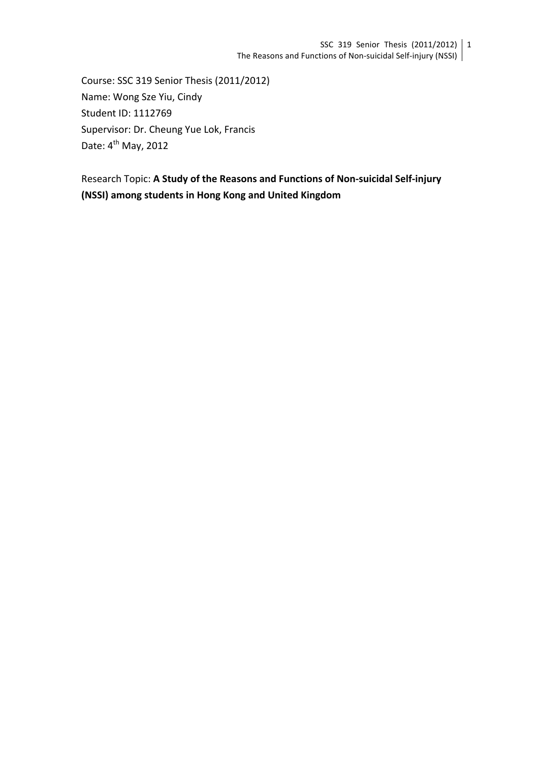Course: SSC 319 Senior Thesis (2011/2012)
Name: Wong Sze Yiu, Cindy
Student ID: 1112769
Supervisor: Dr. Cheung Yue Lok, Francis
Date: 4th May, 2012

Research Topic: **A Study of the Reasons and Functions of Non-suicidal Self-injury (NSSI) among students in Hong Kong and United Kingdom**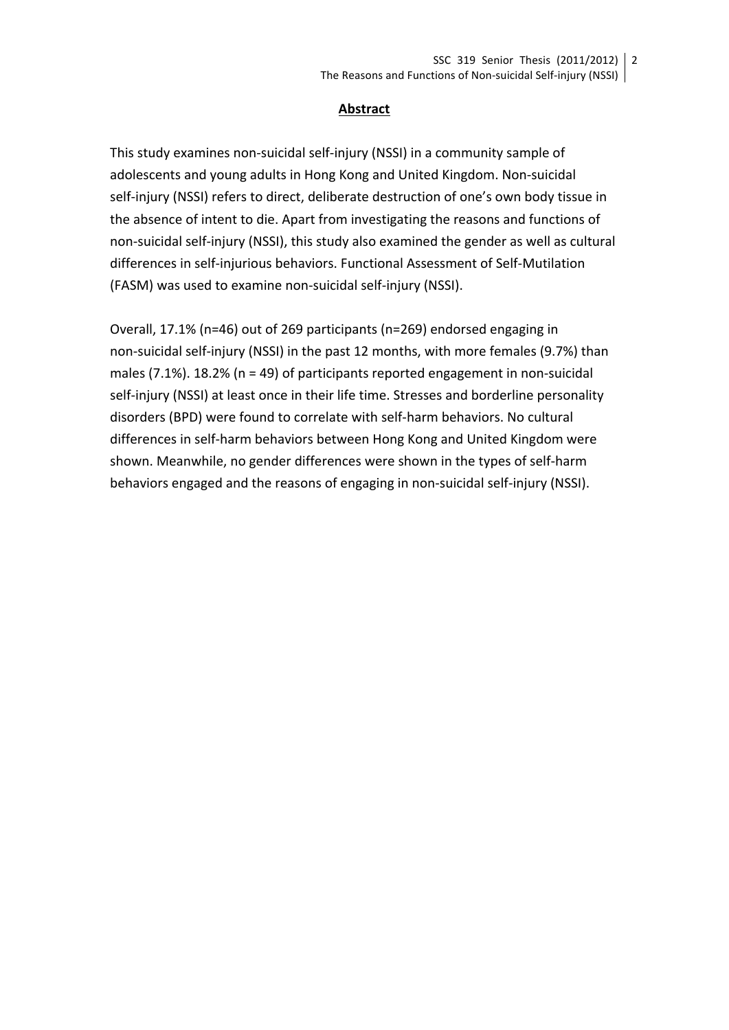## Abstract

This study examines non-suicidal self-injury (NSSI) in a community sample of adolescents and young adults in Hong Kong and United Kingdom. Non-suicidal self-injury (NSSI) refers to direct, deliberate destruction of one's own body tissue in the absence of intent to die. Apart from investigating the reasons and functions of non-suicidal self-injury (NSSI), this study also examined the gender as well as cultural differences in self-injurious behaviors. Functional Assessment of Self-Mutilation (FASM) was used to examine non-suicidal self-injury (NSSI).

Overall, 17.1% (n=46) out of 269 participants (n=269) endorsed engaging in non-suicidal self-injury (NSSI) in the past 12 months, with more females (9.7%) than males (7.1%). 18.2% (n = 49) of participants reported engagement in non-suicidal self-injury (NSSI) at least once in their life time. Stresses and borderline personality disorders (BPD) were found to correlate with self-harm behaviors. No cultural differences in self-harm behaviors between Hong Kong and United Kingdom were shown. Meanwhile, no gender differences were shown in the types of self-harm behaviors engaged and the reasons of engaging in non-suicidal self-injury (NSSI).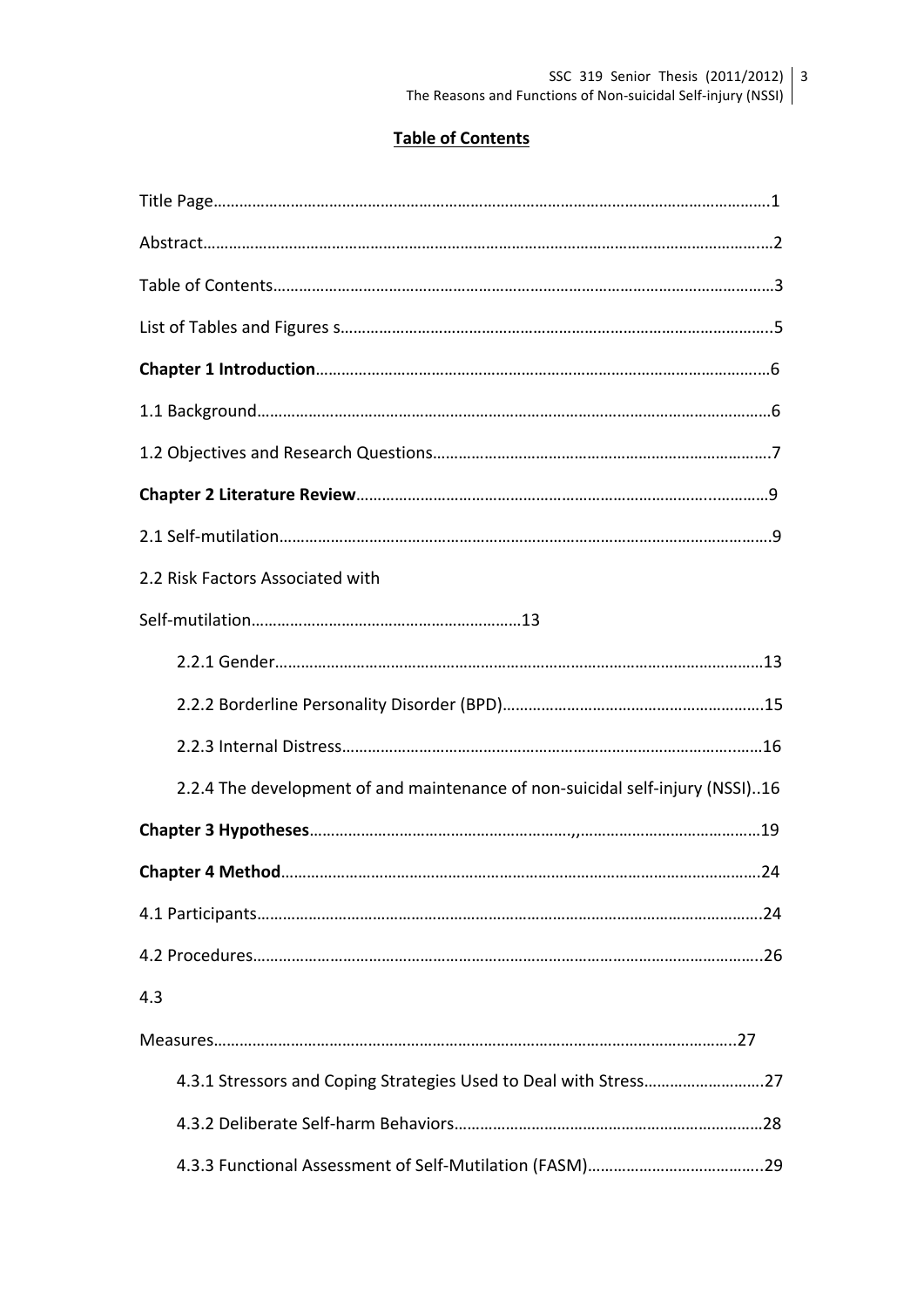## Table of Contents

Title Page……………………………………………………………………………………………………………1

Abstract……………………………………………………………………………………………………………2

Table of Contents………………………………………………………………………………………………3

List of Tables and Figures s……………………………………………………………………………5

**Chapter 1 Introduction**……………………………………………………………………………………6

1.1 Background…………………………………………………………………………………………………6

1.2 Objectives and Research Questions……………………………………………………………7

**Chapter 2 Literature Review**……………………………………………………………………………9

2.1 Self-mutilation……………………………………………………………………………………………9

2.2 Risk Factors Associated with

Self-mutilation……………………………………………………13

    2.2.1 Gender…………………………………………………………………………………………………13

    2.2.2 Borderline Personality Disorder (BPD)…………………………………………………15

    2.2.3 Internal Distress………………………………………………………………………………16

    2.2.4 The development of and maintenance of non-suicidal self-injury (NSSI)..16

**Chapter 3 Hypotheses**……………………………………………,,……………………………………19

**Chapter 4 Method**…………………………………………………………………………………………24

4.1 Participants………………………………………………………………………………………………24

4.2 Procedures…………………………………………………………………………………………………26

4.3

Measures……………………………………………………………………………………………………27

    4.3.1 Stressors and Coping Strategies Used to Deal with Stress………………………27

    4.3.2 Deliberate Self-harm Behaviors…………………………………………………………28

    4.3.3 Functional Assessment of Self-Mutilation (FASM)…………………………………29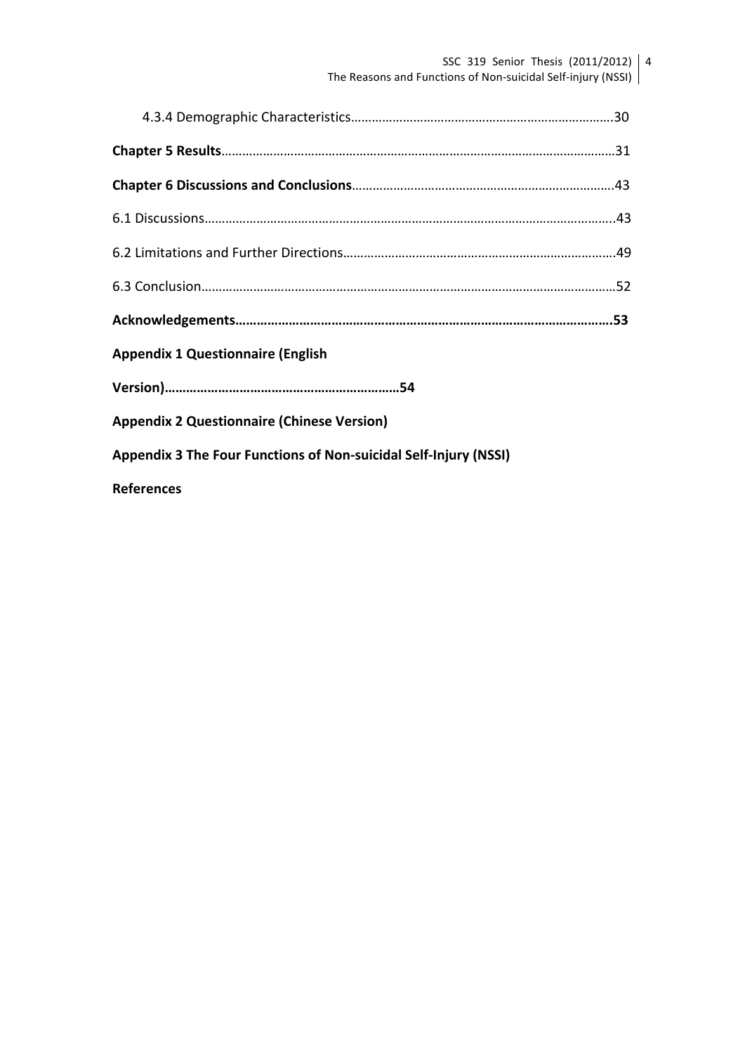4.3.4 Demographic Characteristics……………………………………………………………………30

**Chapter 5 Results**……………………………………………………………………………………………31

**Chapter 6 Discussions and Conclusions**…………………………………………………………………43

6.1 Discussions……………………………………………………………………………………………………..43

6.2 Limitations and Further Directions……………………………………………………………………….49

6.3 Conclusion……………………………………………………………………………………………………52

**Acknowledgements…………………………………………………………………………………………….53**

**Appendix 1 Questionnaire (English**

**Version)…………………………………………………………54**

**Appendix 2 Questionnaire (Chinese Version)**

**Appendix 3 The Four Functions of Non-suicidal Self-Injury (NSSI)**

**References**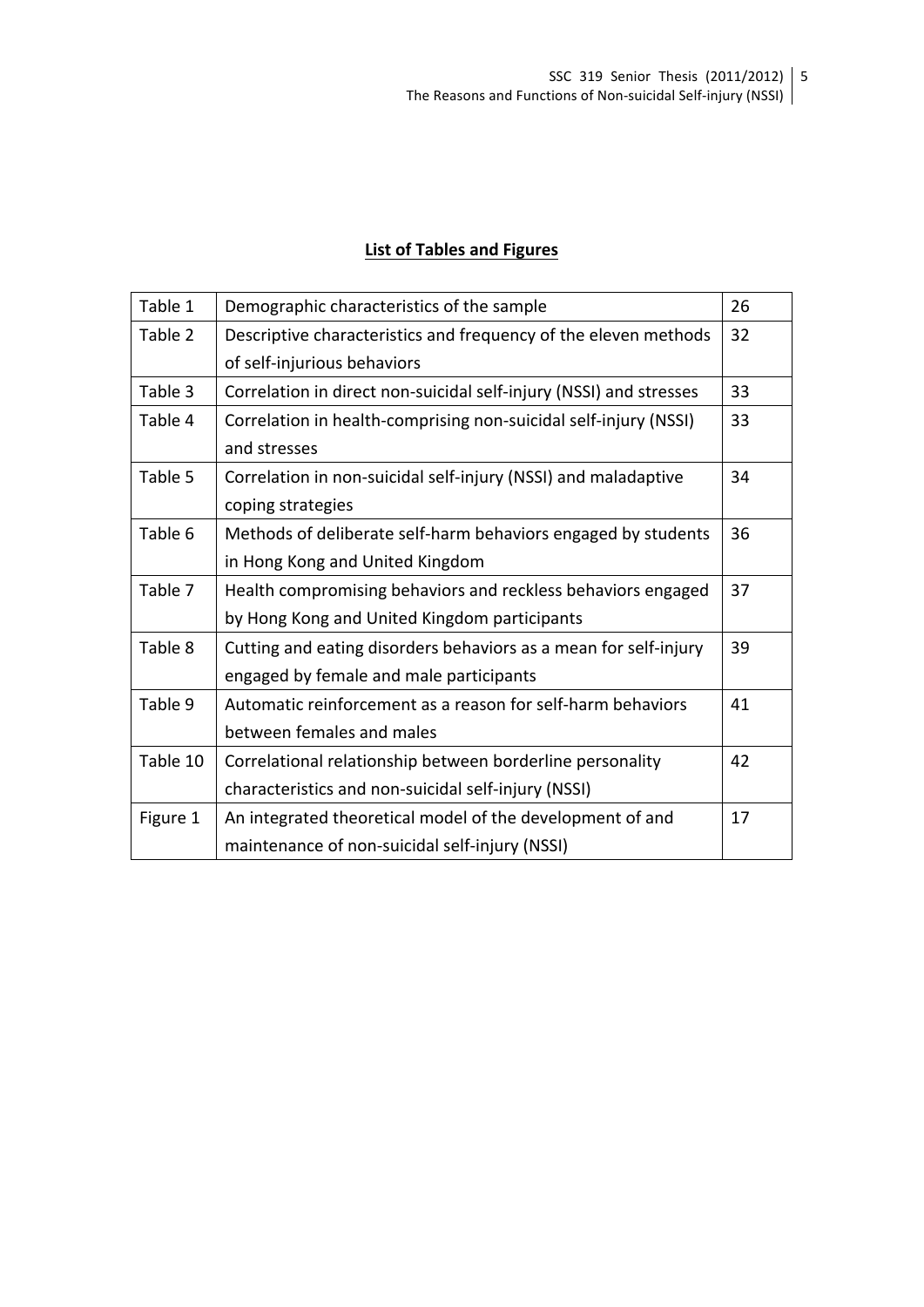## List of Tables and Figures

| | | |
|---|---|---|
| Table 1 | Demographic characteristics of the sample | 26 |
| Table 2 | Descriptive characteristics and frequency of the eleven methods of self-injurious behaviors | 32 |
| Table 3 | Correlation in direct non-suicidal self-injury (NSSI) and stresses | 33 |
| Table 4 | Correlation in health-comprising non-suicidal self-injury (NSSI) and stresses | 33 |
| Table 5 | Correlation in non-suicidal self-injury (NSSI) and maladaptive coping strategies | 34 |
| Table 6 | Methods of deliberate self-harm behaviors engaged by students in Hong Kong and United Kingdom | 36 |
| Table 7 | Health compromising behaviors and reckless behaviors engaged by Hong Kong and United Kingdom participants | 37 |
| Table 8 | Cutting and eating disorders behaviors as a mean for self-injury engaged by female and male participants | 39 |
| Table 9 | Automatic reinforcement as a reason for self-harm behaviors between females and males | 41 |
| Table 10 | Correlational relationship between borderline personality characteristics and non-suicidal self-injury (NSSI) | 42 |
| Figure 1 | An integrated theoretical model of the development of and maintenance of non-suicidal self-injury (NSSI) | 17 |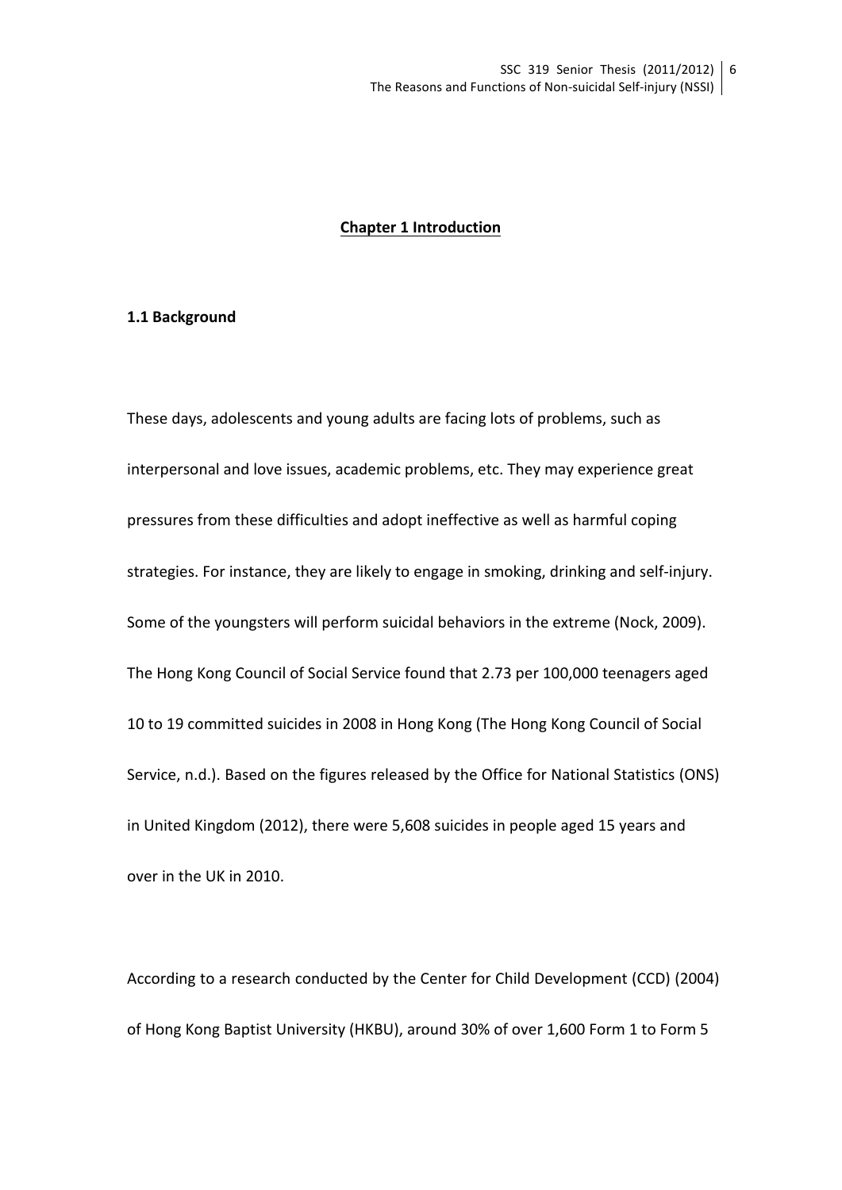# Chapter 1 Introduction

## 1.1 Background

These days, adolescents and young adults are facing lots of problems, such as interpersonal and love issues, academic problems, etc. They may experience great pressures from these difficulties and adopt ineffective as well as harmful coping strategies. For instance, they are likely to engage in smoking, drinking and self-injury. Some of the youngsters will perform suicidal behaviors in the extreme (Nock, 2009). The Hong Kong Council of Social Service found that 2.73 per 100,000 teenagers aged 10 to 19 committed suicides in 2008 in Hong Kong (The Hong Kong Council of Social Service, n.d.). Based on the figures released by the Office for National Statistics (ONS) in United Kingdom (2012), there were 5,608 suicides in people aged 15 years and over in the UK in 2010.

According to a research conducted by the Center for Child Development (CCD) (2004) of Hong Kong Baptist University (HKBU), around 30% of over 1,600 Form 1 to Form 5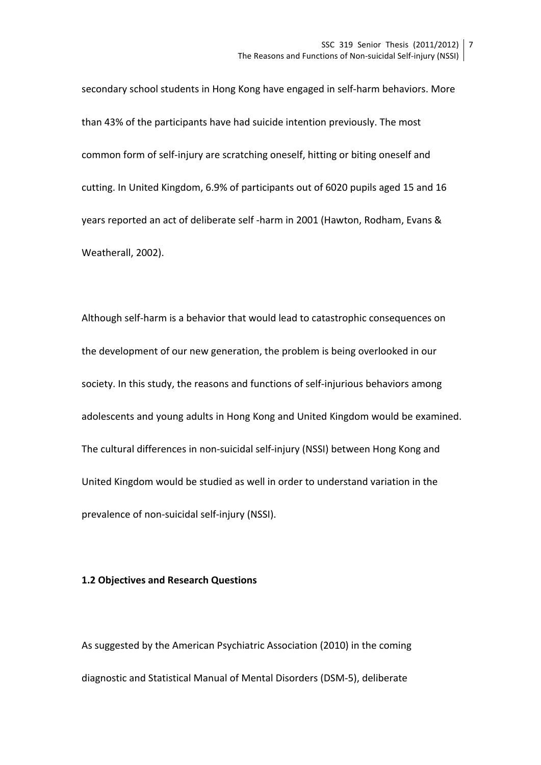secondary school students in Hong Kong have engaged in self-harm behaviors. More than 43% of the participants have had suicide intention previously. The most common form of self-injury are scratching oneself, hitting or biting oneself and cutting. In United Kingdom, 6.9% of participants out of 6020 pupils aged 15 and 16 years reported an act of deliberate self -harm in 2001 (Hawton, Rodham, Evans & Weatherall, 2002).

Although self-harm is a behavior that would lead to catastrophic consequences on the development of our new generation, the problem is being overlooked in our society. In this study, the reasons and functions of self-injurious behaviors among adolescents and young adults in Hong Kong and United Kingdom would be examined. The cultural differences in non-suicidal self-injury (NSSI) between Hong Kong and United Kingdom would be studied as well in order to understand variation in the prevalence of non-suicidal self-injury (NSSI).

### 1.2 Objectives and Research Questions

As suggested by the American Psychiatric Association (2010) in the coming diagnostic and Statistical Manual of Mental Disorders (DSM-5), deliberate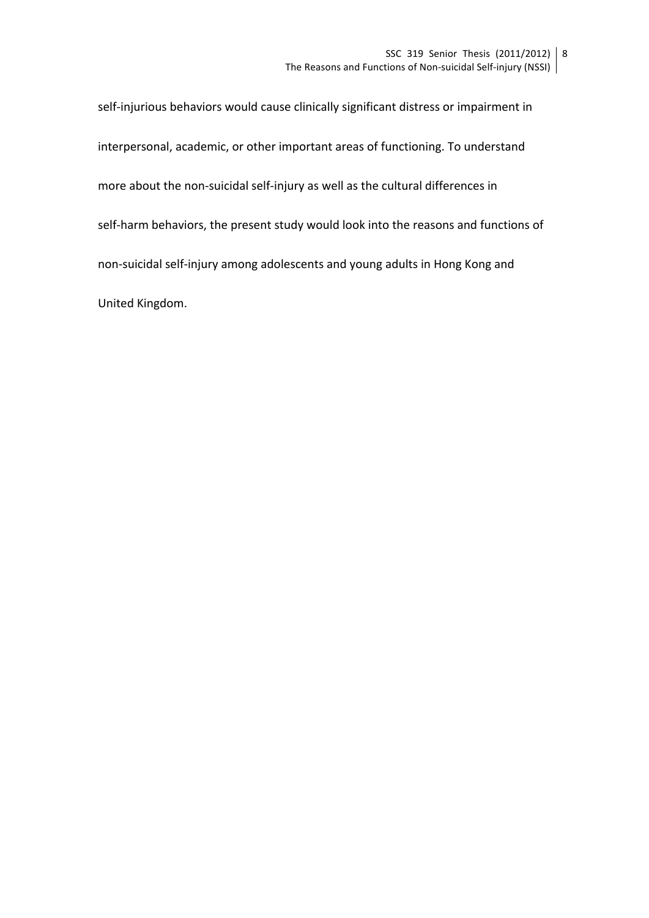self-injurious behaviors would cause clinically significant distress or impairment in interpersonal, academic, or other important areas of functioning. To understand more about the non-suicidal self-injury as well as the cultural differences in self-harm behaviors, the present study would look into the reasons and functions of non-suicidal self-injury among adolescents and young adults in Hong Kong and United Kingdom.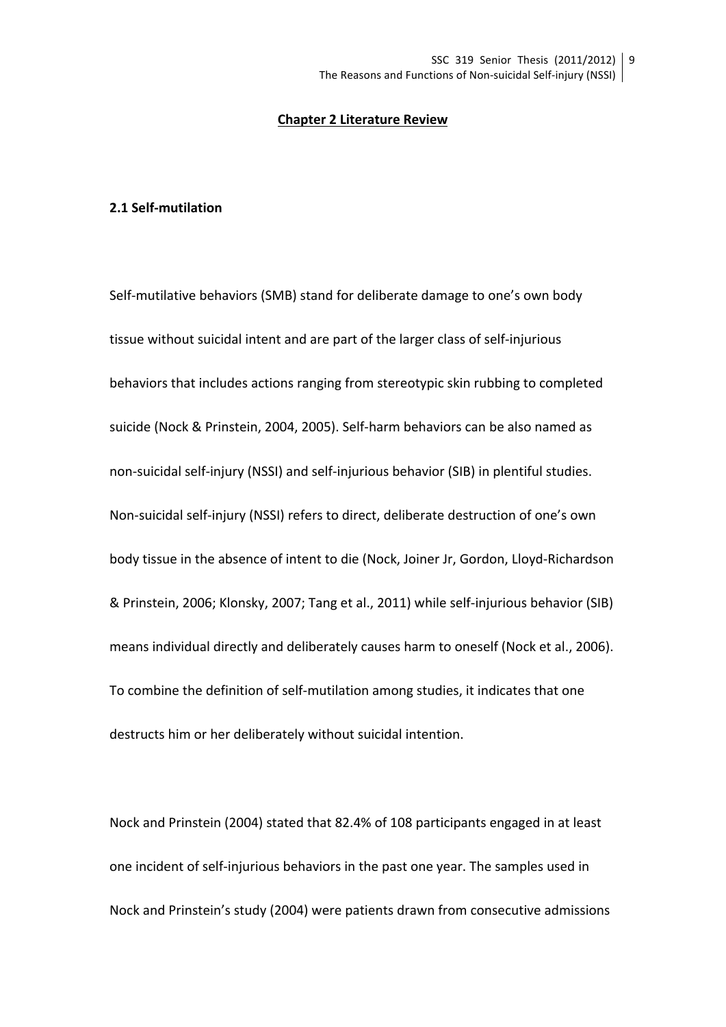## Chapter 2 Literature Review

### 2.1 Self-mutilation

Self-mutilative behaviors (SMB) stand for deliberate damage to one's own body tissue without suicidal intent and are part of the larger class of self-injurious behaviors that includes actions ranging from stereotypic skin rubbing to completed suicide (Nock & Prinstein, 2004, 2005). Self-harm behaviors can be also named as non-suicidal self-injury (NSSI) and self-injurious behavior (SIB) in plentiful studies. Non-suicidal self-injury (NSSI) refers to direct, deliberate destruction of one's own body tissue in the absence of intent to die (Nock, Joiner Jr, Gordon, Lloyd-Richardson & Prinstein, 2006; Klonsky, 2007; Tang et al., 2011) while self-injurious behavior (SIB) means individual directly and deliberately causes harm to oneself (Nock et al., 2006). To combine the definition of self-mutilation among studies, it indicates that one destructs him or her deliberately without suicidal intention.

Nock and Prinstein (2004) stated that 82.4% of 108 participants engaged in at least one incident of self-injurious behaviors in the past one year. The samples used in Nock and Prinstein's study (2004) were patients drawn from consecutive admissions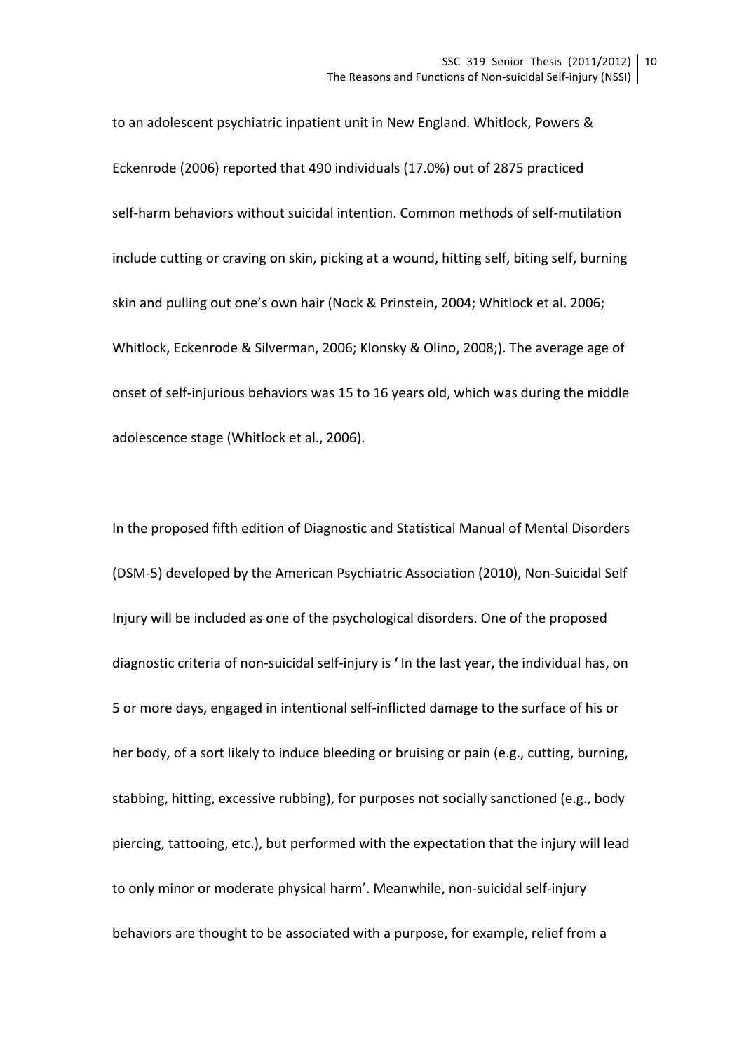to an adolescent psychiatric inpatient unit in New England. Whitlock, Powers & Eckenrode (2006) reported that 490 individuals (17.0%) out of 2875 practiced self-harm behaviors without suicidal intention. Common methods of self-mutilation include cutting or craving on skin, picking at a wound, hitting self, biting self, burning skin and pulling out one's own hair (Nock & Prinstein, 2004; Whitlock et al. 2006; Whitlock, Eckenrode & Silverman, 2006; Klonsky & Olino, 2008;). The average age of onset of self-injurious behaviors was 15 to 16 years old, which was during the middle adolescence stage (Whitlock et al., 2006).

In the proposed fifth edition of Diagnostic and Statistical Manual of Mental Disorders (DSM-5) developed by the American Psychiatric Association (2010), Non-Suicidal Self Injury will be included as one of the psychological disorders. One of the proposed diagnostic criteria of non-suicidal self-injury is ' In the last year, the individual has, on 5 or more days, engaged in intentional self-inflicted damage to the surface of his or her body, of a sort likely to induce bleeding or bruising or pain (e.g., cutting, burning, stabbing, hitting, excessive rubbing), for purposes not socially sanctioned (e.g., body piercing, tattooing, etc.), but performed with the expectation that the injury will lead to only minor or moderate physical harm'. Meanwhile, non-suicidal self-injury behaviors are thought to be associated with a purpose, for example, relief from a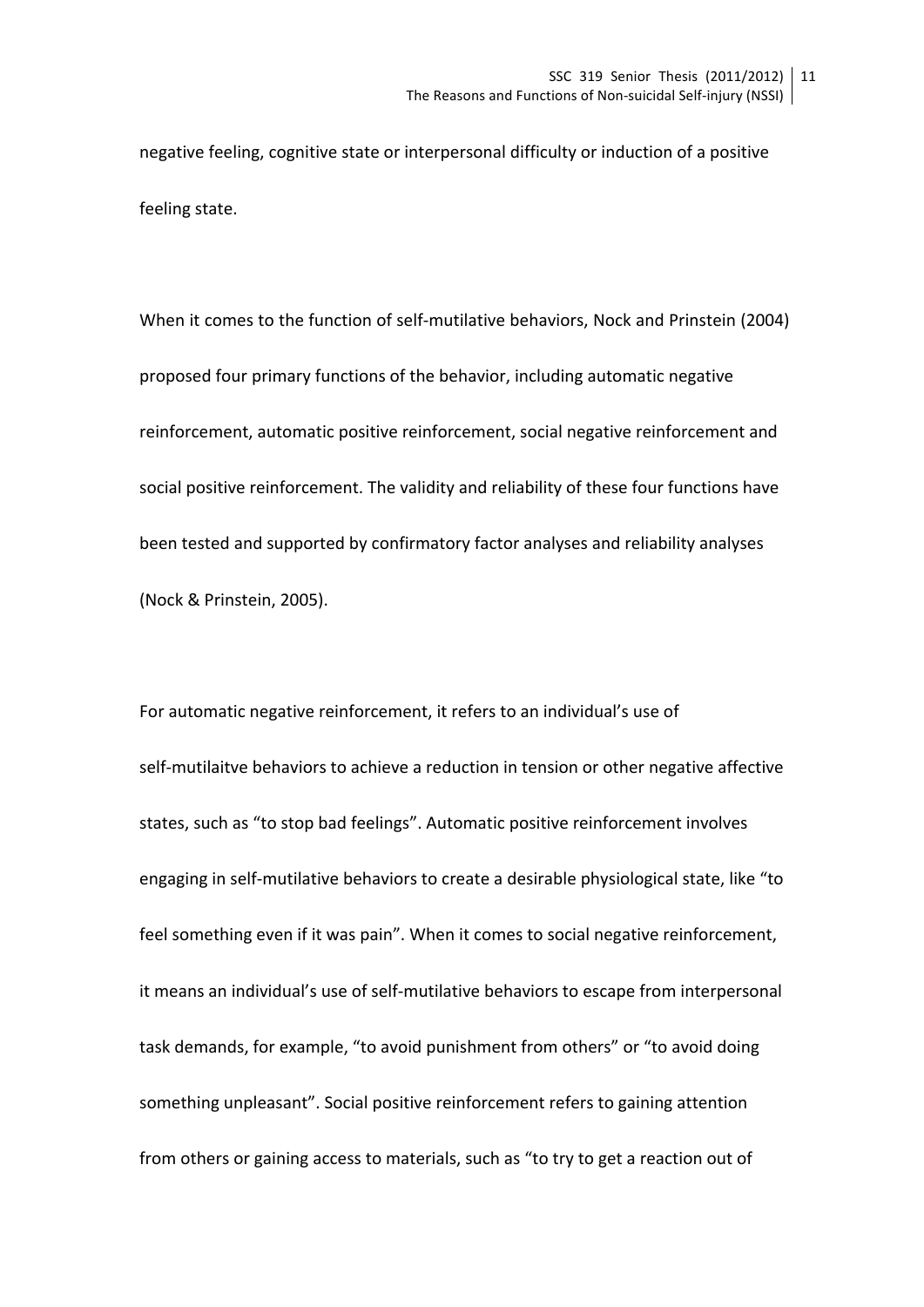negative feeling, cognitive state or interpersonal difficulty or induction of a positive feeling state.

When it comes to the function of self-mutilative behaviors, Nock and Prinstein (2004) proposed four primary functions of the behavior, including automatic negative reinforcement, automatic positive reinforcement, social negative reinforcement and social positive reinforcement. The validity and reliability of these four functions have been tested and supported by confirmatory factor analyses and reliability analyses (Nock & Prinstein, 2005).

For automatic negative reinforcement, it refers to an individual's use of self-mutilaitve behaviors to achieve a reduction in tension or other negative affective states, such as "to stop bad feelings". Automatic positive reinforcement involves engaging in self-mutilative behaviors to create a desirable physiological state, like "to feel something even if it was pain". When it comes to social negative reinforcement, it means an individual's use of self-mutilative behaviors to escape from interpersonal task demands, for example, "to avoid punishment from others" or "to avoid doing something unpleasant". Social positive reinforcement refers to gaining attention from others or gaining access to materials, such as "to try to get a reaction out of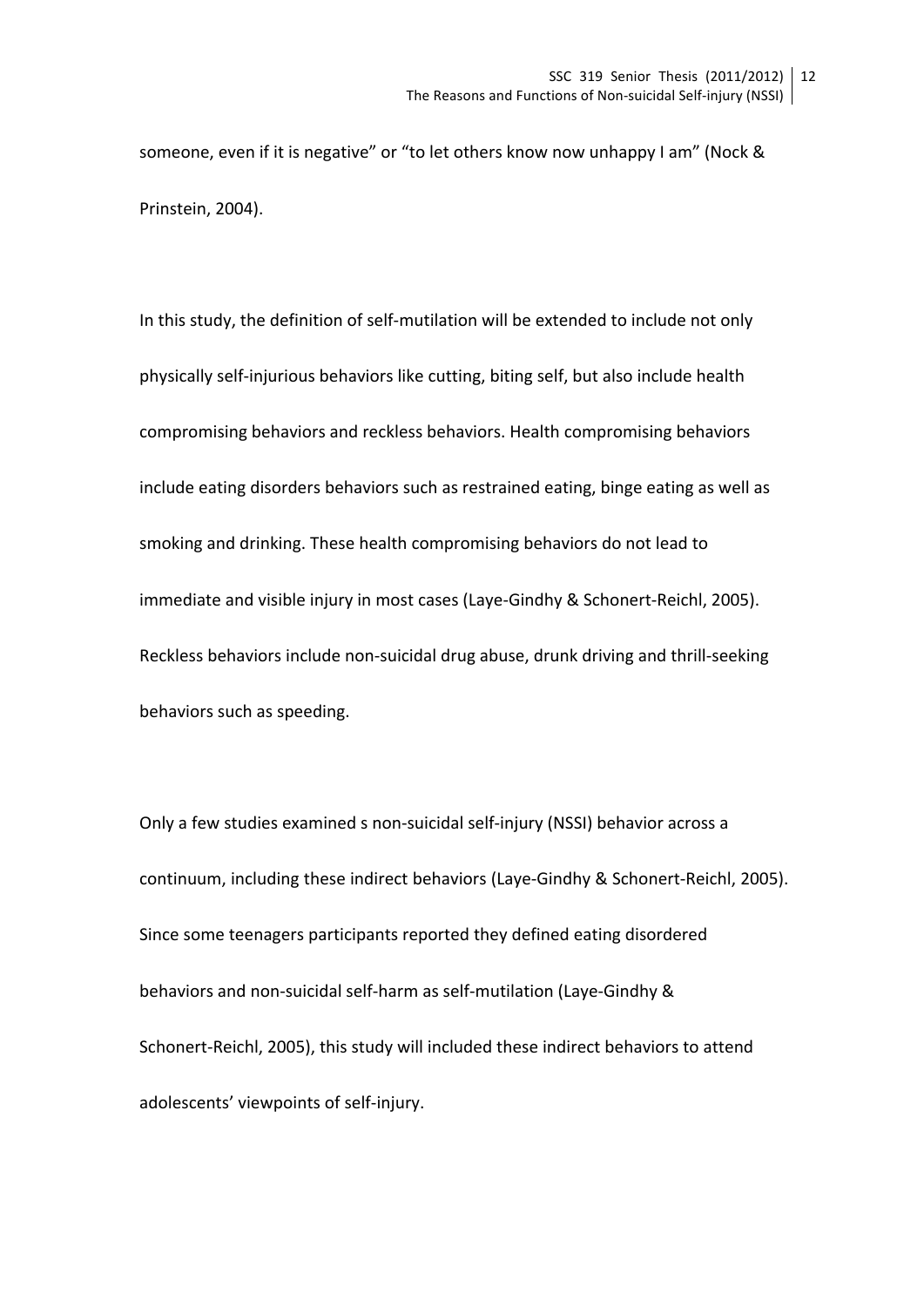someone, even if it is negative" or "to let others know now unhappy I am" (Nock & Prinstein, 2004).

In this study, the definition of self-mutilation will be extended to include not only physically self-injurious behaviors like cutting, biting self, but also include health compromising behaviors and reckless behaviors. Health compromising behaviors include eating disorders behaviors such as restrained eating, binge eating as well as smoking and drinking. These health compromising behaviors do not lead to immediate and visible injury in most cases (Laye-Gindhy & Schonert-Reichl, 2005). Reckless behaviors include non-suicidal drug abuse, drunk driving and thrill-seeking behaviors such as speeding.

Only a few studies examined s non-suicidal self-injury (NSSI) behavior across a continuum, including these indirect behaviors (Laye-Gindhy & Schonert-Reichl, 2005). Since some teenagers participants reported they defined eating disordered behaviors and non-suicidal self-harm as self-mutilation (Laye-Gindhy & Schonert-Reichl, 2005), this study will included these indirect behaviors to attend adolescents' viewpoints of self-injury.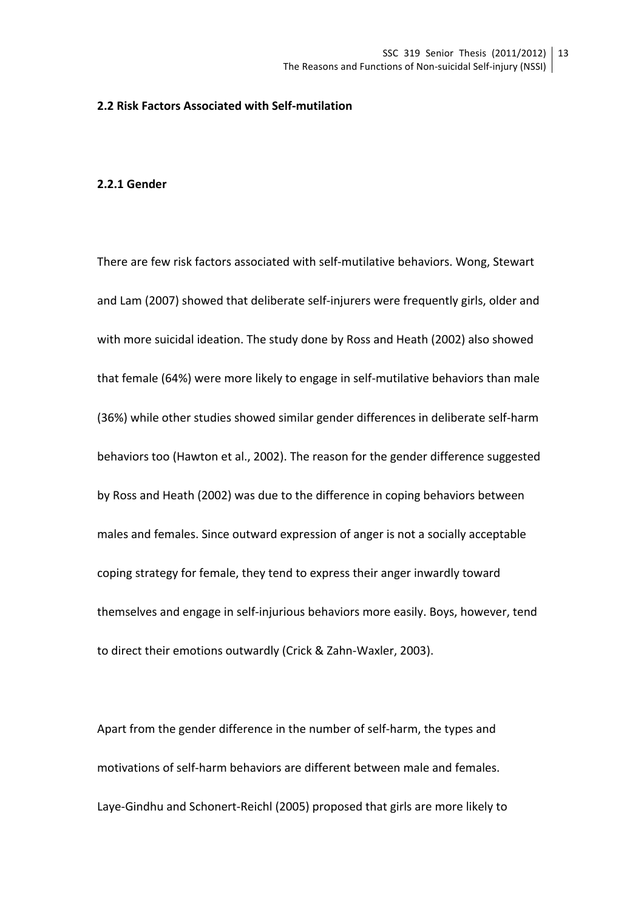## 2.2 Risk Factors Associated with Self-mutilation

### 2.2.1 Gender

There are few risk factors associated with self-mutilative behaviors. Wong, Stewart and Lam (2007) showed that deliberate self-injurers were frequently girls, older and with more suicidal ideation. The study done by Ross and Heath (2002) also showed that female (64%) were more likely to engage in self-mutilative behaviors than male (36%) while other studies showed similar gender differences in deliberate self-harm behaviors too (Hawton et al., 2002). The reason for the gender difference suggested by Ross and Heath (2002) was due to the difference in coping behaviors between males and females. Since outward expression of anger is not a socially acceptable coping strategy for female, they tend to express their anger inwardly toward themselves and engage in self-injurious behaviors more easily. Boys, however, tend to direct their emotions outwardly (Crick & Zahn-Waxler, 2003).

Apart from the gender difference in the number of self-harm, the types and motivations of self-harm behaviors are different between male and females. Laye-Gindhu and Schonert-Reichl (2005) proposed that girls are more likely to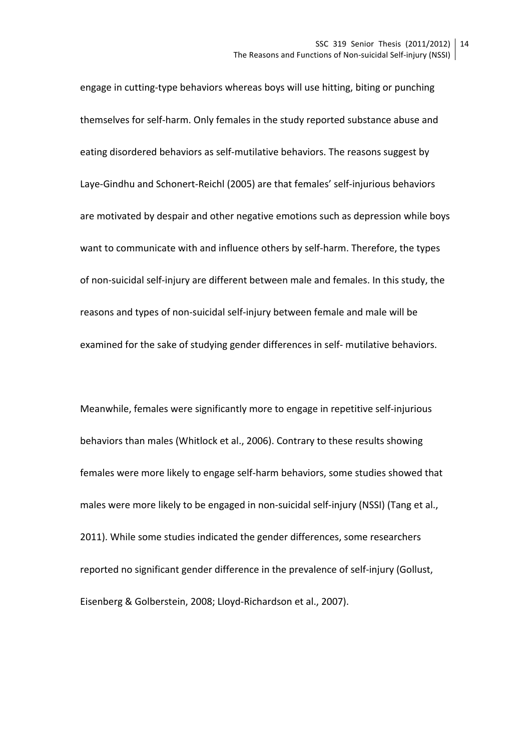engage in cutting-type behaviors whereas boys will use hitting, biting or punching themselves for self-harm. Only females in the study reported substance abuse and eating disordered behaviors as self-mutilative behaviors. The reasons suggest by Laye-Gindhu and Schonert-Reichl (2005) are that females' self-injurious behaviors are motivated by despair and other negative emotions such as depression while boys want to communicate with and influence others by self-harm. Therefore, the types of non-suicidal self-injury are different between male and females. In this study, the reasons and types of non-suicidal self-injury between female and male will be examined for the sake of studying gender differences in self- mutilative behaviors.

Meanwhile, females were significantly more to engage in repetitive self-injurious behaviors than males (Whitlock et al., 2006). Contrary to these results showing females were more likely to engage self-harm behaviors, some studies showed that males were more likely to be engaged in non-suicidal self-injury (NSSI) (Tang et al., 2011). While some studies indicated the gender differences, some researchers reported no significant gender difference in the prevalence of self-injury (Gollust, Eisenberg & Golberstein, 2008; Lloyd-Richardson et al., 2007).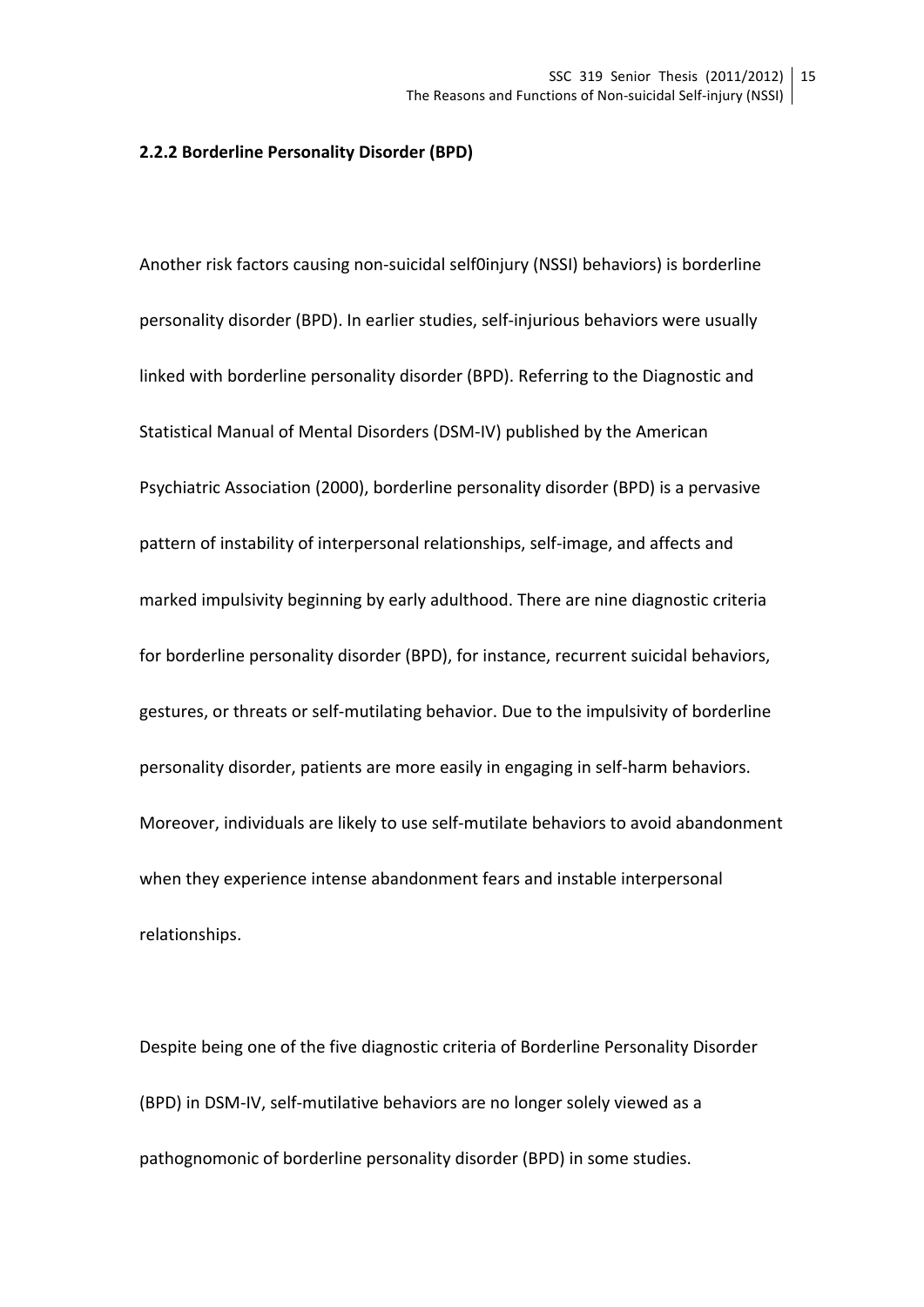### 2.2.2 Borderline Personality Disorder (BPD)

Another risk factors causing non-suicidal self0injury (NSSI) behaviors) is borderline personality disorder (BPD). In earlier studies, self-injurious behaviors were usually linked with borderline personality disorder (BPD). Referring to the Diagnostic and Statistical Manual of Mental Disorders (DSM-IV) published by the American Psychiatric Association (2000), borderline personality disorder (BPD) is a pervasive pattern of instability of interpersonal relationships, self-image, and affects and marked impulsivity beginning by early adulthood. There are nine diagnostic criteria for borderline personality disorder (BPD), for instance, recurrent suicidal behaviors, gestures, or threats or self-mutilating behavior. Due to the impulsivity of borderline personality disorder, patients are more easily in engaging in self-harm behaviors. Moreover, individuals are likely to use self-mutilate behaviors to avoid abandonment when they experience intense abandonment fears and instable interpersonal relationships.

Despite being one of the five diagnostic criteria of Borderline Personality Disorder (BPD) in DSM-IV, self-mutilative behaviors are no longer solely viewed as a pathognomonic of borderline personality disorder (BPD) in some studies.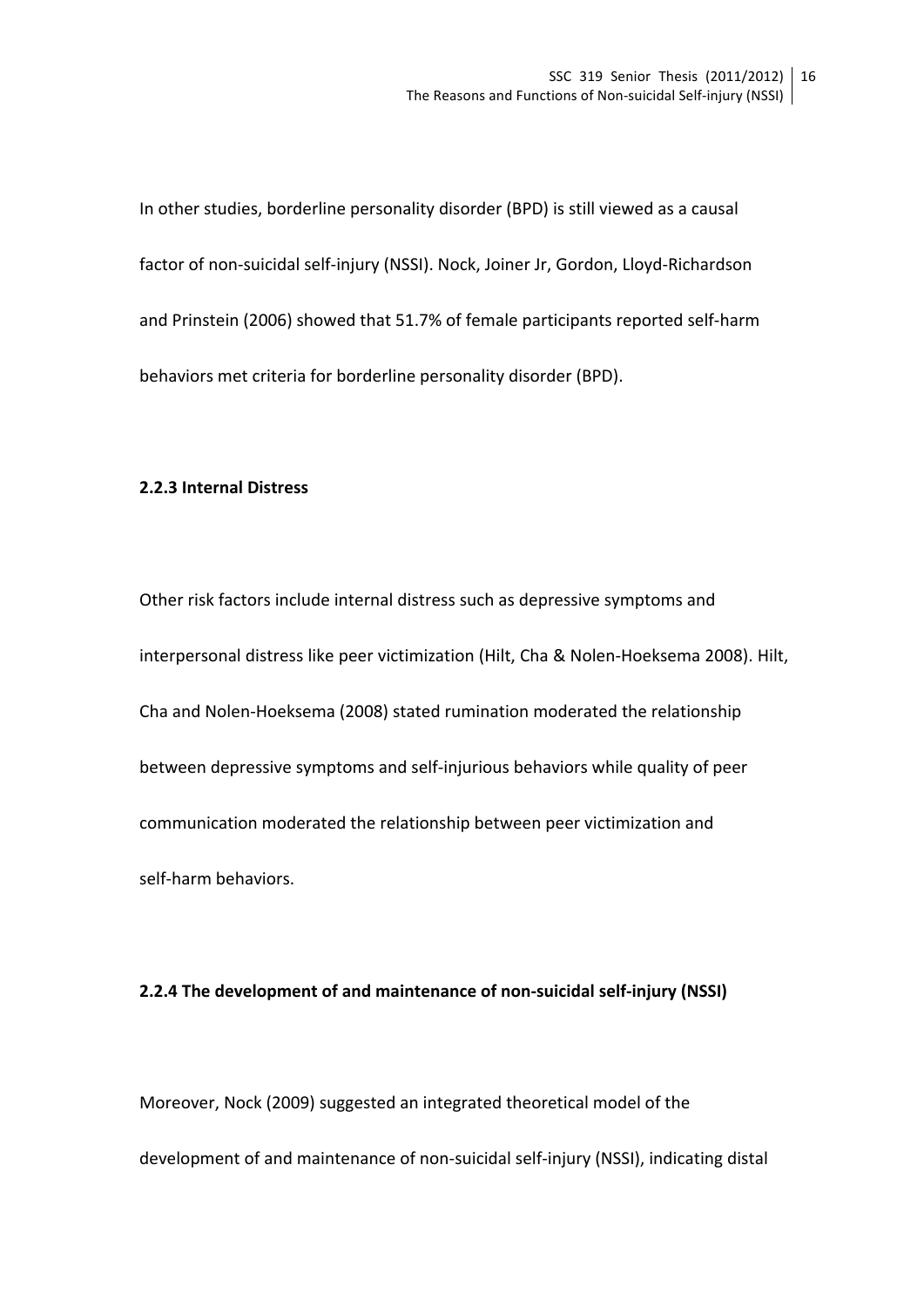In other studies, borderline personality disorder (BPD) is still viewed as a causal factor of non-suicidal self-injury (NSSI). Nock, Joiner Jr, Gordon, Lloyd-Richardson and Prinstein (2006) showed that 51.7% of female participants reported self-harm behaviors met criteria for borderline personality disorder (BPD).

### 2.2.3 Internal Distress

Other risk factors include internal distress such as depressive symptoms and interpersonal distress like peer victimization (Hilt, Cha & Nolen-Hoeksema 2008). Hilt, Cha and Nolen-Hoeksema (2008) stated rumination moderated the relationship between depressive symptoms and self-injurious behaviors while quality of peer communication moderated the relationship between peer victimization and self-harm behaviors.

### 2.2.4 The development of and maintenance of non-suicidal self-injury (NSSI)

Moreover, Nock (2009) suggested an integrated theoretical model of the development of and maintenance of non-suicidal self-injury (NSSI), indicating distal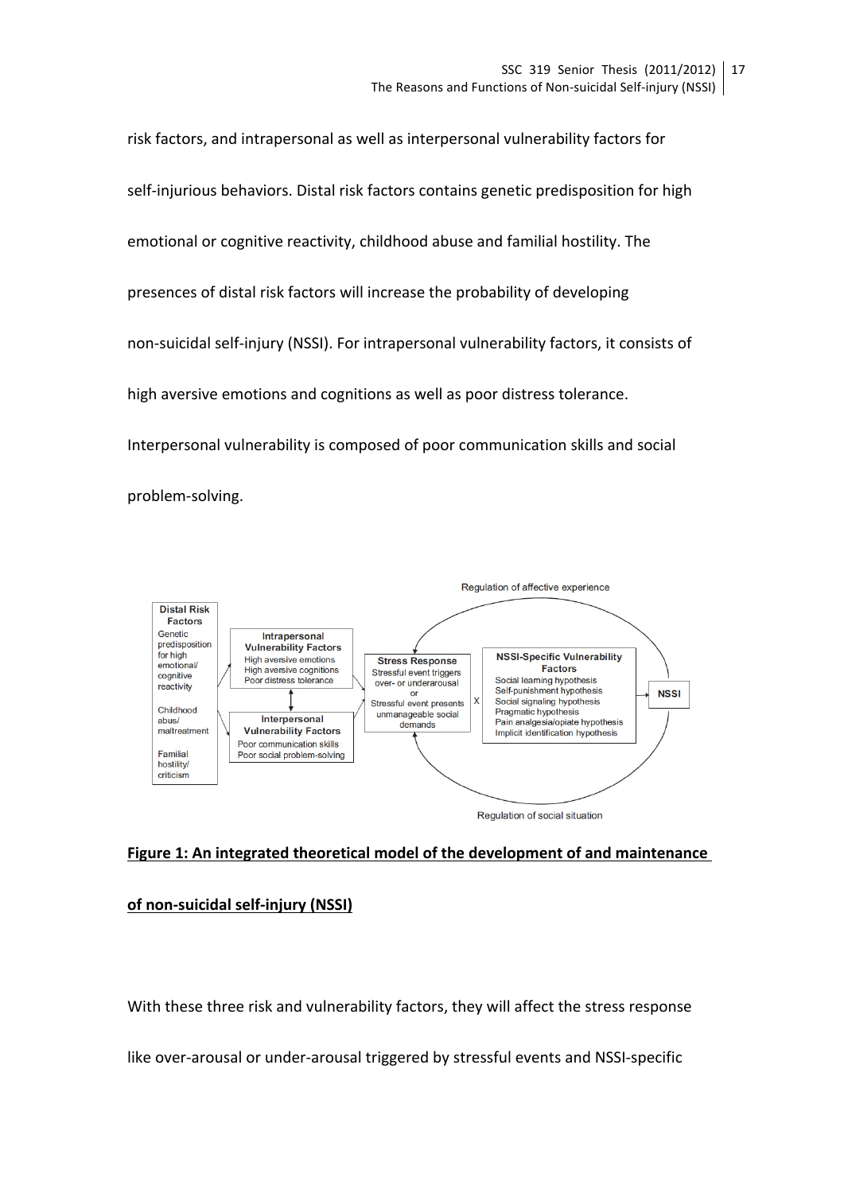risk factors, and intrapersonal as well as interpersonal vulnerability factors for self-injurious behaviors. Distal risk factors contains genetic predisposition for high emotional or cognitive reactivity, childhood abuse and familial hostility. The presences of distal risk factors will increase the probability of developing non-suicidal self-injury (NSSI). For intrapersonal vulnerability factors, it consists of high aversive emotions and cognitions as well as poor distress tolerance. Interpersonal vulnerability is composed of poor communication skills and social problem-solving.

**Figure 1: An integrated theoretical model of the development of and maintenance of non-suicidal self-injury (NSSI)**

With these three risk and vulnerability factors, they will affect the stress response like over-arousal or under-arousal triggered by stressful events and NSSI-specific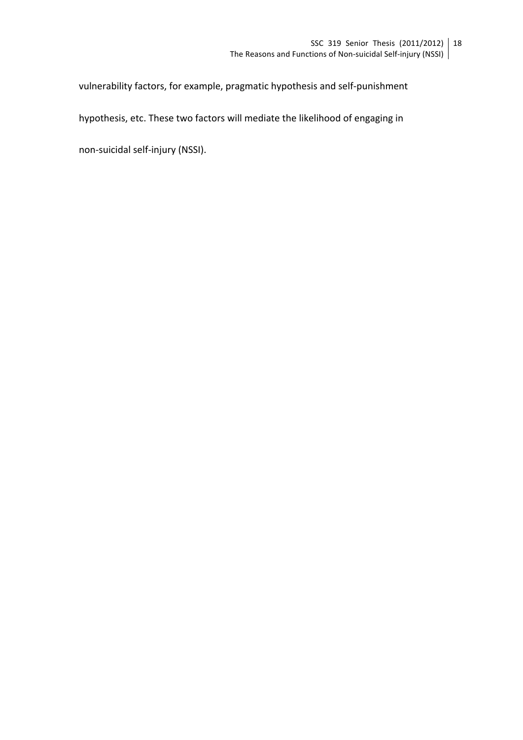vulnerability factors, for example, pragmatic hypothesis and self-punishment hypothesis, etc. These two factors will mediate the likelihood of engaging in non-suicidal self-injury (NSSI).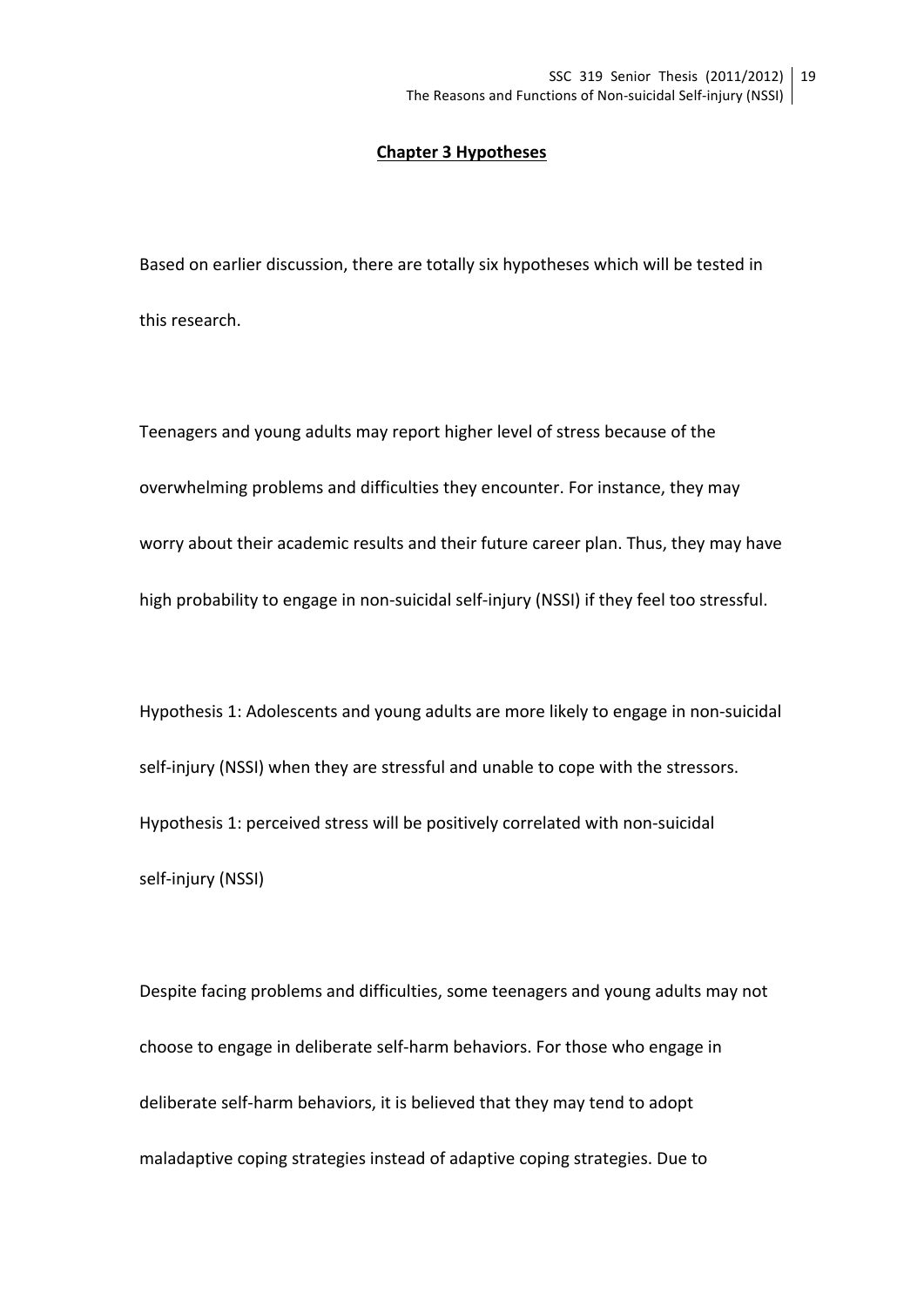## Chapter 3 Hypotheses

Based on earlier discussion, there are totally six hypotheses which will be tested in this research.

Teenagers and young adults may report higher level of stress because of the overwhelming problems and difficulties they encounter. For instance, they may worry about their academic results and their future career plan. Thus, they may have high probability to engage in non-suicidal self-injury (NSSI) if they feel too stressful.

Hypothesis 1: Adolescents and young adults are more likely to engage in non-suicidal self-injury (NSSI) when they are stressful and unable to cope with the stressors.
Hypothesis 1: perceived stress will be positively correlated with non-suicidal self-injury (NSSI)

Despite facing problems and difficulties, some teenagers and young adults may not choose to engage in deliberate self-harm behaviors. For those who engage in deliberate self-harm behaviors, it is believed that they may tend to adopt maladaptive coping strategies instead of adaptive coping strategies. Due to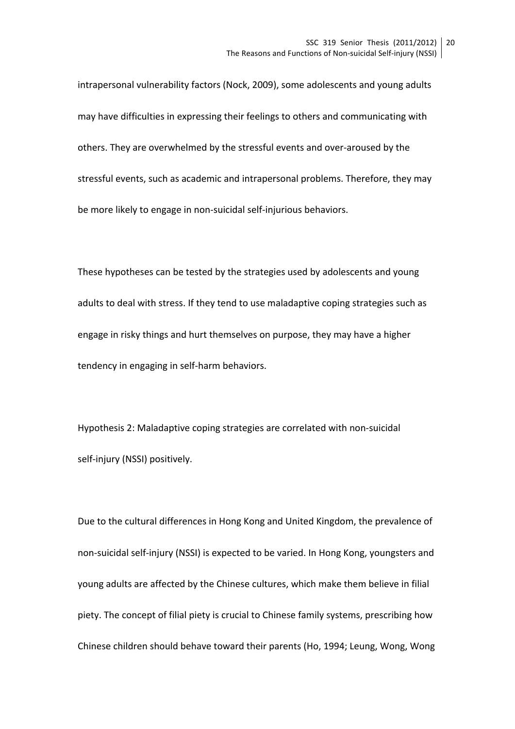intrapersonal vulnerability factors (Nock, 2009), some adolescents and young adults may have difficulties in expressing their feelings to others and communicating with others. They are overwhelmed by the stressful events and over-aroused by the stressful events, such as academic and intrapersonal problems. Therefore, they may be more likely to engage in non-suicidal self-injurious behaviors.

These hypotheses can be tested by the strategies used by adolescents and young adults to deal with stress. If they tend to use maladaptive coping strategies such as engage in risky things and hurt themselves on purpose, they may have a higher tendency in engaging in self-harm behaviors.

Hypothesis 2: Maladaptive coping strategies are correlated with non-suicidal self-injury (NSSI) positively.

Due to the cultural differences in Hong Kong and United Kingdom, the prevalence of non-suicidal self-injury (NSSI) is expected to be varied. In Hong Kong, youngsters and young adults are affected by the Chinese cultures, which make them believe in filial piety. The concept of filial piety is crucial to Chinese family systems, prescribing how Chinese children should behave toward their parents (Ho, 1994; Leung, Wong, Wong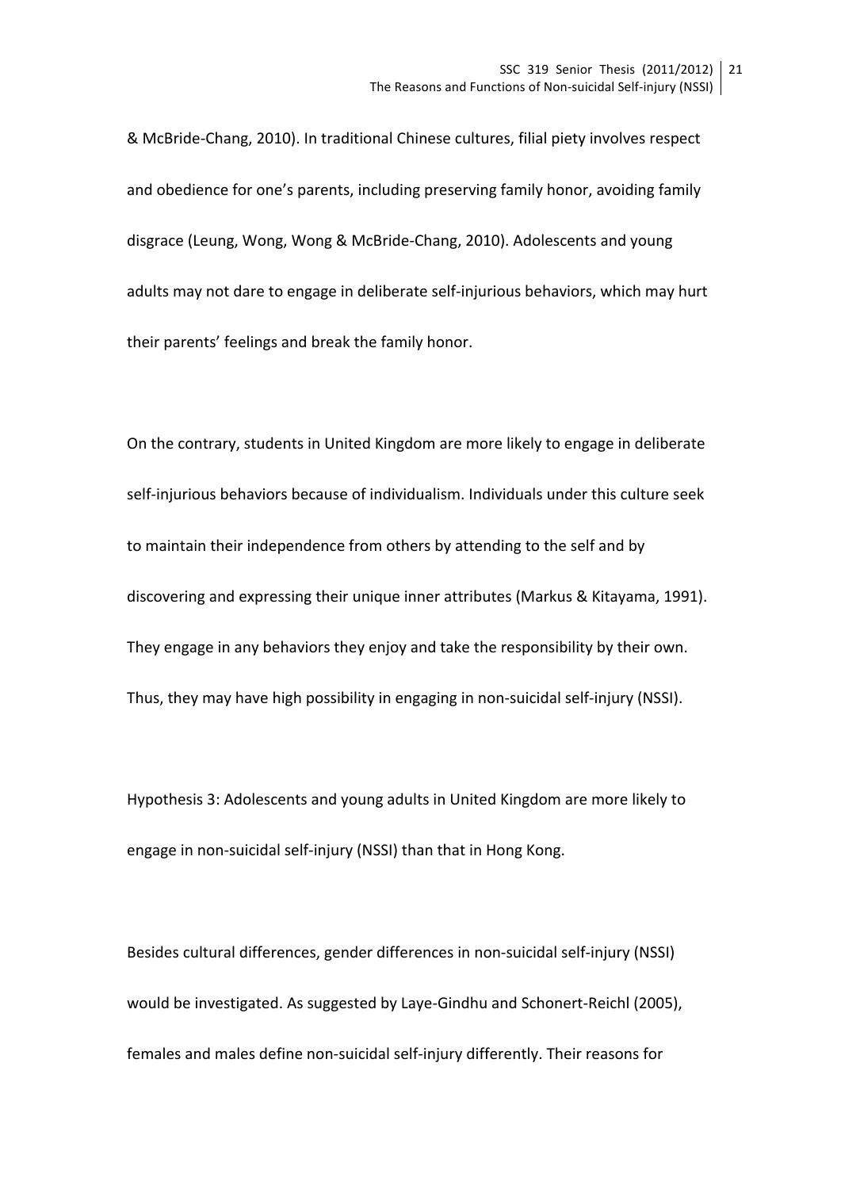& McBride-Chang, 2010). In traditional Chinese cultures, filial piety involves respect and obedience for one's parents, including preserving family honor, avoiding family disgrace (Leung, Wong, Wong & McBride-Chang, 2010). Adolescents and young adults may not dare to engage in deliberate self-injurious behaviors, which may hurt their parents' feelings and break the family honor.

On the contrary, students in United Kingdom are more likely to engage in deliberate self-injurious behaviors because of individualism. Individuals under this culture seek to maintain their independence from others by attending to the self and by discovering and expressing their unique inner attributes (Markus & Kitayama, 1991). They engage in any behaviors they enjoy and take the responsibility by their own. Thus, they may have high possibility in engaging in non-suicidal self-injury (NSSI).

Hypothesis 3: Adolescents and young adults in United Kingdom are more likely to engage in non-suicidal self-injury (NSSI) than that in Hong Kong.

Besides cultural differences, gender differences in non-suicidal self-injury (NSSI) would be investigated. As suggested by Laye-Gindhu and Schonert-Reichl (2005), females and males define non-suicidal self-injury differently. Their reasons for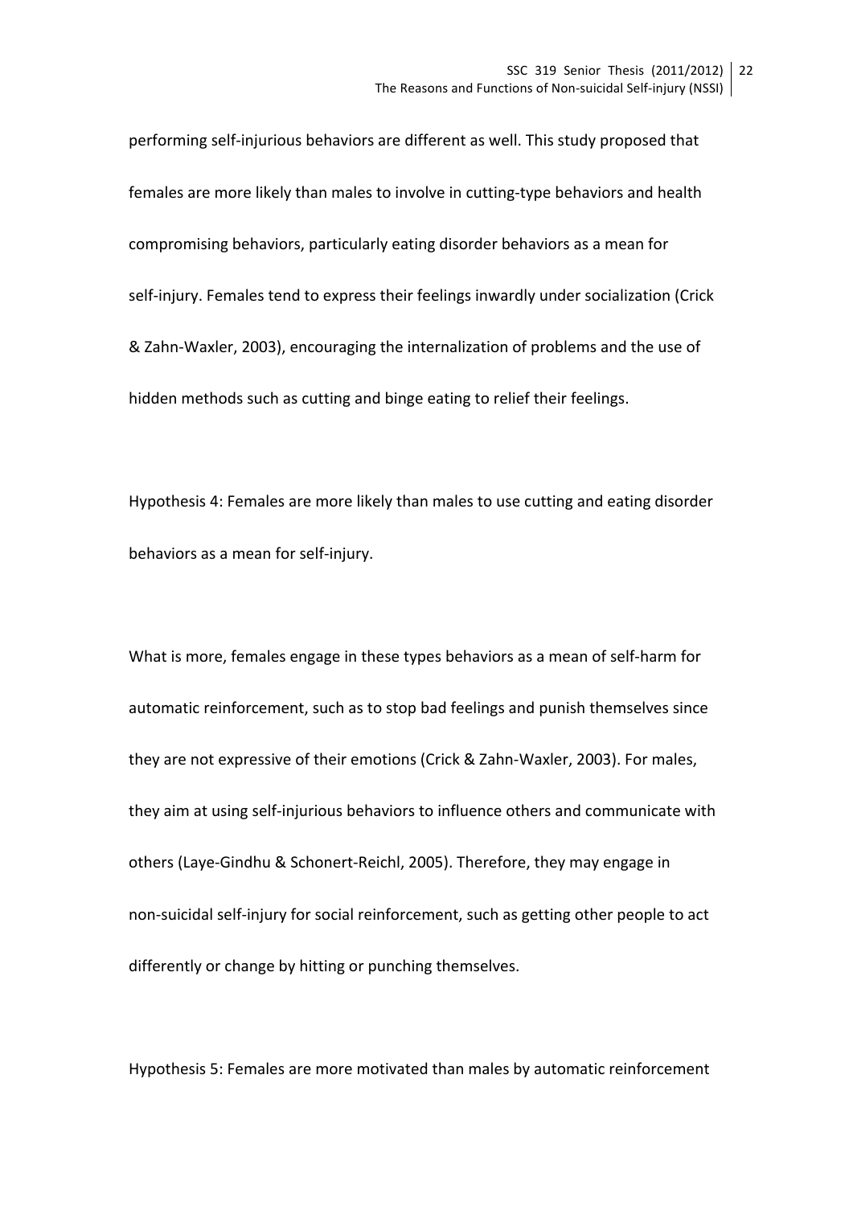performing self-injurious behaviors are different as well. This study proposed that females are more likely than males to involve in cutting-type behaviors and health compromising behaviors, particularly eating disorder behaviors as a mean for self-injury. Females tend to express their feelings inwardly under socialization (Crick & Zahn-Waxler, 2003), encouraging the internalization of problems and the use of hidden methods such as cutting and binge eating to relief their feelings.

Hypothesis 4: Females are more likely than males to use cutting and eating disorder behaviors as a mean for self-injury.

What is more, females engage in these types behaviors as a mean of self-harm for automatic reinforcement, such as to stop bad feelings and punish themselves since they are not expressive of their emotions (Crick & Zahn-Waxler, 2003). For males, they aim at using self-injurious behaviors to influence others and communicate with others (Laye-Gindhu & Schonert-Reichl, 2005). Therefore, they may engage in non-suicidal self-injury for social reinforcement, such as getting other people to act differently or change by hitting or punching themselves.

Hypothesis 5: Females are more motivated than males by automatic reinforcement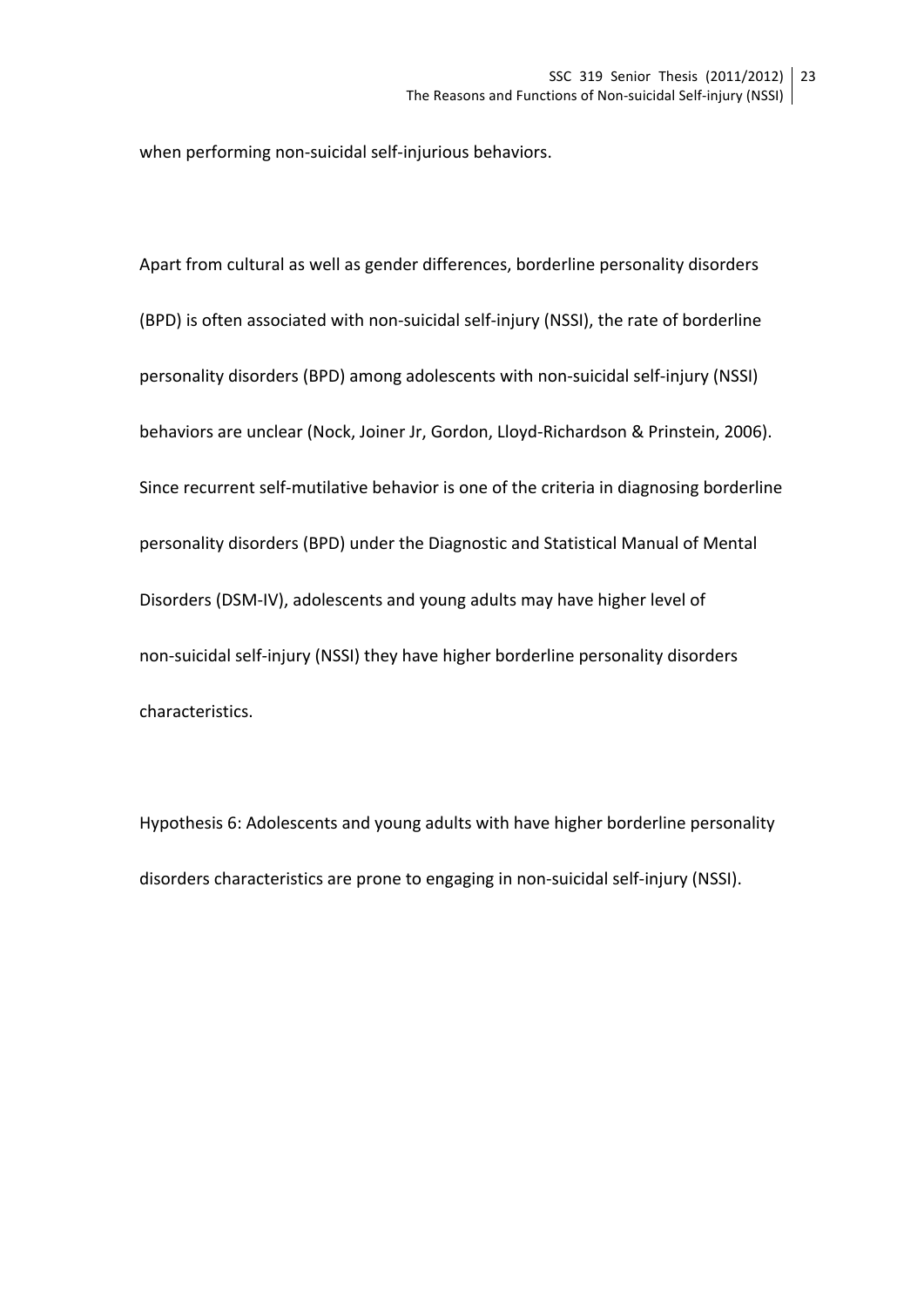when performing non-suicidal self-injurious behaviors.

Apart from cultural as well as gender differences, borderline personality disorders (BPD) is often associated with non-suicidal self-injury (NSSI), the rate of borderline personality disorders (BPD) among adolescents with non-suicidal self-injury (NSSI) behaviors are unclear (Nock, Joiner Jr, Gordon, Lloyd-Richardson & Prinstein, 2006). Since recurrent self-mutilative behavior is one of the criteria in diagnosing borderline personality disorders (BPD) under the Diagnostic and Statistical Manual of Mental Disorders (DSM-IV), adolescents and young adults may have higher level of non-suicidal self-injury (NSSI) they have higher borderline personality disorders characteristics.

Hypothesis 6: Adolescents and young adults with have higher borderline personality disorders characteristics are prone to engaging in non-suicidal self-injury (NSSI).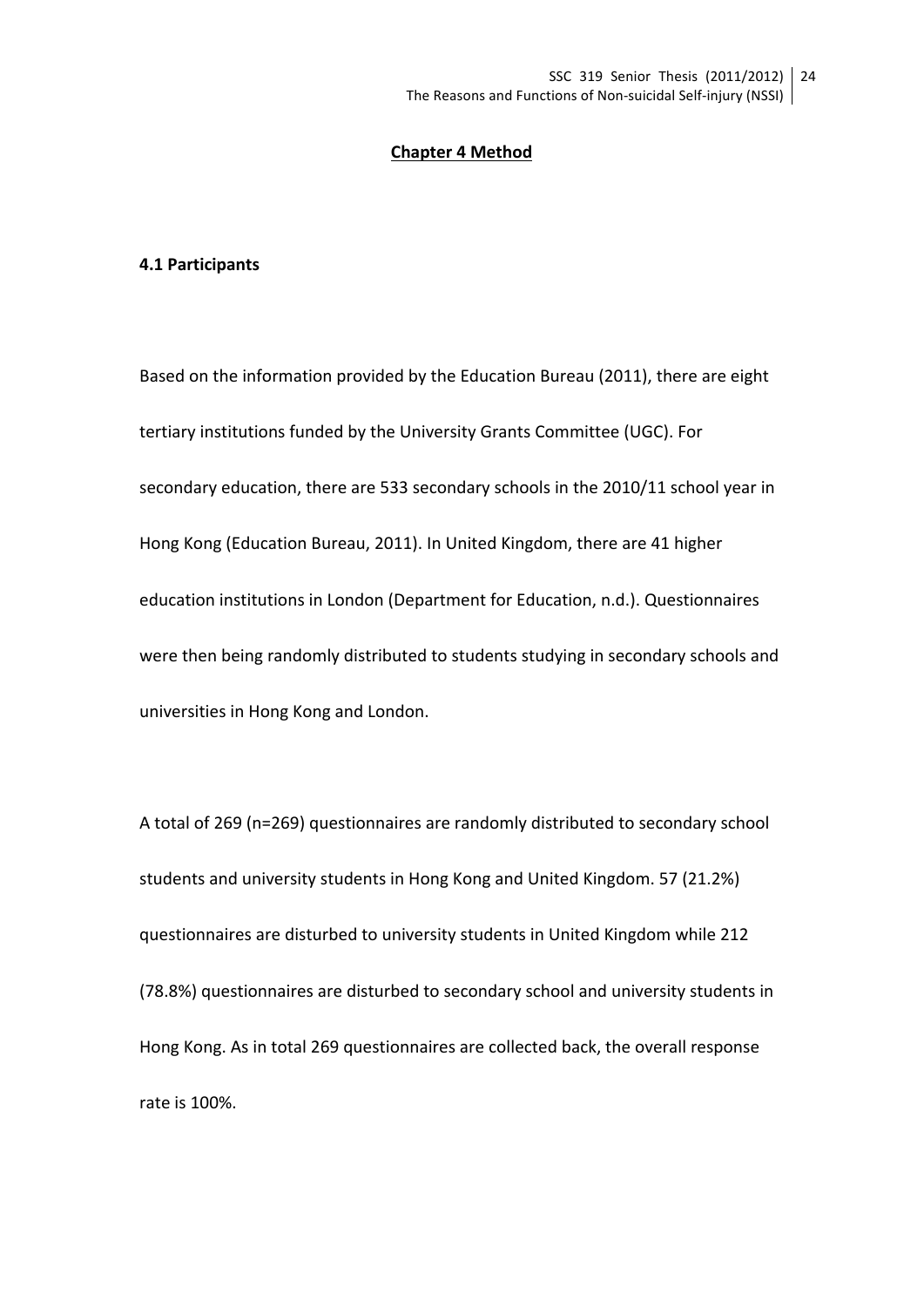# Chapter 4 Method

## 4.1 Participants

Based on the information provided by the Education Bureau (2011), there are eight tertiary institutions funded by the University Grants Committee (UGC). For secondary education, there are 533 secondary schools in the 2010/11 school year in Hong Kong (Education Bureau, 2011). In United Kingdom, there are 41 higher education institutions in London (Department for Education, n.d.). Questionnaires were then being randomly distributed to students studying in secondary schools and universities in Hong Kong and London.

A total of 269 (n=269) questionnaires are randomly distributed to secondary school students and university students in Hong Kong and United Kingdom. 57 (21.2%) questionnaires are disturbed to university students in United Kingdom while 212 (78.8%) questionnaires are disturbed to secondary school and university students in Hong Kong. As in total 269 questionnaires are collected back, the overall response rate is 100%.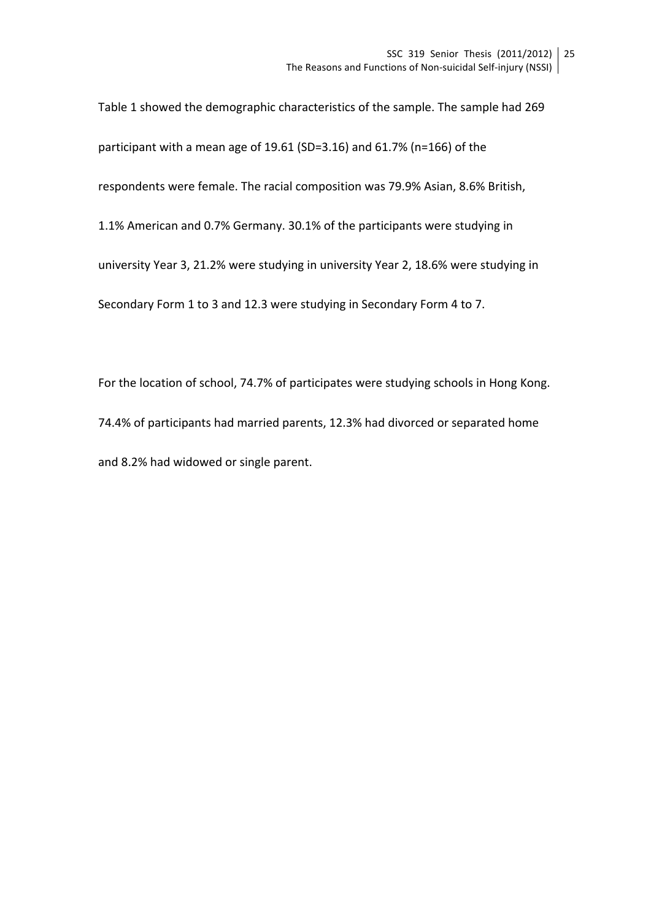Table 1 showed the demographic characteristics of the sample. The sample had 269 participant with a mean age of 19.61 (SD=3.16) and 61.7% (n=166) of the respondents were female. The racial composition was 79.9% Asian, 8.6% British, 1.1% American and 0.7% Germany. 30.1% of the participants were studying in university Year 3, 21.2% were studying in university Year 2, 18.6% were studying in Secondary Form 1 to 3 and 12.3 were studying in Secondary Form 4 to 7.

For the location of school, 74.7% of participates were studying schools in Hong Kong. 74.4% of participants had married parents, 12.3% had divorced or separated home and 8.2% had widowed or single parent.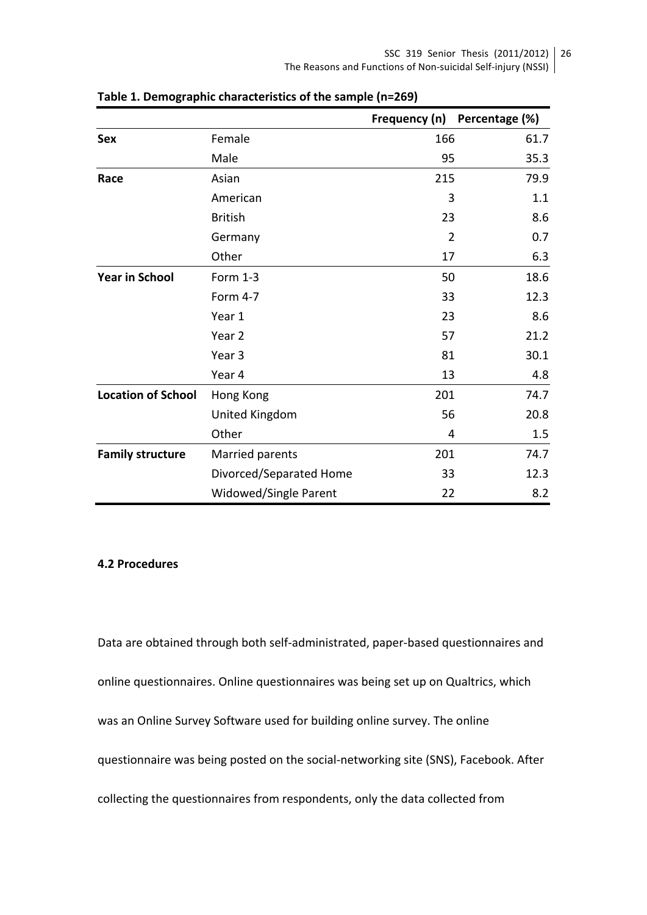**Table 1. Demographic characteristics of the sample (n=269)**

| | | Frequency (n) | Percentage (%) |
|---|---|---|---|
| **Sex** | Female | 166 | 61.7 |
| | Male | 95 | 35.3 |
| **Race** | Asian | 215 | 79.9 |
| | American | 3 | 1.1 |
| | British | 23 | 8.6 |
| | Germany | 2 | 0.7 |
| | Other | 17 | 6.3 |
| **Year in School** | Form 1-3 | 50 | 18.6 |
| | Form 4-7 | 33 | 12.3 |
| | Year 1 | 23 | 8.6 |
| | Year 2 | 57 | 21.2 |
| | Year 3 | 81 | 30.1 |
| | Year 4 | 13 | 4.8 |
| **Location of School** | Hong Kong | 201 | 74.7 |
| | United Kingdom | 56 | 20.8 |
| | Other | 4 | 1.5 |
| **Family structure** | Married parents | 201 | 74.7 |
| | Divorced/Separated Home | 33 | 12.3 |
| | Widowed/Single Parent | 22 | 8.2 |

**4.2 Procedures**

Data are obtained through both self-administrated, paper-based questionnaires and online questionnaires. Online questionnaires was being set up on Qualtrics, which was an Online Survey Software used for building online survey. The online questionnaire was being posted on the social-networking site (SNS), Facebook. After collecting the questionnaires from respondents, only the data collected from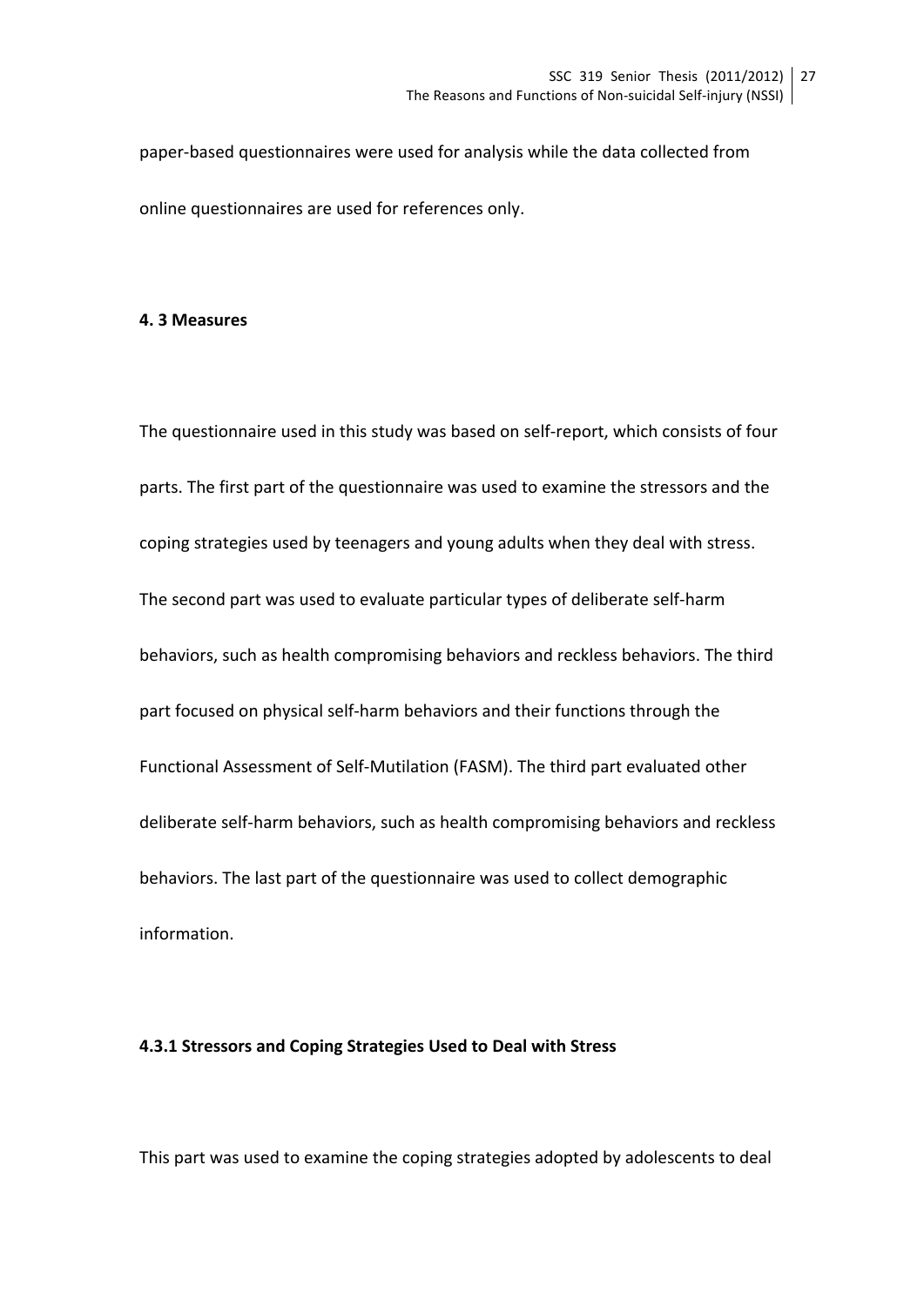paper-based questionnaires were used for analysis while the data collected from online questionnaires are used for references only.

## 4. 3 Measures

The questionnaire used in this study was based on self-report, which consists of four parts. The first part of the questionnaire was used to examine the stressors and the coping strategies used by teenagers and young adults when they deal with stress. The second part was used to evaluate particular types of deliberate self-harm behaviors, such as health compromising behaviors and reckless behaviors. The third part focused on physical self-harm behaviors and their functions through the Functional Assessment of Self-Mutilation (FASM). The third part evaluated other deliberate self-harm behaviors, such as health compromising behaviors and reckless behaviors. The last part of the questionnaire was used to collect demographic information.

### 4.3.1 Stressors and Coping Strategies Used to Deal with Stress

This part was used to examine the coping strategies adopted by adolescents to deal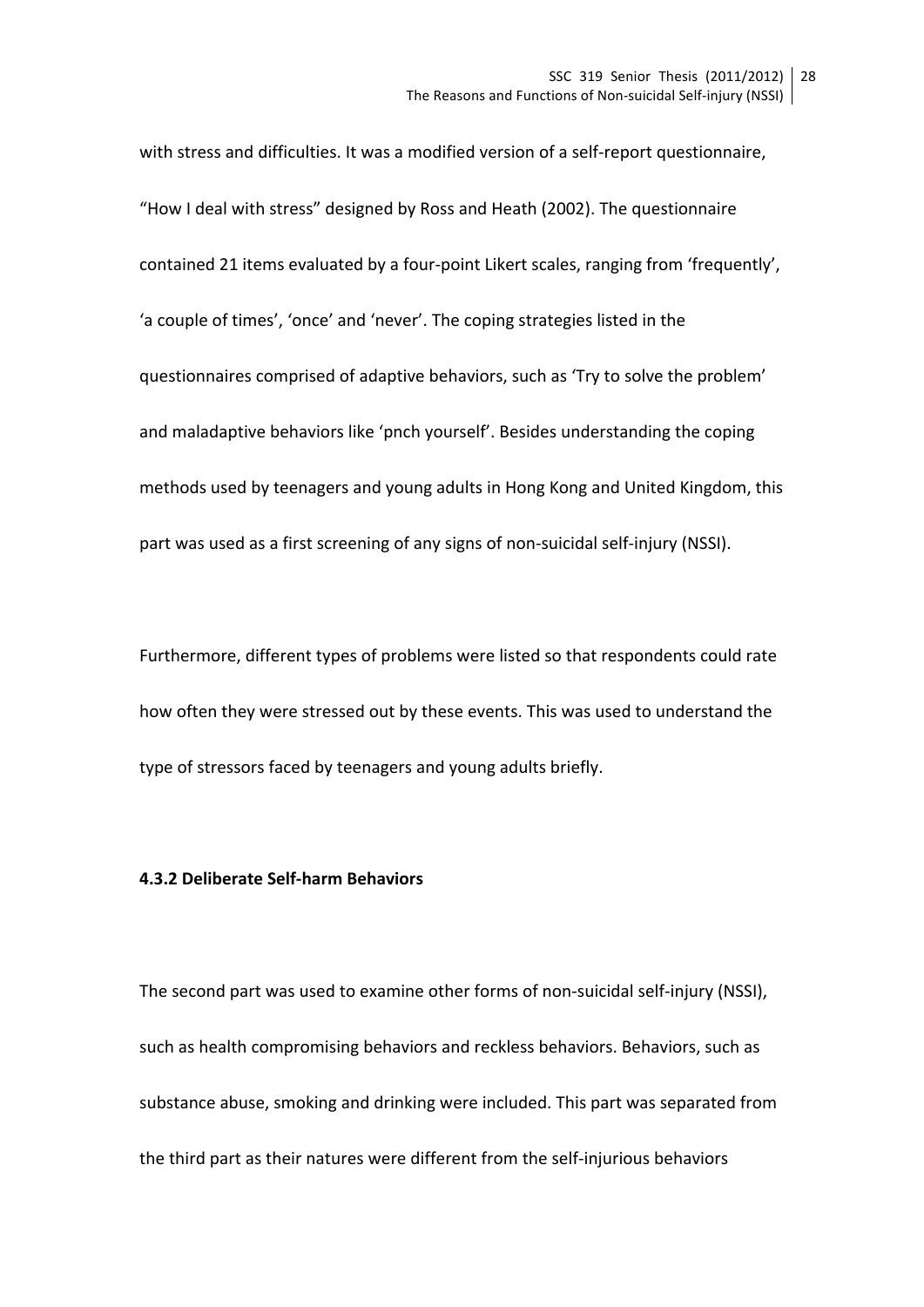with stress and difficulties. It was a modified version of a self-report questionnaire, "How I deal with stress" designed by Ross and Heath (2002). The questionnaire contained 21 items evaluated by a four-point Likert scales, ranging from 'frequently', 'a couple of times', 'once' and 'never'. The coping strategies listed in the questionnaires comprised of adaptive behaviors, such as 'Try to solve the problem' and maladaptive behaviors like 'pnch yourself'. Besides understanding the coping methods used by teenagers and young adults in Hong Kong and United Kingdom, this part was used as a first screening of any signs of non-suicidal self-injury (NSSI).

Furthermore, different types of problems were listed so that respondents could rate how often they were stressed out by these events. This was used to understand the type of stressors faced by teenagers and young adults briefly.

#### 4.3.2 Deliberate Self-harm Behaviors

The second part was used to examine other forms of non-suicidal self-injury (NSSI), such as health compromising behaviors and reckless behaviors. Behaviors, such as substance abuse, smoking and drinking were included. This part was separated from the third part as their natures were different from the self-injurious behaviors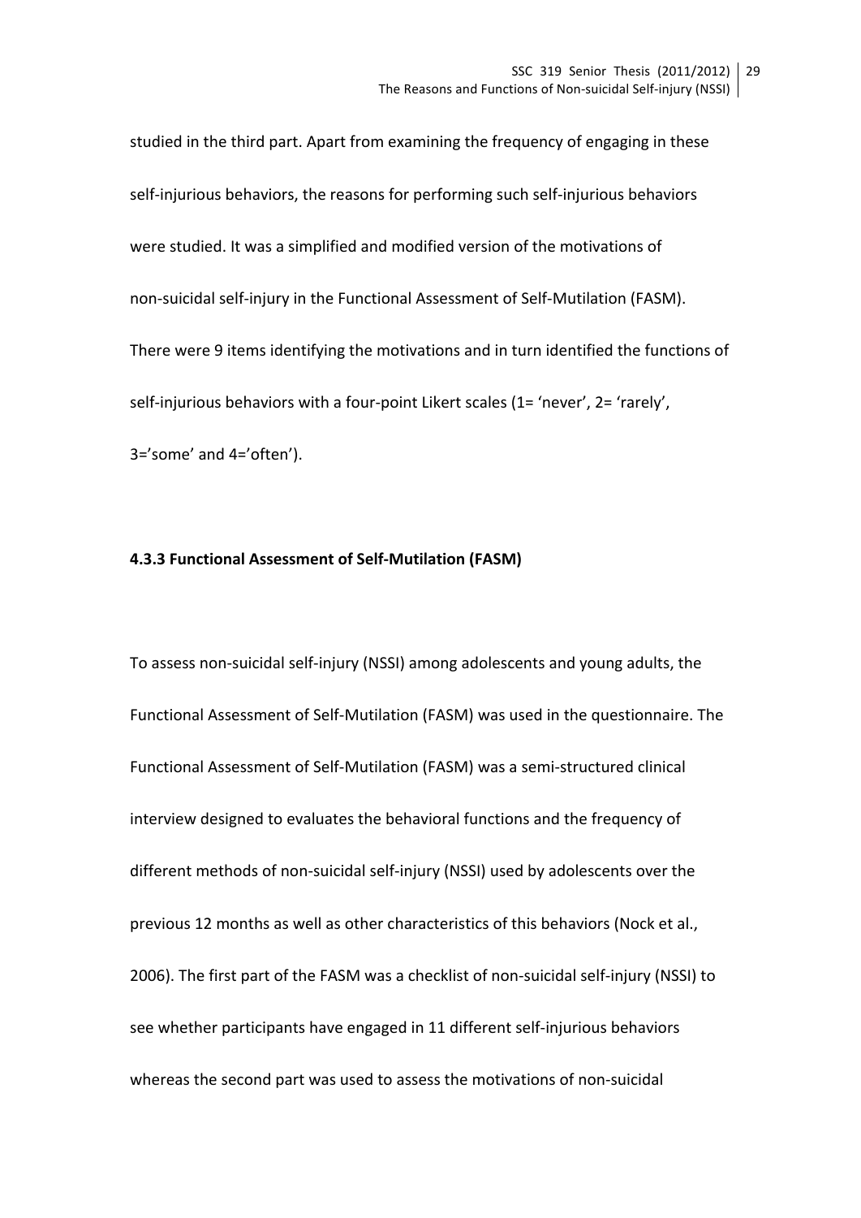studied in the third part. Apart from examining the frequency of engaging in these self-injurious behaviors, the reasons for performing such self-injurious behaviors were studied. It was a simplified and modified version of the motivations of non-suicidal self-injury in the Functional Assessment of Self-Mutilation (FASM). There were 9 items identifying the motivations and in turn identified the functions of self-injurious behaviors with a four-point Likert scales (1= 'never', 2= 'rarely', 3='some' and 4='often').

### 4.3.3 Functional Assessment of Self-Mutilation (FASM)

To assess non-suicidal self-injury (NSSI) among adolescents and young adults, the Functional Assessment of Self-Mutilation (FASM) was used in the questionnaire. The Functional Assessment of Self-Mutilation (FASM) was a semi-structured clinical interview designed to evaluates the behavioral functions and the frequency of different methods of non-suicidal self-injury (NSSI) used by adolescents over the previous 12 months as well as other characteristics of this behaviors (Nock et al., 2006). The first part of the FASM was a checklist of non-suicidal self-injury (NSSI) to see whether participants have engaged in 11 different self-injurious behaviors whereas the second part was used to assess the motivations of non-suicidal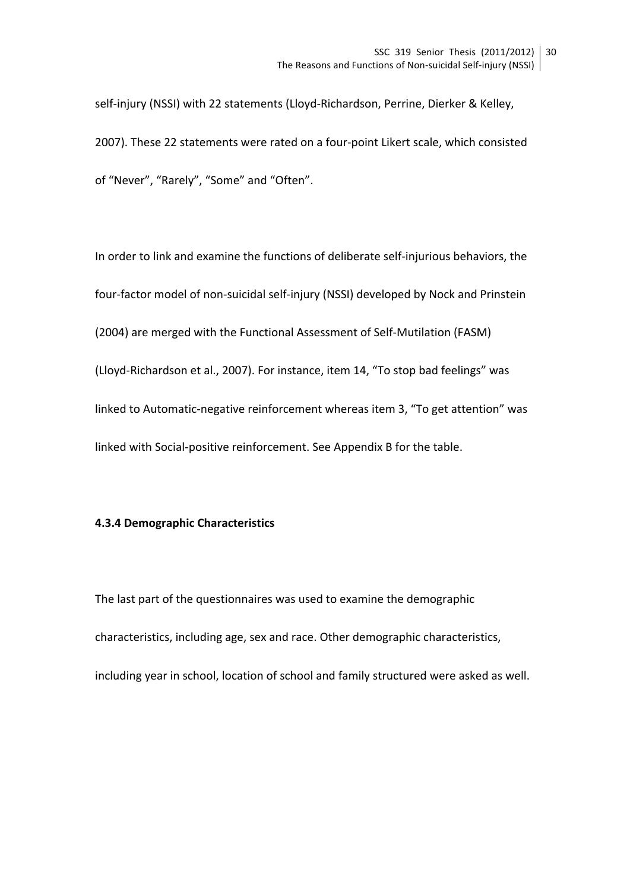self-injury (NSSI) with 22 statements (Lloyd-Richardson, Perrine, Dierker & Kelley, 2007). These 22 statements were rated on a four-point Likert scale, which consisted of “Never”, “Rarely”, “Some” and “Often”.

In order to link and examine the functions of deliberate self-injurious behaviors, the four-factor model of non-suicidal self-injury (NSSI) developed by Nock and Prinstein (2004) are merged with the Functional Assessment of Self-Mutilation (FASM) (Lloyd-Richardson et al., 2007). For instance, item 14, “To stop bad feelings” was linked to Automatic-negative reinforcement whereas item 3, “To get attention” was linked with Social-positive reinforcement. See Appendix B for the table.

#### 4.3.4 Demographic Characteristics

The last part of the questionnaires was used to examine the demographic characteristics, including age, sex and race. Other demographic characteristics, including year in school, location of school and family structured were asked as well.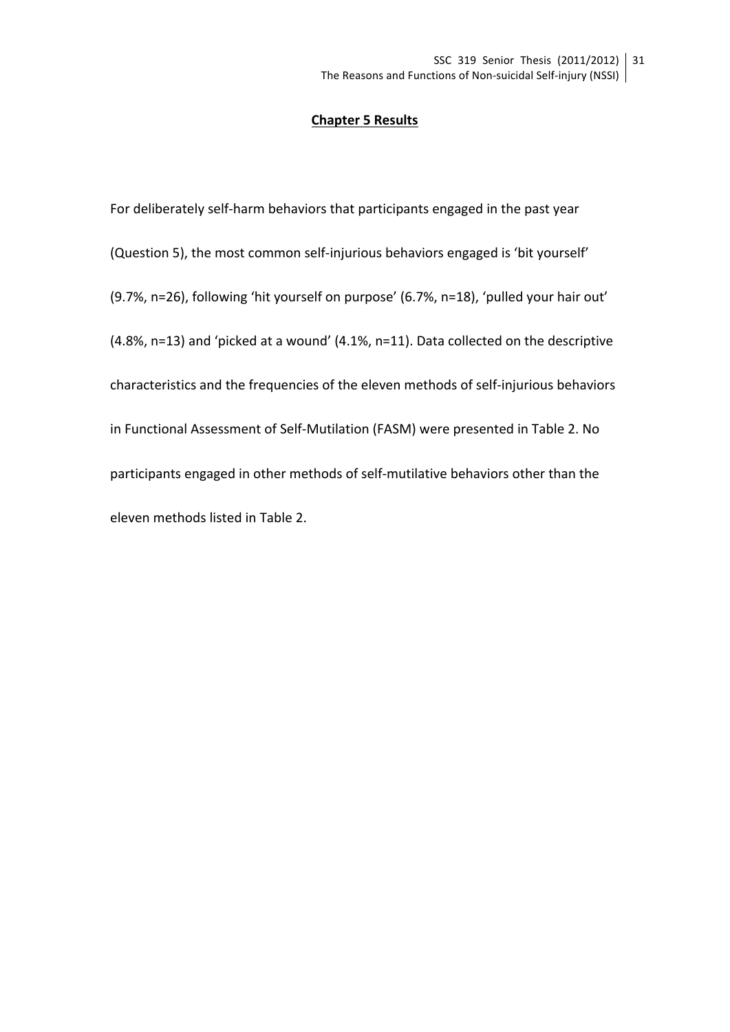## Chapter 5 Results

For deliberately self-harm behaviors that participants engaged in the past year (Question 5), the most common self-injurious behaviors engaged is 'bit yourself' (9.7%, n=26), following 'hit yourself on purpose' (6.7%, n=18), 'pulled your hair out' (4.8%, n=13) and 'picked at a wound' (4.1%, n=11). Data collected on the descriptive characteristics and the frequencies of the eleven methods of self-injurious behaviors in Functional Assessment of Self-Mutilation (FASM) were presented in Table 2. No participants engaged in other methods of self-mutilative behaviors other than the eleven methods listed in Table 2.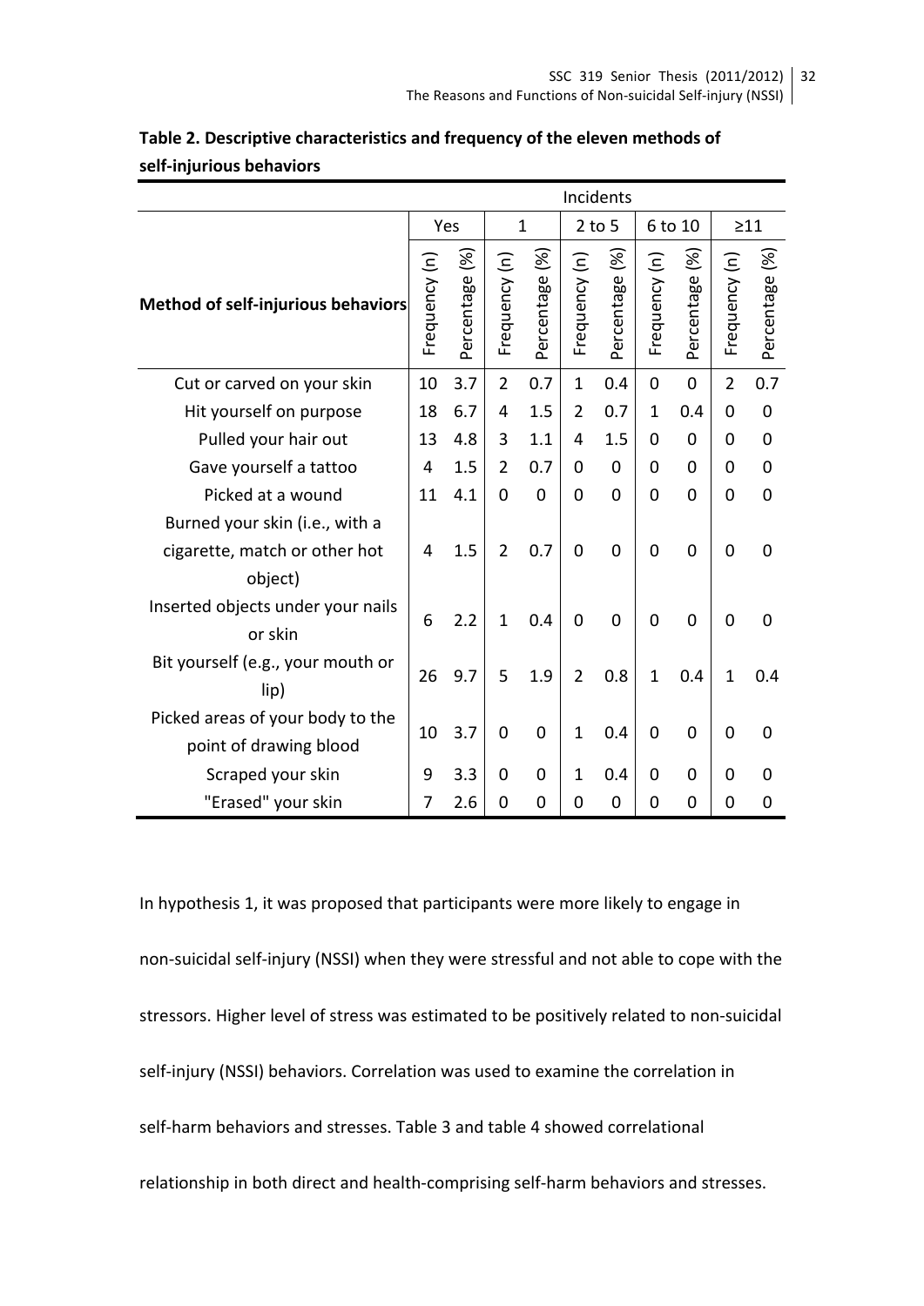**Table 2. Descriptive characteristics and frequency of the eleven methods of self-injurious behaviors**

| | Incidents | | | | | | | | | |
|---|---|---|---|---|---|---|---|---|---|---|
| | Yes | | 1 | | 2 to 5 | | 6 to 10 | | ≥11 | |
| **Method of self-injurious behaviors** | Frequency (n) | Percentage (%) | Frequency (n) | Percentage (%) | Frequency (n) | Percentage (%) | Frequency (n) | Percentage (%) | Frequency (n) | Percentage (%) |
| Cut or carved on your skin | 10 | 3.7 | 2 | 0.7 | 1 | 0.4 | 0 | 0 | 2 | 0.7 |
| Hit yourself on purpose | 18 | 6.7 | 4 | 1.5 | 2 | 0.7 | 1 | 0.4 | 0 | 0 |
| Pulled your hair out | 13 | 4.8 | 3 | 1.1 | 4 | 1.5 | 0 | 0 | 0 | 0 |
| Gave yourself a tattoo | 4 | 1.5 | 2 | 0.7 | 0 | 0 | 0 | 0 | 0 | 0 |
| Picked at a wound | 11 | 4.1 | 0 | 0 | 0 | 0 | 0 | 0 | 0 | 0 |
| Burned your skin (i.e., with a cigarette, match or other hot object) | 4 | 1.5 | 2 | 0.7 | 0 | 0 | 0 | 0 | 0 | 0 |
| Inserted objects under your nails or skin | 6 | 2.2 | 1 | 0.4 | 0 | 0 | 0 | 0 | 0 | 0 |
| Bit yourself (e.g., your mouth or lip) | 26 | 9.7 | 5 | 1.9 | 2 | 0.8 | 1 | 0.4 | 1 | 0.4 |
| Picked areas of your body to the point of drawing blood | 10 | 3.7 | 0 | 0 | 1 | 0.4 | 0 | 0 | 0 | 0 |
| Scraped your skin | 9 | 3.3 | 0 | 0 | 1 | 0.4 | 0 | 0 | 0 | 0 |
| "Erased" your skin | 7 | 2.6 | 0 | 0 | 0 | 0 | 0 | 0 | 0 | 0 |

In hypothesis 1, it was proposed that participants were more likely to engage in non-suicidal self-injury (NSSI) when they were stressful and not able to cope with the stressors. Higher level of stress was estimated to be positively related to non-suicidal self-injury (NSSI) behaviors. Correlation was used to examine the correlation in self-harm behaviors and stresses. Table 3 and table 4 showed correlational relationship in both direct and health-comprising self-harm behaviors and stresses.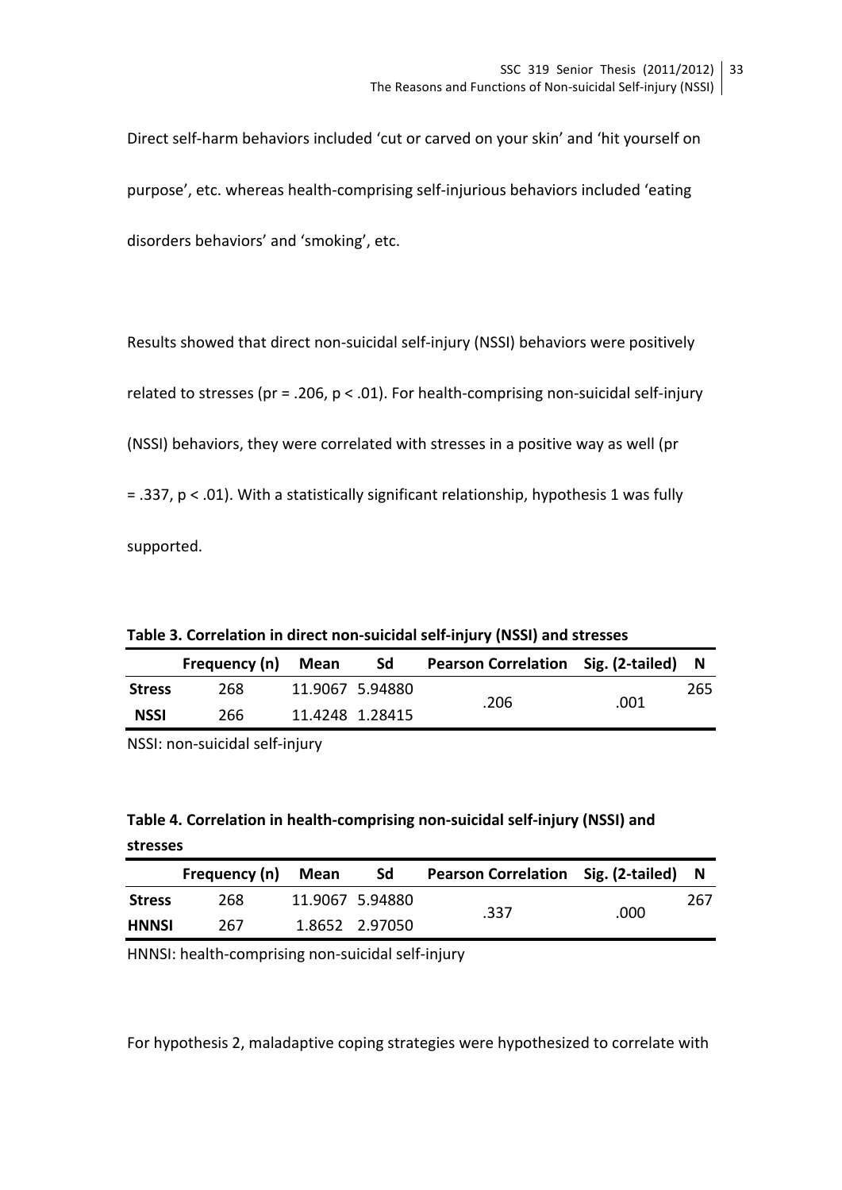Direct self-harm behaviors included 'cut or carved on your skin' and 'hit yourself on purpose', etc. whereas health-comprising self-injurious behaviors included 'eating disorders behaviors' and 'smoking', etc.

Results showed that direct non-suicidal self-injury (NSSI) behaviors were positively related to stresses (pr = .206, $p < .01$). For health-comprising non-suicidal self-injury (NSSI) behaviors, they were correlated with stresses in a positive way as well (pr = .337, $p < .01$). With a statistically significant relationship, hypothesis 1 was fully supported.

**Table 3. Correlation in direct non-suicidal self-injury (NSSI) and stresses**

| | Frequency (n) | Mean | Sd | Pearson Correlation | Sig. (2-tailed) | N |
|---|---|---|---|---|---|---|
| **Stress** | 268 | 11.9067 | 5.94880 | .206 | .001 | 265 |
| **NSSI** | 266 | 11.4248 | 1.28415 | | | |

NSSI: non-suicidal self-injury

**Table 4. Correlation in health-comprising non-suicidal self-injury (NSSI) and stresses**

| | Frequency (n) | Mean | Sd | Pearson Correlation | Sig. (2-tailed) | N |
|---|---|---|---|---|---|---|
| **Stress** | 268 | 11.9067 | 5.94880 | .337 | .000 | 267 |
| **HNNSI** | 267 | 1.8652 | 2.97050 | | | |

HNNSI: health-comprising non-suicidal self-injury

For hypothesis 2, maladaptive coping strategies were hypothesized to correlate with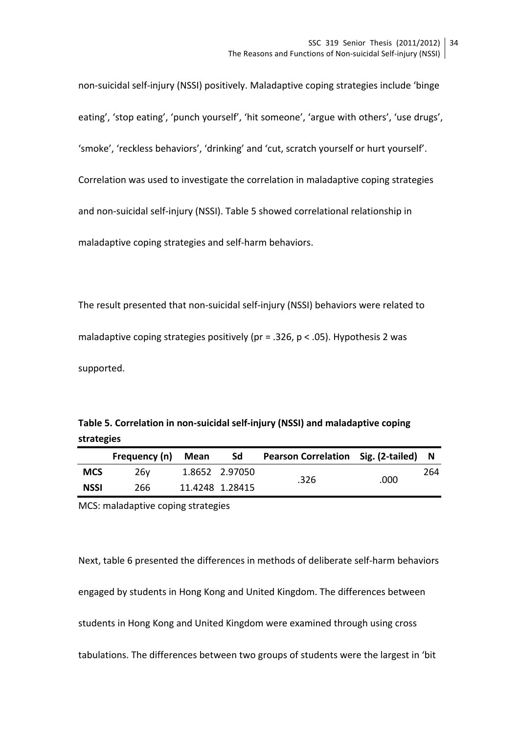non-suicidal self-injury (NSSI) positively. Maladaptive coping strategies include 'binge eating', 'stop eating', 'punch yourself', 'hit someone', 'argue with others', 'use drugs', 'smoke', 'reckless behaviors', 'drinking' and 'cut, scratch yourself or hurt yourself'. Correlation was used to investigate the correlation in maladaptive coping strategies and non-suicidal self-injury (NSSI). Table 5 showed correlational relationship in maladaptive coping strategies and self-harm behaviors.

The result presented that non-suicidal self-injury (NSSI) behaviors were related to maladaptive coping strategies positively (pr = .326, $p < .05$). Hypothesis 2 was supported.

**Table 5. Correlation in non-suicidal self-injury (NSSI) and maladaptive coping strategies**

| | Frequency (n) | Mean | Sd | Pearson Correlation | Sig. (2-tailed) | N |
|---|---|---|---|---|---|---|
| **MCS** | 26y | 1.8652 | 2.97050 | .326 | .000 | 264 |
| **NSSI** | 266 | 11.4248 | 1.28415 | | | |

MCS: maladaptive coping strategies

Next, table 6 presented the differences in methods of deliberate self-harm behaviors engaged by students in Hong Kong and United Kingdom. The differences between students in Hong Kong and United Kingdom were examined through using cross tabulations. The differences between two groups of students were the largest in 'bit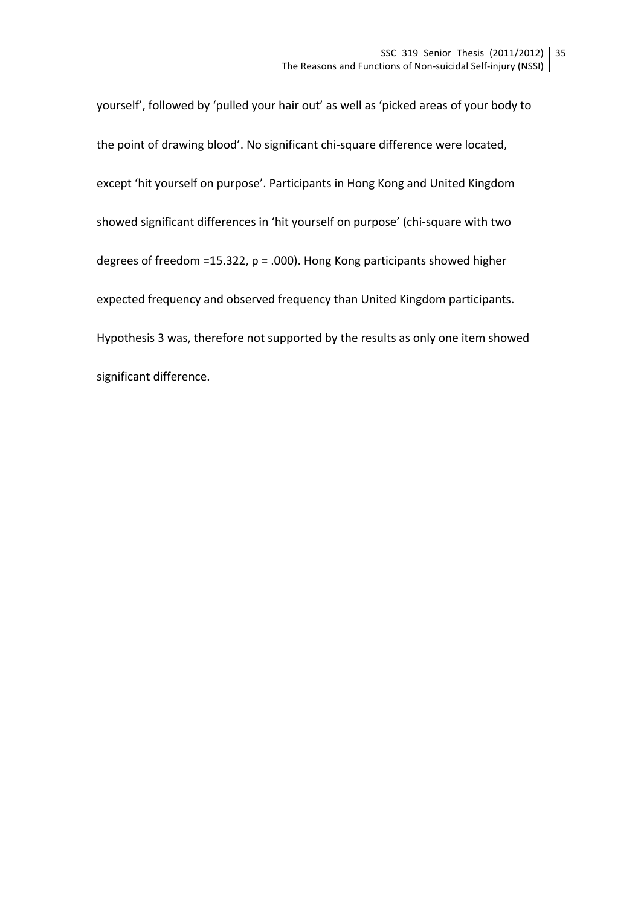yourself', followed by 'pulled your hair out' as well as 'picked areas of your body to the point of drawing blood'. No significant chi-square difference were located, except 'hit yourself on purpose'. Participants in Hong Kong and United Kingdom showed significant differences in 'hit yourself on purpose' (chi-square with two degrees of freedom =15.322, $p = .000$). Hong Kong participants showed higher expected frequency and observed frequency than United Kingdom participants. Hypothesis 3 was, therefore not supported by the results as only one item showed significant difference.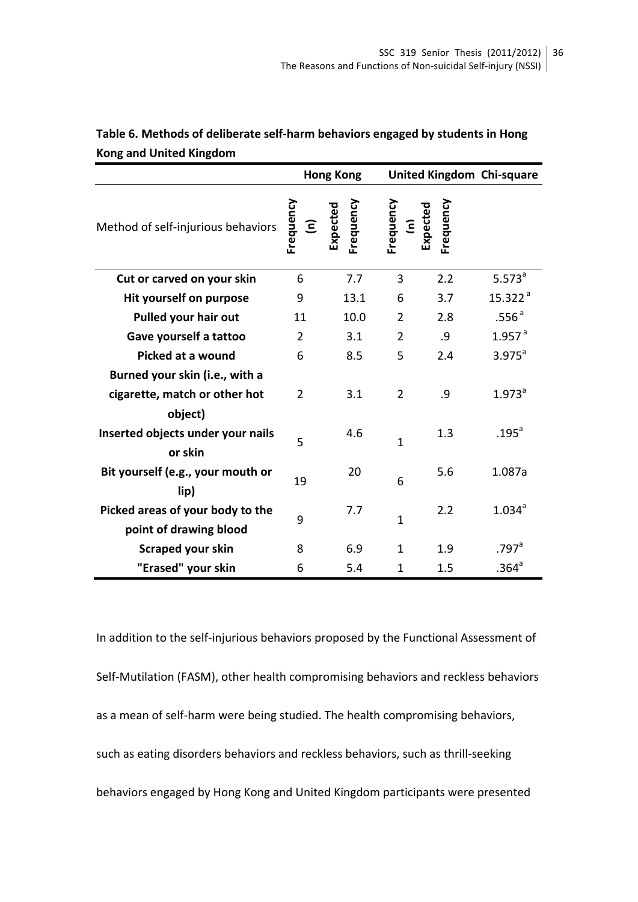**Table 6. Methods of deliberate self-harm behaviors engaged by students in Hong Kong and United Kingdom**

| | Hong Kong | | United Kingdom | | Chi-square |
|---|---|---|---|---|---|
| Method of self-injurious behaviors | Frequency (n) | Expected Frequency | Frequency (n) | Expected Frequency | |
| **Cut or carved on your skin** | 6 | 7.7 | 3 | 2.2 | 5.573[a] |
| **Hit yourself on purpose** | 9 | 13.1 | 6 | 3.7 | 15.322[a] |
| **Pulled your hair out** | 11 | 10.0 | 2 | 2.8 | .556[a] |
| **Gave yourself a tattoo** | 2 | 3.1 | 2 | .9 | 1.957[a] |
| **Picked at a wound** | 6 | 8.5 | 5 | 2.4 | 3.975[a] |
| **Burned your skin (i.e., with a cigarette, match or other hot object)** | 2 | 3.1 | 2 | .9 | 1.973[a] |
| **Inserted objects under your nails or skin** | 5 | 4.6 | 1 | 1.3 | .195[a] |
| **Bit yourself (e.g., your mouth or lip)** | 19 | 20 | 6 | 5.6 | 1.087a |
| **Picked areas of your body to the point of drawing blood** | 9 | 7.7 | 1 | 2.2 | 1.034[a] |
| **Scraped your skin** | 8 | 6.9 | 1 | 1.9 | .797[a] |
| **"Erased" your skin** | 6 | 5.4 | 1 | 1.5 | .364[a] |

In addition to the self-injurious behaviors proposed by the Functional Assessment of Self-Mutilation (FASM), other health compromising behaviors and reckless behaviors as a mean of self-harm were being studied. The health compromising behaviors, such as eating disorders behaviors and reckless behaviors, such as thrill-seeking behaviors engaged by Hong Kong and United Kingdom participants were presented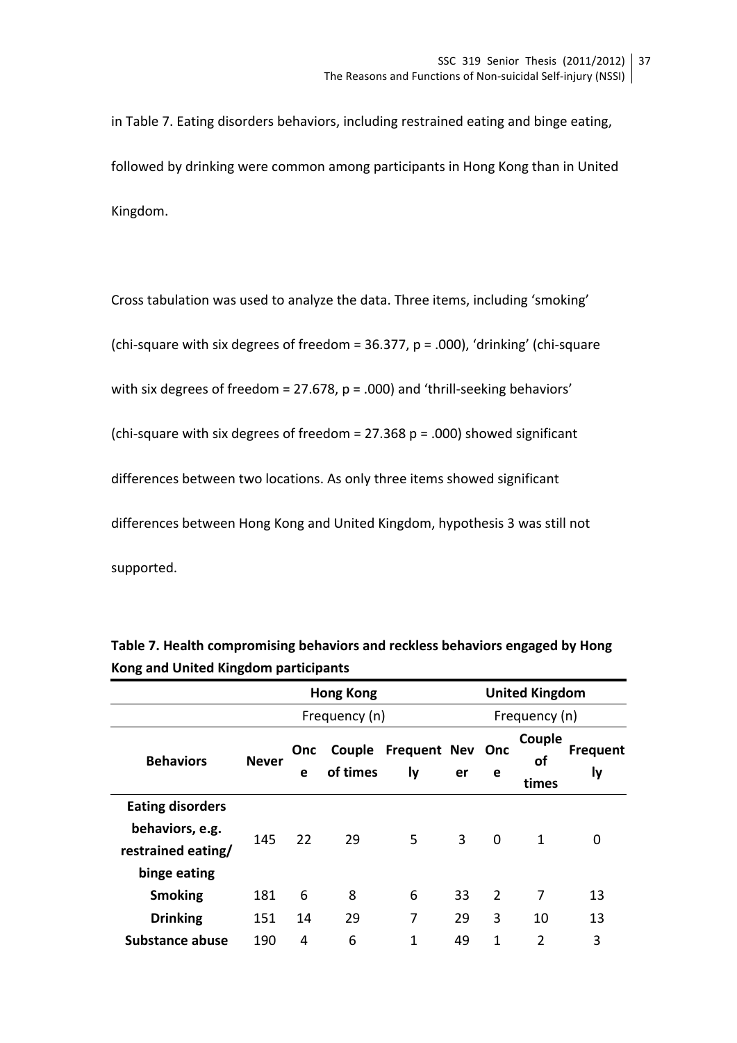in Table 7. Eating disorders behaviors, including restrained eating and binge eating, followed by drinking were common among participants in Hong Kong than in United Kingdom.

Cross tabulation was used to analyze the data. Three items, including 'smoking' (chi-square with six degrees of freedom = 36.377, p = .000), 'drinking' (chi-square with six degrees of freedom = 27.678, p = .000) and 'thrill-seeking behaviors' (chi-square with six degrees of freedom = 27.368 p = .000) showed significant differences between two locations. As only three items showed significant differences between Hong Kong and United Kingdom, hypothesis 3 was still not supported.

**Table 7. Health compromising behaviors and reckless behaviors engaged by Hong Kong and United Kingdom participants**

| | Hong Kong | | | | United Kingdom | | | |
|---|---|---|---|---|---|---|---|---|
| | Frequency (n) | | | | Frequency (n) | | | |
| **Behaviors** | **Never** | **Once** | **Couple of times** | **Frequently** | **Never** | **Once** | **Couple of times** | **Frequently** |
| **Eating disorders behaviors, e.g. restrained eating/ binge eating** | 145 | 22 | 29 | 5 | 3 | 0 | 1 | 0 |
| **Smoking** | 181 | 6 | 8 | 6 | 33 | 2 | 7 | 13 |
| **Drinking** | 151 | 14 | 29 | 7 | 29 | 3 | 10 | 13 |
| **Substance abuse** | 190 | 4 | 6 | 1 | 49 | 1 | 2 | 3 |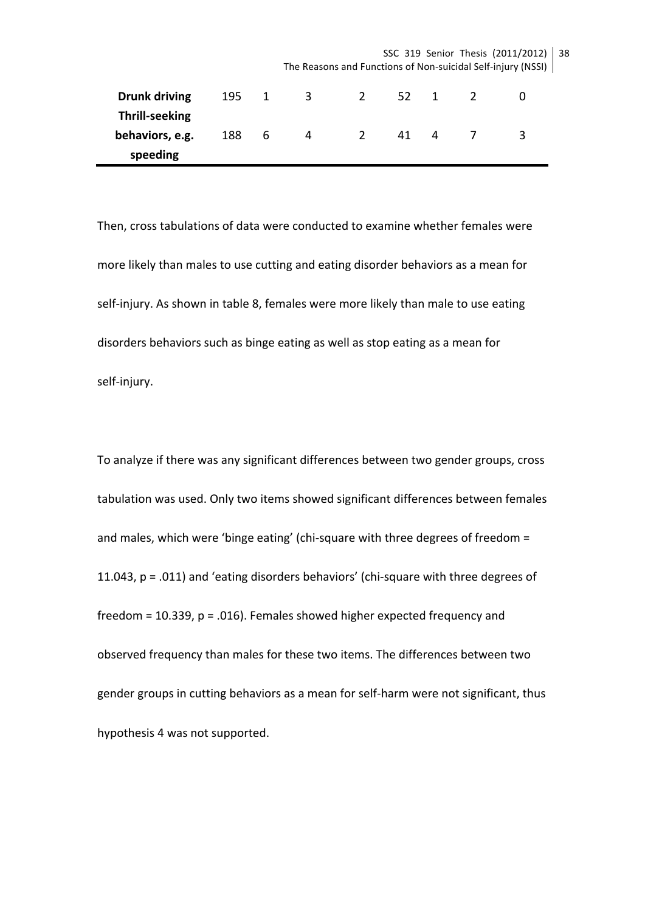| | | | | | | | | |
|---|---|---|---|---|---|---|---|---|
| **Drunk driving** | 195 | 1 | 3 | 2 | 52 | 1 | 2 | 0 |
| **Thrill-seeking behaviors, e.g. speeding** | 188 | 6 | 4 | 2 | 41 | 4 | 7 | 3 |

Then, cross tabulations of data were conducted to examine whether females were more likely than males to use cutting and eating disorder behaviors as a mean for self-injury. As shown in table 8, females were more likely than male to use eating disorders behaviors such as binge eating as well as stop eating as a mean for self-injury.

To analyze if there was any significant differences between two gender groups, cross tabulation was used. Only two items showed significant differences between females and males, which were 'binge eating' (chi-square with three degrees of freedom = 11.043, $p = .011$) and 'eating disorders behaviors' (chi-square with three degrees of freedom = 10.339, $p = .016$). Females showed higher expected frequency and observed frequency than males for these two items. The differences between two gender groups in cutting behaviors as a mean for self-harm were not significant, thus hypothesis 4 was not supported.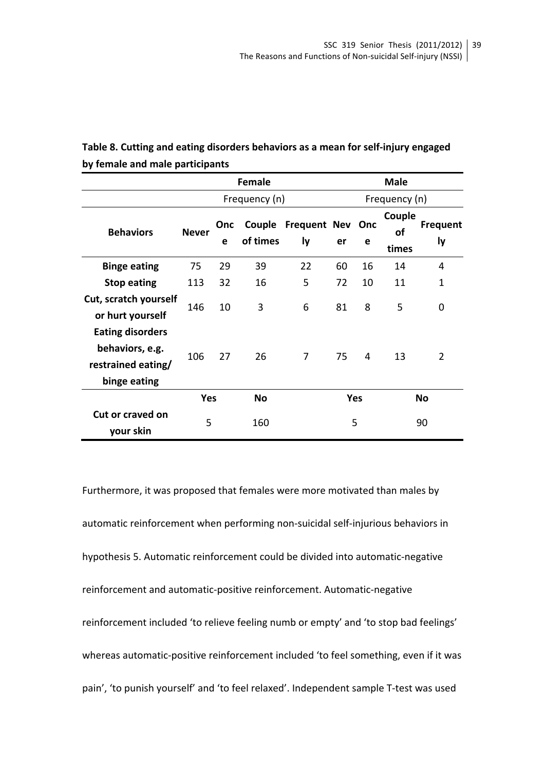**Table 8. Cutting and eating disorders behaviors as a mean for self-injury engaged by female and male participants**

| | Female | | | | Male | | | |
|---|---|---|---|---|---|---|---|---|
| | Frequency (n) | | | | Frequency (n) | | | |
| **Behaviors** | **Never** | **Once** | **Couple of times** | **Frequently** | **Never** | **Once** | **Couple of times** | **Frequently** |
| **Binge eating** | 75 | 29 | 39 | 22 | 60 | 16 | 14 | 4 |
| **Stop eating** | 113 | 32 | 16 | 5 | 72 | 10 | 11 | 1 |
| **Cut, scratch yourself or hurt yourself** | 146 | 10 | 3 | 6 | 81 | 8 | 5 | 0 |
| **Eating disorders behaviors, e.g. restrained eating/ binge eating** | 106 | 27 | 26 | 7 | 75 | 4 | 13 | 2 |
| | **Yes** | | **No** | | **Yes** | | **No** | |
| **Cut or craved on your skin** | 5 | | 160 | | 5 | | 90 | |

Furthermore, it was proposed that females were more motivated than males by automatic reinforcement when performing non-suicidal self-injurious behaviors in hypothesis 5. Automatic reinforcement could be divided into automatic-negative reinforcement and automatic-positive reinforcement. Automatic-negative reinforcement included 'to relieve feeling numb or empty' and 'to stop bad feelings' whereas automatic-positive reinforcement included 'to feel something, even if it was pain', 'to punish yourself' and 'to feel relaxed'. Independent sample T-test was used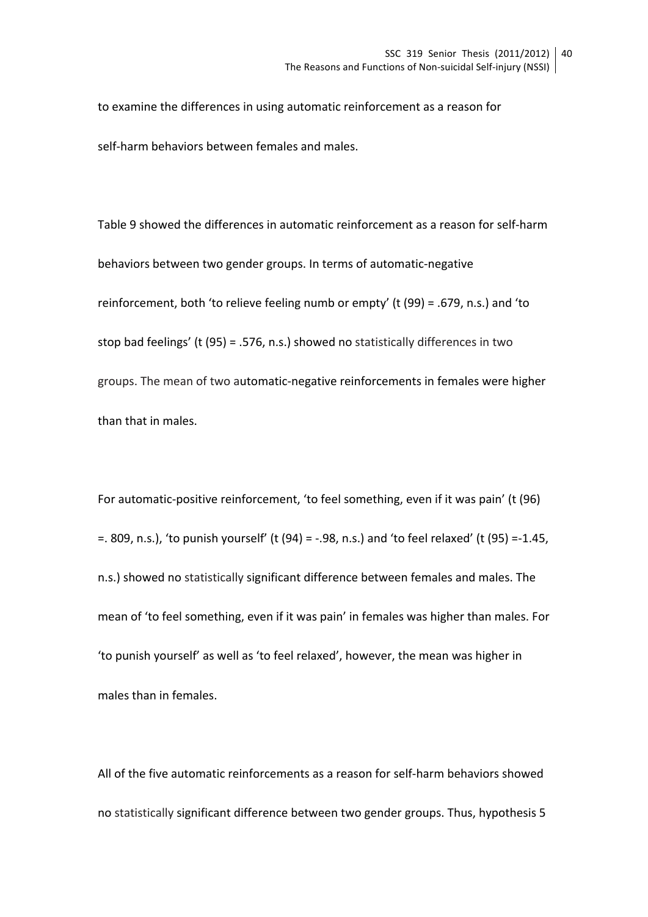to examine the differences in using automatic reinforcement as a reason for self-harm behaviors between females and males.

Table 9 showed the differences in automatic reinforcement as a reason for self-harm behaviors between two gender groups. In terms of automatic-negative reinforcement, both 'to relieve feeling numb or empty' ($t(99) = .679$, n.s.) and 'to stop bad feelings' ($t(95) = .576$, n.s.) showed no statistically differences in two groups. The mean of two automatic-negative reinforcements in females were higher than that in males.

For automatic-positive reinforcement, 'to feel something, even if it was pain' ($t(96) = .809$, n.s.), 'to punish yourself' ($t(94) = -.98$, n.s.) and 'to feel relaxed' ($t(95) = -1.45$, n.s.) showed no statistically significant difference between females and males. The mean of 'to feel something, even if it was pain' in females was higher than males. For 'to punish yourself' as well as 'to feel relaxed', however, the mean was higher in males than in females.

All of the five automatic reinforcements as a reason for self-harm behaviors showed no statistically significant difference between two gender groups. Thus, hypothesis 5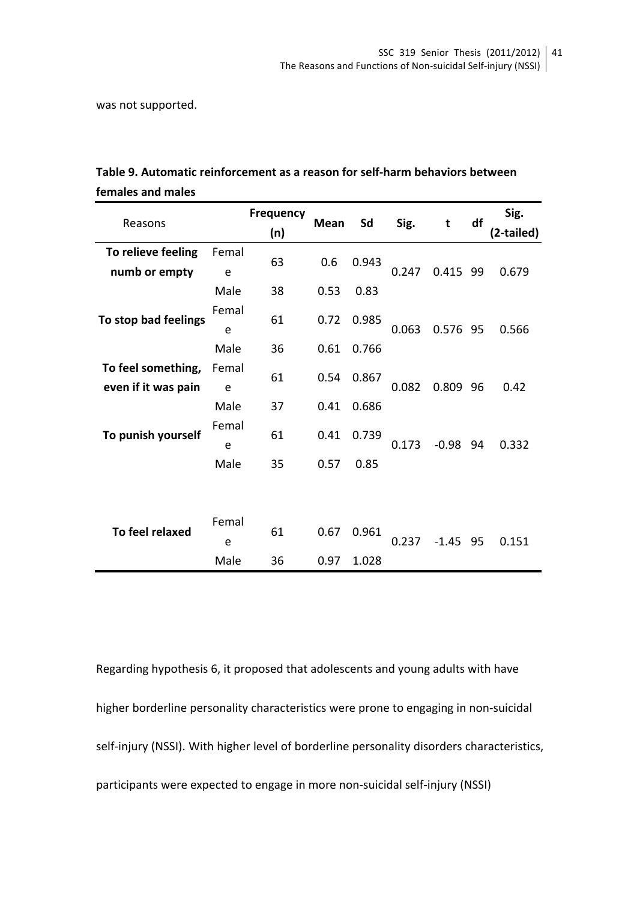was not supported.

**Table 9. Automatic reinforcement as a reason for self-harm behaviors between females and males**

| Reasons | | Frequency (n) | Mean | Sd | Sig. | t | df | Sig. (2-tailed) |
|---|---|---|---|---|---|---|---|---|
| **To relieve feeling numb or empty** | Female | 63 | 0.6 | 0.943 | 0.247 | 0.415 | 99 | 0.679 |
| | Male | 38 | 0.53 | 0.83 | | | | |
| **To stop bad feelings** | Female | 61 | 0.72 | 0.985 | 0.063 | 0.576 | 95 | 0.566 |
| | Male | 36 | 0.61 | 0.766 | | | | |
| **To feel something, even if it was pain** | Female | 61 | 0.54 | 0.867 | 0.082 | 0.809 | 96 | 0.42 |
| | Male | 37 | 0.41 | 0.686 | | | | |
| **To punish yourself** | Female | 61 | 0.41 | 0.739 | 0.173 | -0.98 | 94 | 0.332 |
| | Male | 35 | 0.57 | 0.85 | | | | |
| **To feel relaxed** | Female | 61 | 0.67 | 0.961 | 0.237 | -1.45 | 95 | 0.151 |
| | Male | 36 | 0.97 | 1.028 | | | | |

Regarding hypothesis 6, it proposed that adolescents and young adults with have higher borderline personality characteristics were prone to engaging in non-suicidal self-injury (NSSI). With higher level of borderline personality disorders characteristics, participants were expected to engage in more non-suicidal self-injury (NSSI)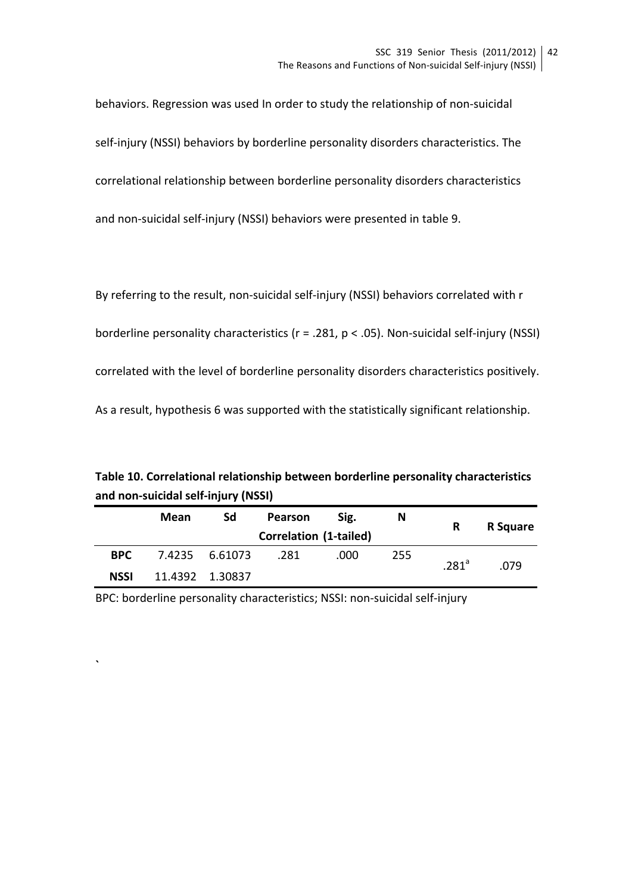behaviors. Regression was used In order to study the relationship of non-suicidal self-injury (NSSI) behaviors by borderline personality disorders characteristics. The correlational relationship between borderline personality disorders characteristics and non-suicidal self-injury (NSSI) behaviors were presented in table 9.

By referring to the result, non-suicidal self-injury (NSSI) behaviors correlated with r borderline personality characteristics ($r = .281$, $p < .05$). Non-suicidal self-injury (NSSI) correlated with the level of borderline personality disorders characteristics positively. As a result, hypothesis 6 was supported with the statistically significant relationship.

**Table 10. Correlational relationship between borderline personality characteristics and non-suicidal self-injury (NSSI)**

| | Mean | Sd | Pearson Correlation | Sig. (1-tailed) | N | R | R Square |
|---|---|---|---|---|---|---|---|
| **BPC** | 7.4235 | 6.61073 | .281 | .000 | 255 | .281[a] | .079 |
| **NSSI** | 11.4392 | 1.30837 | | | | | |

BPC: borderline personality characteristics; NSSI: non-suicidal self-injury

`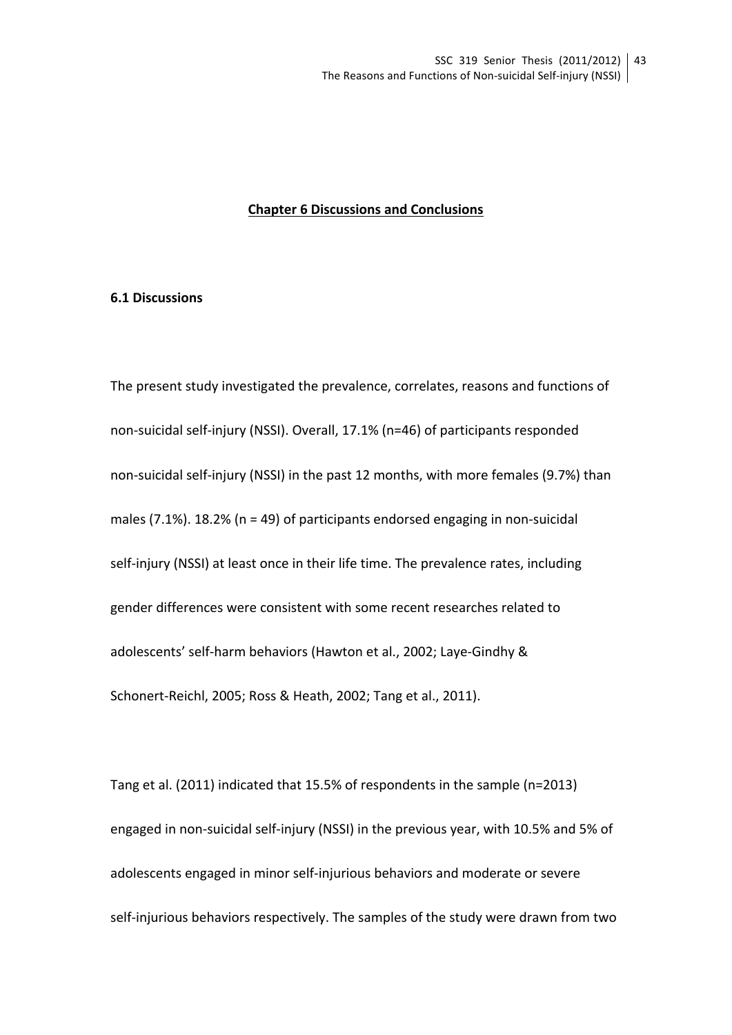# Chapter 6 Discussions and Conclusions

## 6.1 Discussions

The present study investigated the prevalence, correlates, reasons and functions of non-suicidal self-injury (NSSI). Overall, 17.1% (n=46) of participants responded non-suicidal self-injury (NSSI) in the past 12 months, with more females (9.7%) than males (7.1%). 18.2% (n = 49) of participants endorsed engaging in non-suicidal self-injury (NSSI) at least once in their life time. The prevalence rates, including gender differences were consistent with some recent researches related to adolescents' self-harm behaviors (Hawton et al., 2002; Laye-Gindhy & Schonert-Reichl, 2005; Ross & Heath, 2002; Tang et al., 2011).

Tang et al. (2011) indicated that 15.5% of respondents in the sample (n=2013) engaged in non-suicidal self-injury (NSSI) in the previous year, with 10.5% and 5% of adolescents engaged in minor self-injurious behaviors and moderate or severe self-injurious behaviors respectively. The samples of the study were drawn from two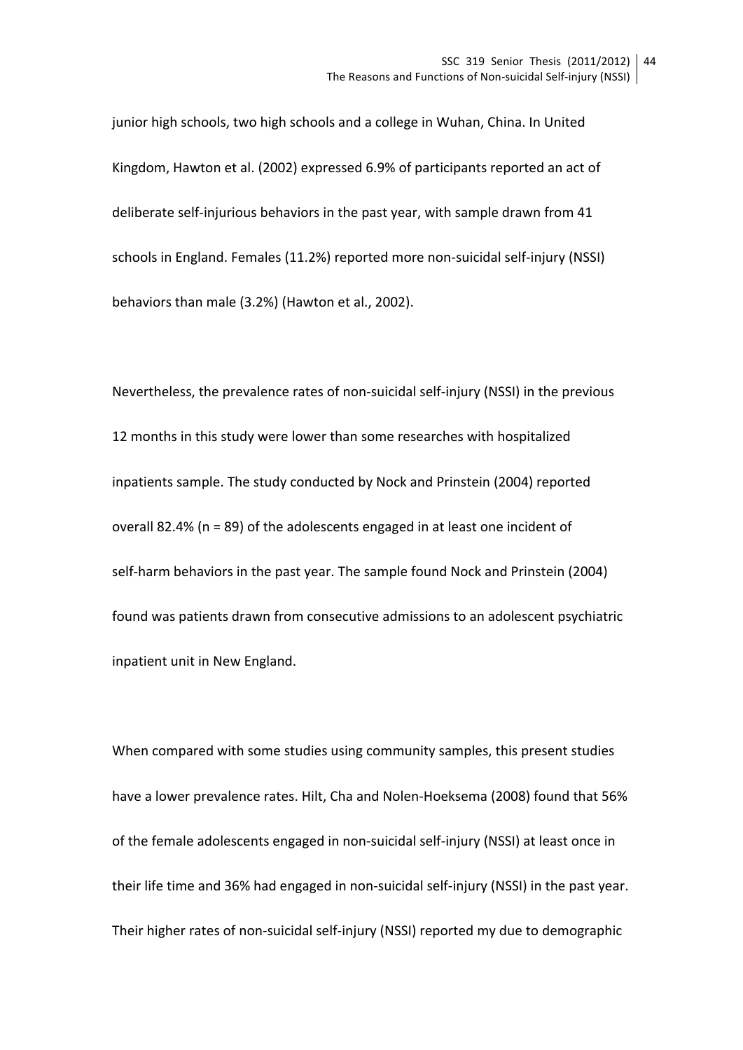junior high schools, two high schools and a college in Wuhan, China. In United Kingdom, Hawton et al. (2002) expressed 6.9% of participants reported an act of deliberate self-injurious behaviors in the past year, with sample drawn from 41 schools in England. Females (11.2%) reported more non-suicidal self-injury (NSSI) behaviors than male (3.2%) (Hawton et al., 2002).

Nevertheless, the prevalence rates of non-suicidal self-injury (NSSI) in the previous 12 months in this study were lower than some researches with hospitalized inpatients sample. The study conducted by Nock and Prinstein (2004) reported overall 82.4% (n = 89) of the adolescents engaged in at least one incident of self-harm behaviors in the past year. The sample found Nock and Prinstein (2004) found was patients drawn from consecutive admissions to an adolescent psychiatric inpatient unit in New England.

When compared with some studies using community samples, this present studies have a lower prevalence rates. Hilt, Cha and Nolen-Hoeksema (2008) found that 56% of the female adolescents engaged in non-suicidal self-injury (NSSI) at least once in their life time and 36% had engaged in non-suicidal self-injury (NSSI) in the past year. Their higher rates of non-suicidal self-injury (NSSI) reported my due to demographic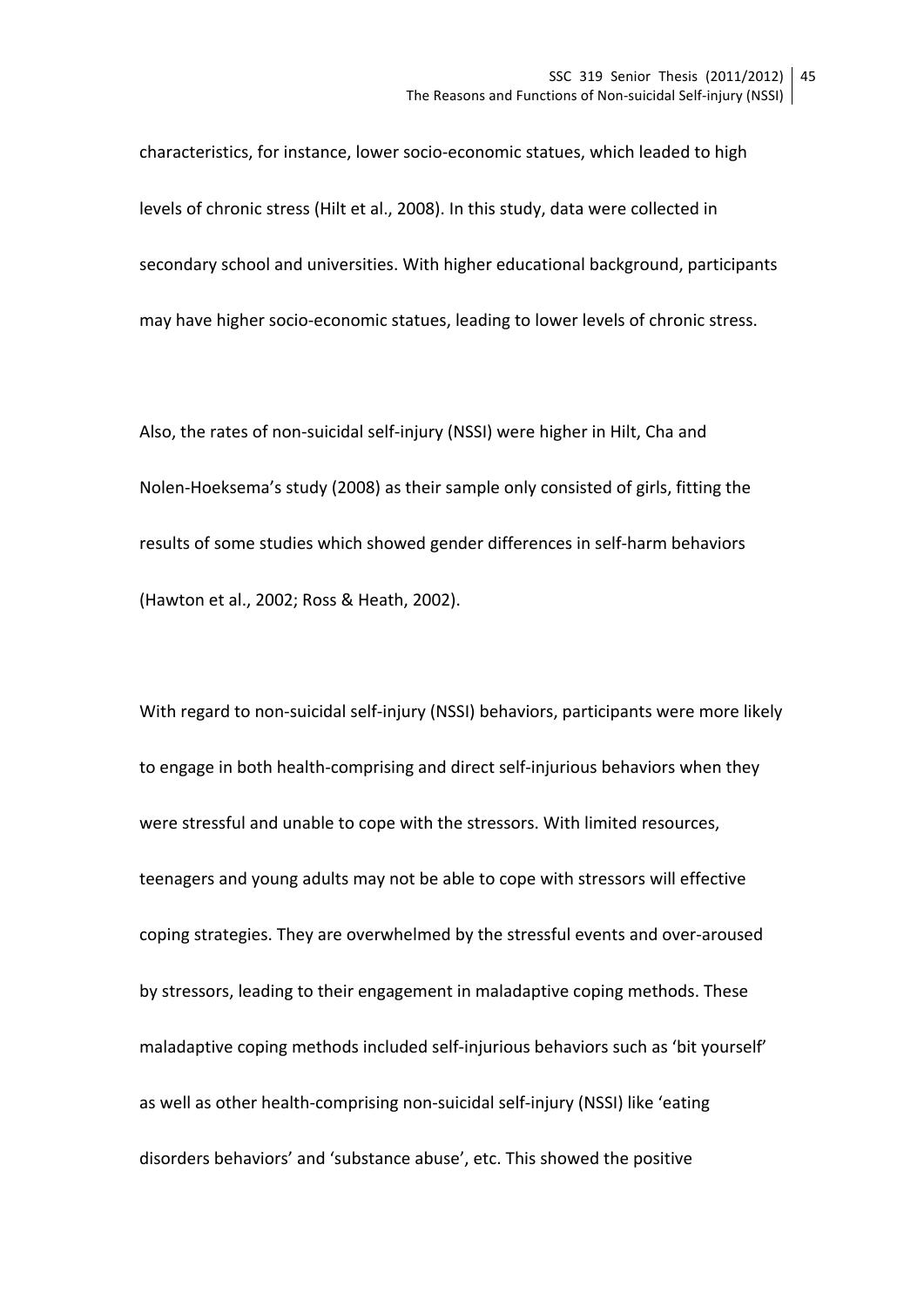characteristics, for instance, lower socio-economic statues, which leaded to high levels of chronic stress (Hilt et al., 2008). In this study, data were collected in secondary school and universities. With higher educational background, participants may have higher socio-economic statues, leading to lower levels of chronic stress.

Also, the rates of non-suicidal self-injury (NSSI) were higher in Hilt, Cha and Nolen-Hoeksema's study (2008) as their sample only consisted of girls, fitting the results of some studies which showed gender differences in self-harm behaviors (Hawton et al., 2002; Ross & Heath, 2002).

With regard to non-suicidal self-injury (NSSI) behaviors, participants were more likely to engage in both health-comprising and direct self-injurious behaviors when they were stressful and unable to cope with the stressors. With limited resources, teenagers and young adults may not be able to cope with stressors will effective coping strategies. They are overwhelmed by the stressful events and over-aroused by stressors, leading to their engagement in maladaptive coping methods. These maladaptive coping methods included self-injurious behaviors such as 'bit yourself' as well as other health-comprising non-suicidal self-injury (NSSI) like 'eating disorders behaviors' and 'substance abuse', etc. This showed the positive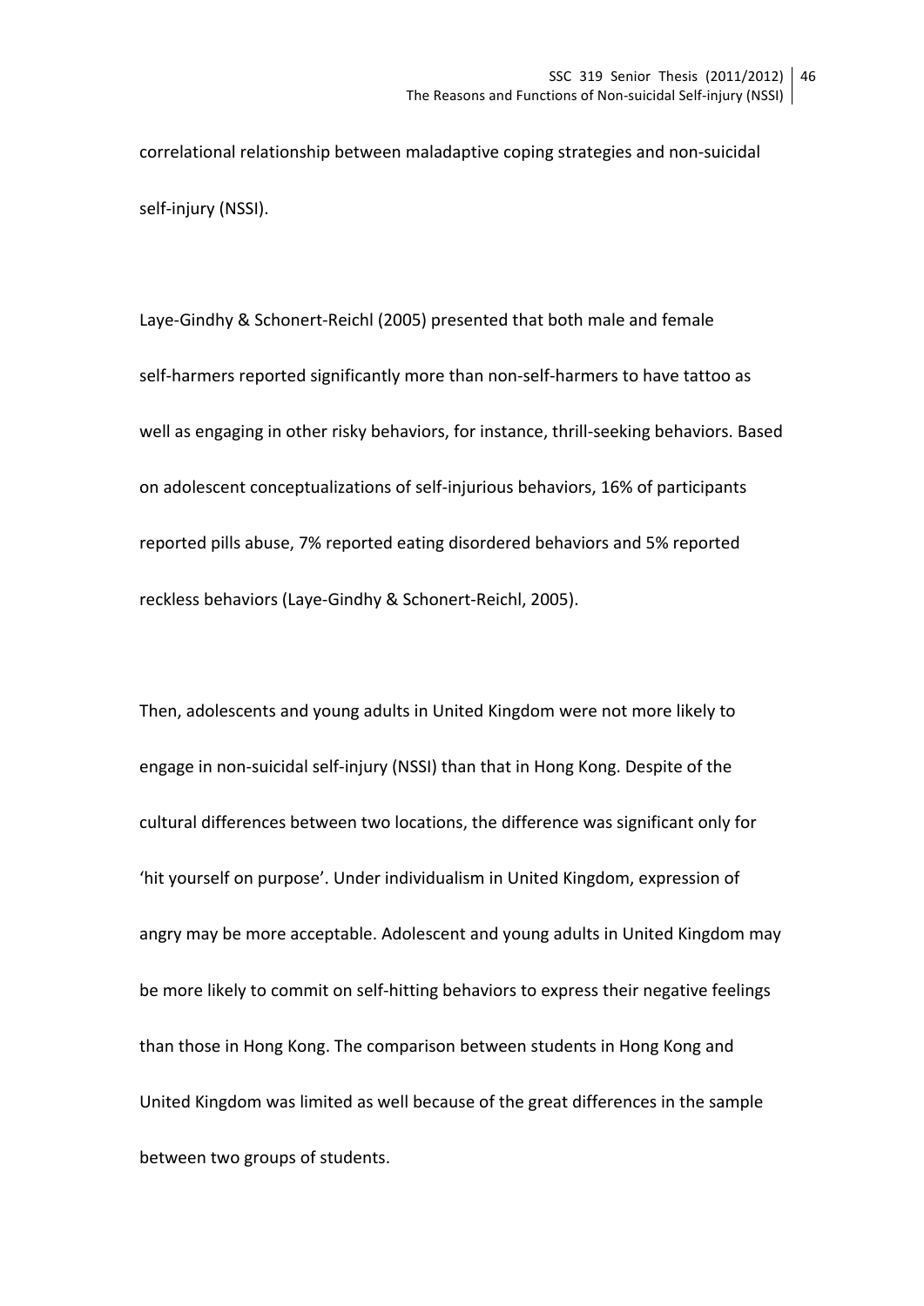correlational relationship between maladaptive coping strategies and non-suicidal self-injury (NSSI).

Laye-Gindhy & Schonert-Reichl (2005) presented that both male and female self-harmers reported significantly more than non-self-harmers to have tattoo as well as engaging in other risky behaviors, for instance, thrill-seeking behaviors. Based on adolescent conceptualizations of self-injurious behaviors, 16% of participants reported pills abuse, 7% reported eating disordered behaviors and 5% reported reckless behaviors (Laye-Gindhy & Schonert-Reichl, 2005).

Then, adolescents and young adults in United Kingdom were not more likely to engage in non-suicidal self-injury (NSSI) than that in Hong Kong. Despite of the cultural differences between two locations, the difference was significant only for 'hit yourself on purpose'. Under individualism in United Kingdom, expression of angry may be more acceptable. Adolescent and young adults in United Kingdom may be more likely to commit on self-hitting behaviors to express their negative feelings than those in Hong Kong. The comparison between students in Hong Kong and United Kingdom was limited as well because of the great differences in the sample between two groups of students.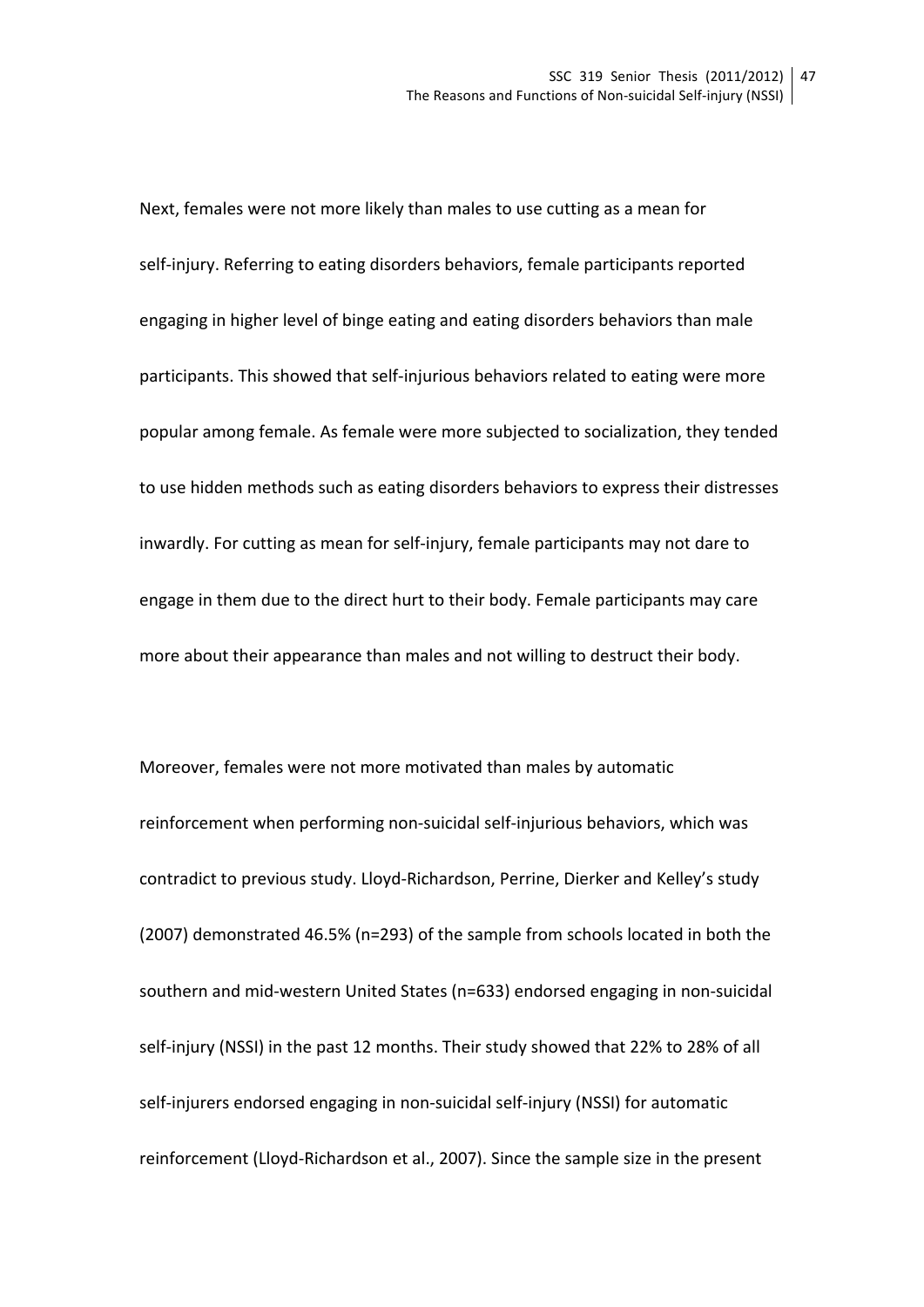Next, females were not more likely than males to use cutting as a mean for self-injury. Referring to eating disorders behaviors, female participants reported engaging in higher level of binge eating and eating disorders behaviors than male participants. This showed that self-injurious behaviors related to eating were more popular among female. As female were more subjected to socialization, they tended to use hidden methods such as eating disorders behaviors to express their distresses inwardly. For cutting as mean for self-injury, female participants may not dare to engage in them due to the direct hurt to their body. Female participants may care more about their appearance than males and not willing to destruct their body.

Moreover, females were not more motivated than males by automatic reinforcement when performing non-suicidal self-injurious behaviors, which was contradict to previous study. Lloyd-Richardson, Perrine, Dierker and Kelley's study (2007) demonstrated 46.5% (n=293) of the sample from schools located in both the southern and mid-western United States (n=633) endorsed engaging in non-suicidal self-injury (NSSI) in the past 12 months. Their study showed that 22% to 28% of all self-injurers endorsed engaging in non-suicidal self-injury (NSSI) for automatic reinforcement (Lloyd-Richardson et al., 2007). Since the sample size in the present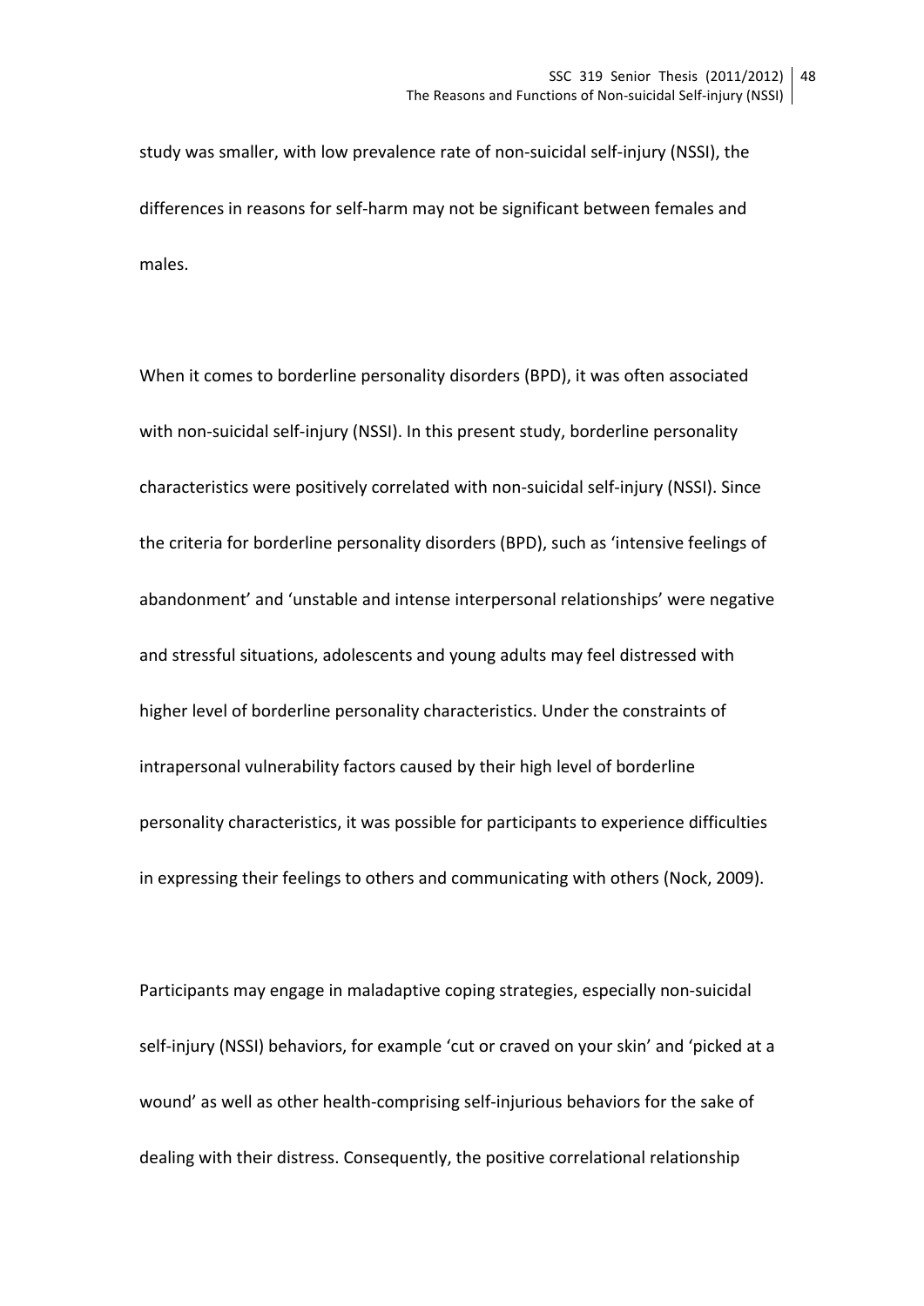study was smaller, with low prevalence rate of non-suicidal self-injury (NSSI), the differences in reasons for self-harm may not be significant between females and males.

When it comes to borderline personality disorders (BPD), it was often associated with non-suicidal self-injury (NSSI). In this present study, borderline personality characteristics were positively correlated with non-suicidal self-injury (NSSI). Since the criteria for borderline personality disorders (BPD), such as 'intensive feelings of abandonment' and 'unstable and intense interpersonal relationships' were negative and stressful situations, adolescents and young adults may feel distressed with higher level of borderline personality characteristics. Under the constraints of intrapersonal vulnerability factors caused by their high level of borderline personality characteristics, it was possible for participants to experience difficulties in expressing their feelings to others and communicating with others (Nock, 2009).

Participants may engage in maladaptive coping strategies, especially non-suicidal self-injury (NSSI) behaviors, for example 'cut or craved on your skin' and 'picked at a wound' as well as other health-comprising self-injurious behaviors for the sake of dealing with their distress. Consequently, the positive correlational relationship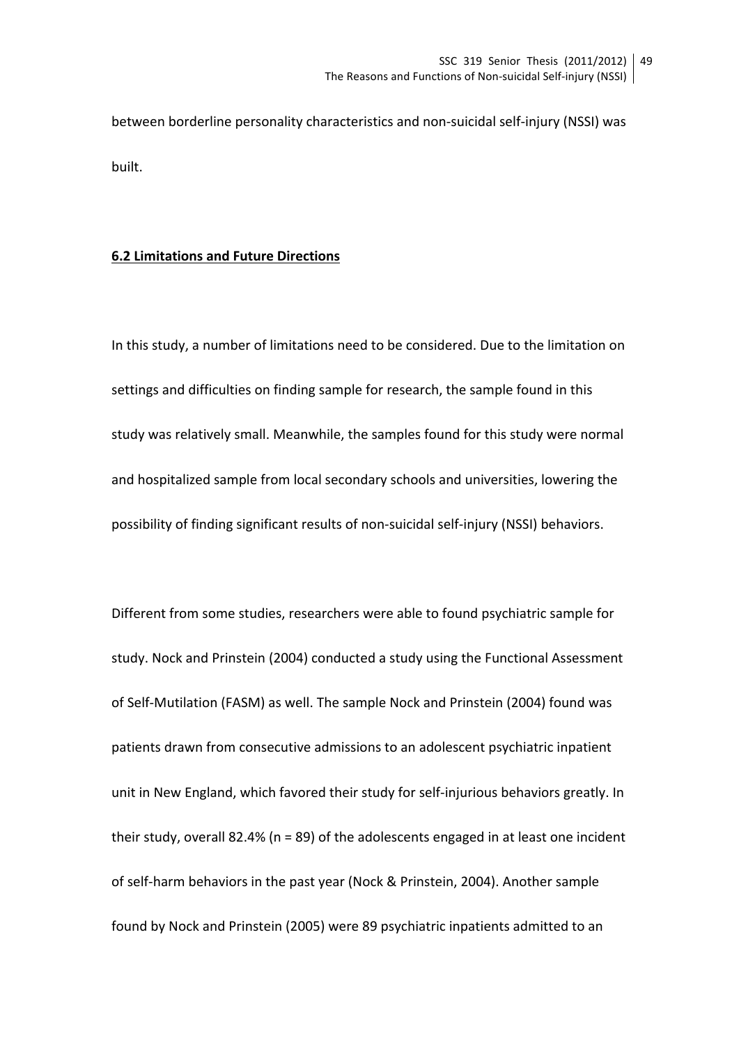between borderline personality characteristics and non-suicidal self-injury (NSSI) was built.

**6.2 Limitations and Future Directions**

In this study, a number of limitations need to be considered. Due to the limitation on settings and difficulties on finding sample for research, the sample found in this study was relatively small. Meanwhile, the samples found for this study were normal and hospitalized sample from local secondary schools and universities, lowering the possibility of finding significant results of non-suicidal self-injury (NSSI) behaviors.

Different from some studies, researchers were able to found psychiatric sample for study. Nock and Prinstein (2004) conducted a study using the Functional Assessment of Self-Mutilation (FASM) as well. The sample Nock and Prinstein (2004) found was patients drawn from consecutive admissions to an adolescent psychiatric inpatient unit in New England, which favored their study for self-injurious behaviors greatly. In their study, overall 82.4% (n = 89) of the adolescents engaged in at least one incident of self-harm behaviors in the past year (Nock & Prinstein, 2004). Another sample found by Nock and Prinstein (2005) were 89 psychiatric inpatients admitted to an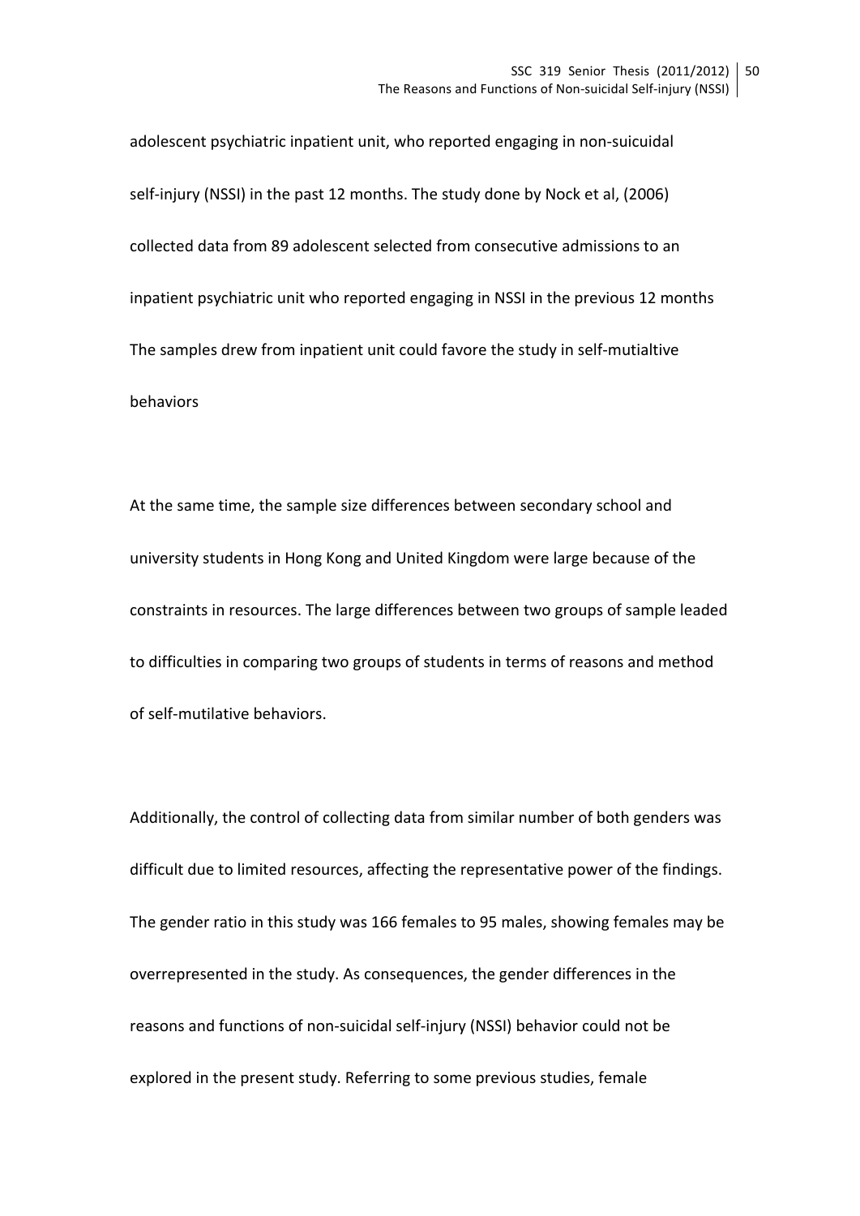adolescent psychiatric inpatient unit, who reported engaging in non-suicuidal self-injury (NSSI) in the past 12 months. The study done by Nock et al, (2006) collected data from 89 adolescent selected from consecutive admissions to an inpatient psychiatric unit who reported engaging in NSSI in the previous 12 months The samples drew from inpatient unit could favore the study in self-mutialtive behaviors

At the same time, the sample size differences between secondary school and university students in Hong Kong and United Kingdom were large because of the constraints in resources. The large differences between two groups of sample leaded to difficulties in comparing two groups of students in terms of reasons and method of self-mutilative behaviors.

Additionally, the control of collecting data from similar number of both genders was difficult due to limited resources, affecting the representative power of the findings. The gender ratio in this study was 166 females to 95 males, showing females may be overrepresented in the study. As consequences, the gender differences in the reasons and functions of non-suicidal self-injury (NSSI) behavior could not be explored in the present study. Referring to some previous studies, female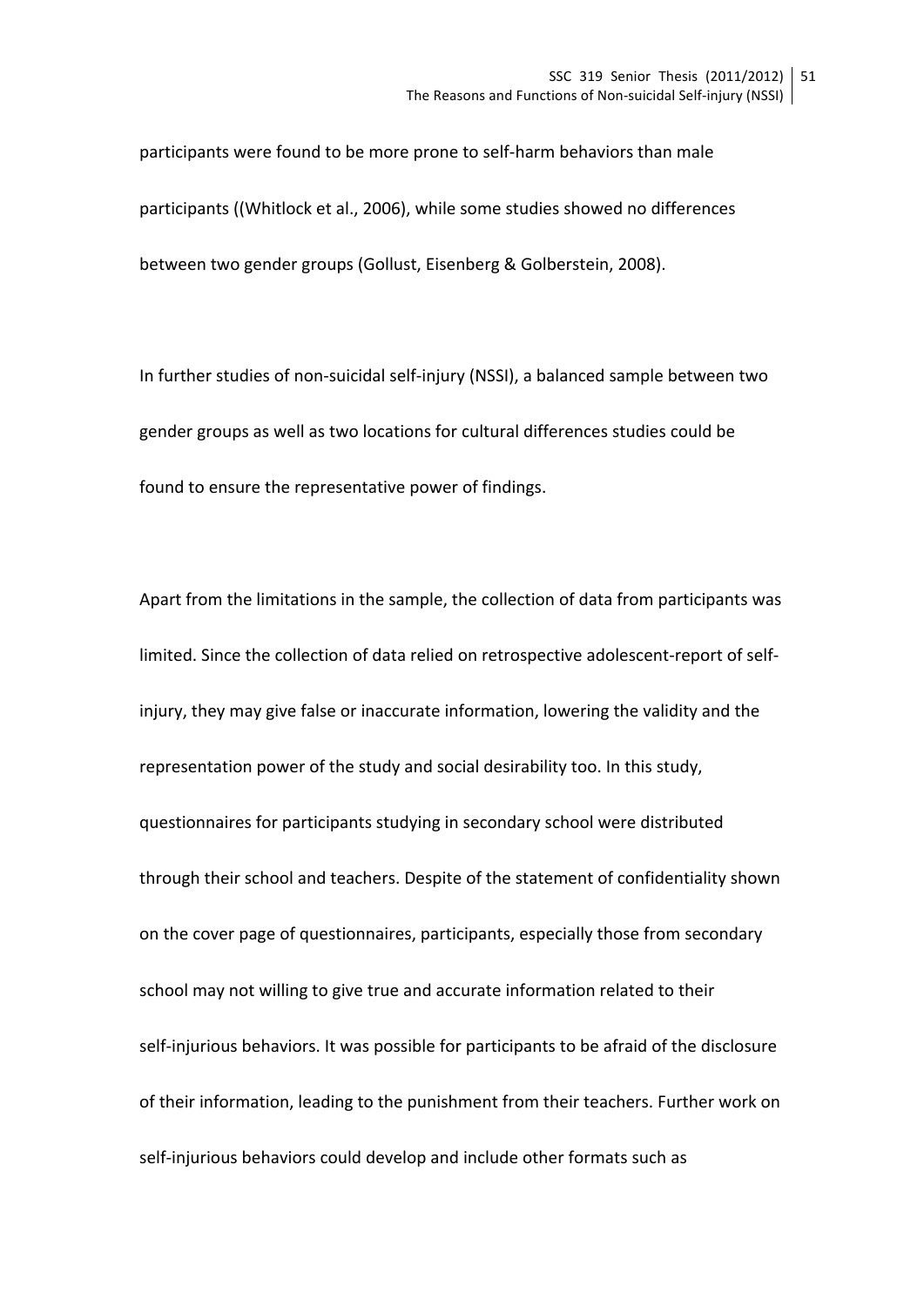participants were found to be more prone to self-harm behaviors than male participants ((Whitlock et al., 2006), while some studies showed no differences between two gender groups (Gollust, Eisenberg & Golberstein, 2008).

In further studies of non-suicidal self-injury (NSSI), a balanced sample between two gender groups as well as two locations for cultural differences studies could be found to ensure the representative power of findings.

Apart from the limitations in the sample, the collection of data from participants was limited. Since the collection of data relied on retrospective adolescent-report of self-injury, they may give false or inaccurate information, lowering the validity and the representation power of the study and social desirability too. In this study, questionnaires for participants studying in secondary school were distributed through their school and teachers. Despite of the statement of confidentiality shown on the cover page of questionnaires, participants, especially those from secondary school may not willing to give true and accurate information related to their self-injurious behaviors. It was possible for participants to be afraid of the disclosure of their information, leading to the punishment from their teachers. Further work on self-injurious behaviors could develop and include other formats such as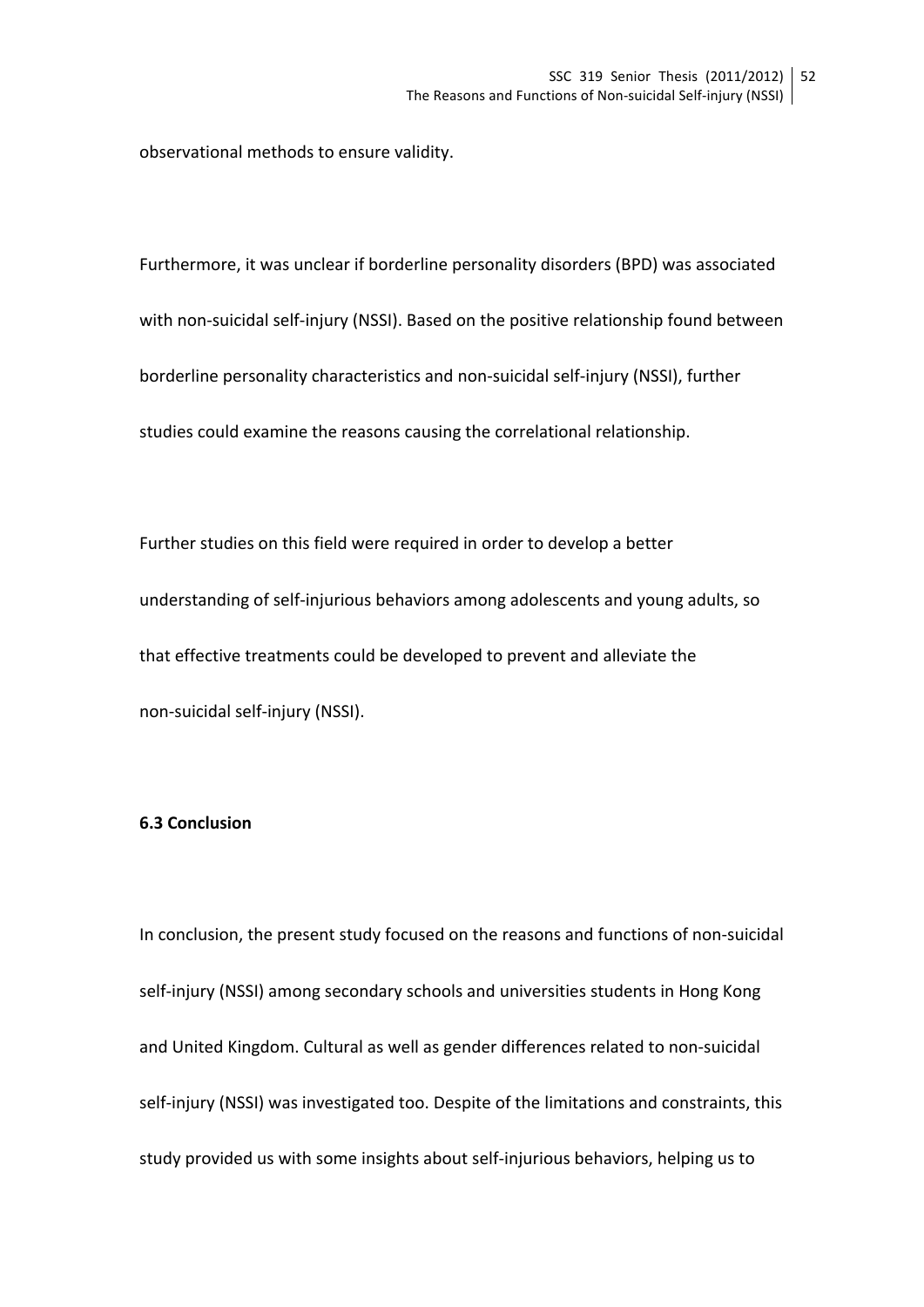observational methods to ensure validity.

Furthermore, it was unclear if borderline personality disorders (BPD) was associated with non-suicidal self-injury (NSSI). Based on the positive relationship found between borderline personality characteristics and non-suicidal self-injury (NSSI), further studies could examine the reasons causing the correlational relationship.

Further studies on this field were required in order to develop a better understanding of self-injurious behaviors among adolescents and young adults, so that effective treatments could be developed to prevent and alleviate the non-suicidal self-injury (NSSI).

### 6.3 Conclusion

In conclusion, the present study focused on the reasons and functions of non-suicidal self-injury (NSSI) among secondary schools and universities students in Hong Kong and United Kingdom. Cultural as well as gender differences related to non-suicidal self-injury (NSSI) was investigated too. Despite of the limitations and constraints, this study provided us with some insights about self-injurious behaviors, helping us to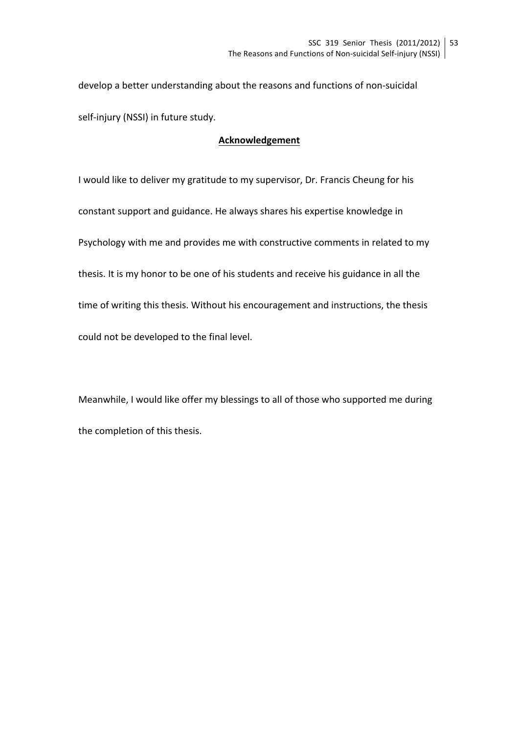develop a better understanding about the reasons and functions of non-suicidal self-injury (NSSI) in future study.

## Acknowledgement

I would like to deliver my gratitude to my supervisor, Dr. Francis Cheung for his constant support and guidance. He always shares his expertise knowledge in Psychology with me and provides me with constructive comments in related to my thesis. It is my honor to be one of his students and receive his guidance in all the time of writing this thesis. Without his encouragement and instructions, the thesis could not be developed to the final level.

Meanwhile, I would like offer my blessings to all of those who supported me during the completion of this thesis.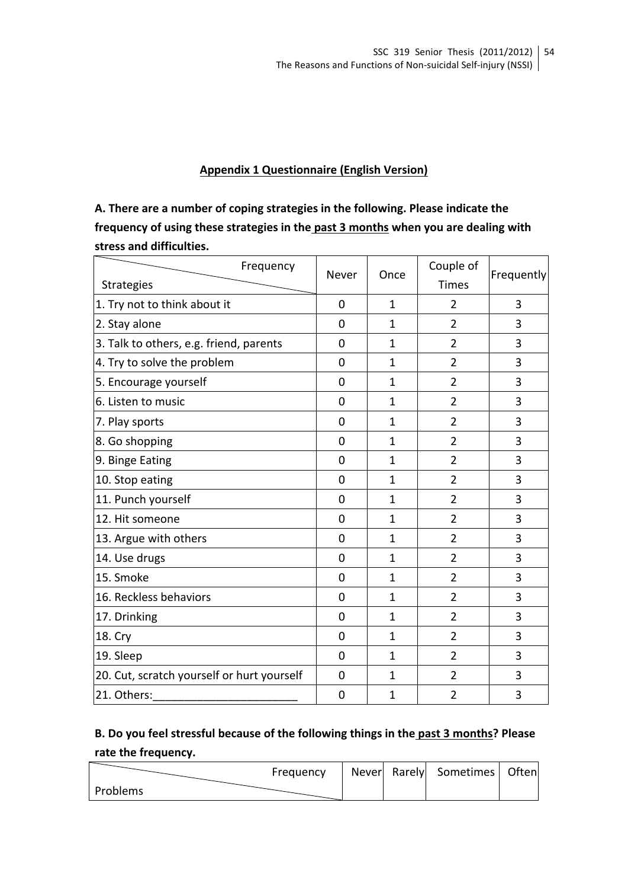**Appendix 1 Questionnaire (English Version)**

**A. There are a number of coping strategies in the following. Please indicate the frequency of using these strategies in the past 3 months when you are dealing with stress and difficulties.**

| Strategies \ Frequency | Never | Once | Couple of Times | Frequently |
|---|---|---|---|---|
| 1. Try not to think about it | 0 | 1 | 2 | 3 |
| 2. Stay alone | 0 | 1 | 2 | 3 |
| 3. Talk to others, e.g. friend, parents | 0 | 1 | 2 | 3 |
| 4. Try to solve the problem | 0 | 1 | 2 | 3 |
| 5. Encourage yourself | 0 | 1 | 2 | 3 |
| 6. Listen to music | 0 | 1 | 2 | 3 |
| 7. Play sports | 0 | 1 | 2 | 3 |
| 8. Go shopping | 0 | 1 | 2 | 3 |
| 9. Binge Eating | 0 | 1 | 2 | 3 |
| 10. Stop eating | 0 | 1 | 2 | 3 |
| 11. Punch yourself | 0 | 1 | 2 | 3 |
| 12. Hit someone | 0 | 1 | 2 | 3 |
| 13. Argue with others | 0 | 1 | 2 | 3 |
| 14. Use drugs | 0 | 1 | 2 | 3 |
| 15. Smoke | 0 | 1 | 2 | 3 |
| 16. Reckless behaviors | 0 | 1 | 2 | 3 |
| 17. Drinking | 0 | 1 | 2 | 3 |
| 18. Cry | 0 | 1 | 2 | 3 |
| 19. Sleep | 0 | 1 | 2 | 3 |
| 20. Cut, scratch yourself or hurt yourself | 0 | 1 | 2 | 3 |
| 21. Others:_______________________ | 0 | 1 | 2 | 3 |

**B. Do you feel stressful because of the following things in the past 3 months? Please rate the frequency.**

| Problems \ Frequency | Never | Rarely | Sometimes | Often |
|---|---|---|---|---|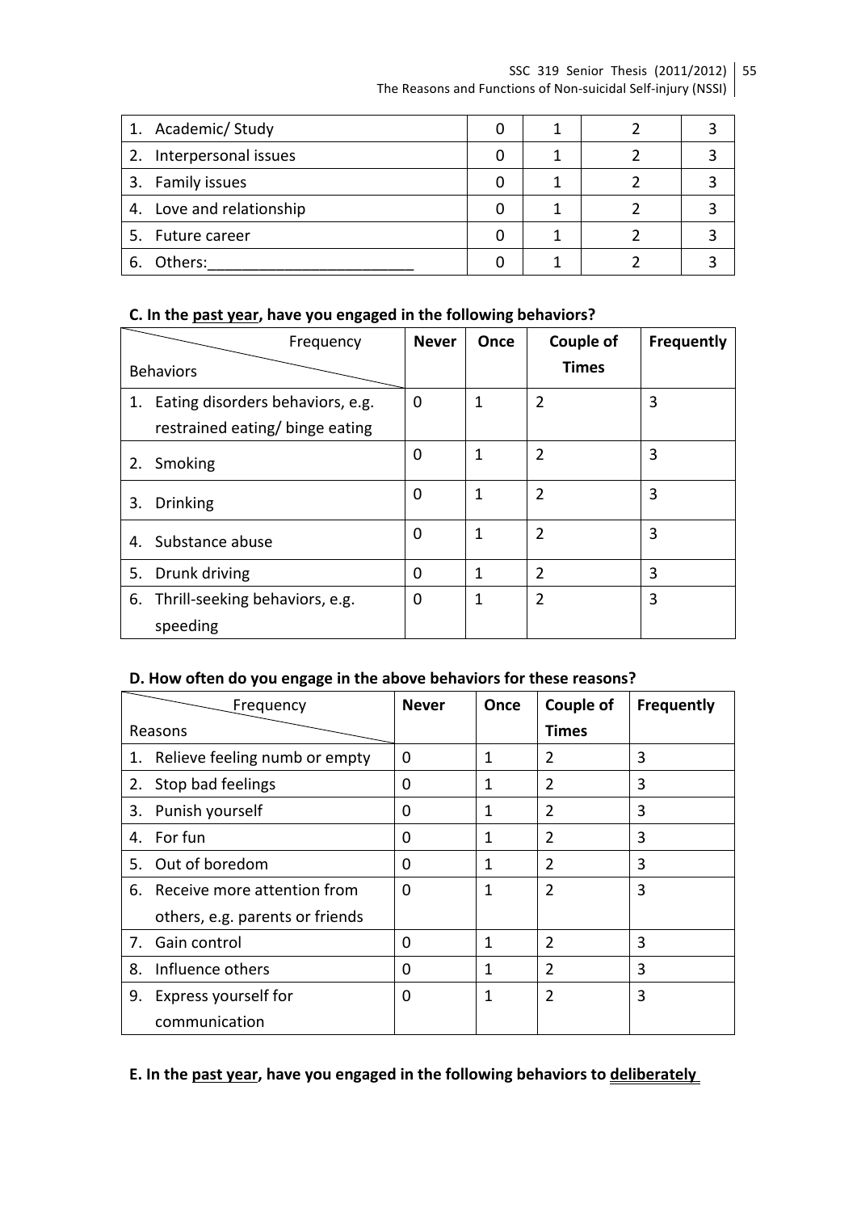| | | | | |
|---|---|---|---|---|
| 1. Academic/ Study | 0 | 1 | 2 | 3 |
| 2. Interpersonal issues | 0 | 1 | 2 | 3 |
| 3. Family issues | 0 | 1 | 2 | 3 |
| 4. Love and relationship | 0 | 1 | 2 | 3 |
| 5. Future career | 0 | 1 | 2 | 3 |
| 6. Others:________________________ | 0 | 1 | 2 | 3 |

**C. In the past year, have you engaged in the following behaviors?**

| Behaviors \ Frequency | **Never** | **Once** | **Couple of Times** | **Frequently** |
|---|---|---|---|---|
| 1. Eating disorders behaviors, e.g. restrained eating/ binge eating | 0 | 1 | 2 | 3 |
| 2. Smoking | 0 | 1 | 2 | 3 |
| 3. Drinking | 0 | 1 | 2 | 3 |
| 4. Substance abuse | 0 | 1 | 2 | 3 |
| 5. Drunk driving | 0 | 1 | 2 | 3 |
| 6. Thrill-seeking behaviors, e.g. speeding | 0 | 1 | 2 | 3 |

**D. How often do you engage in the above behaviors for these reasons?**

| Reasons \ Frequency | **Never** | **Once** | **Couple of Times** | **Frequently** |
|---|---|---|---|---|
| 1. Relieve feeling numb or empty | 0 | 1 | 2 | 3 |
| 2. Stop bad feelings | 0 | 1 | 2 | 3 |
| 3. Punish yourself | 0 | 1 | 2 | 3 |
| 4. For fun | 0 | 1 | 2 | 3 |
| 5. Out of boredom | 0 | 1 | 2 | 3 |
| 6. Receive more attention from others, e.g. parents or friends | 0 | 1 | 2 | 3 |
| 7. Gain control | 0 | 1 | 2 | 3 |
| 8. Influence others | 0 | 1 | 2 | 3 |
| 9. Express yourself for communication | 0 | 1 | 2 | 3 |

**E. In the past year, have you engaged in the following behaviors to deliberately**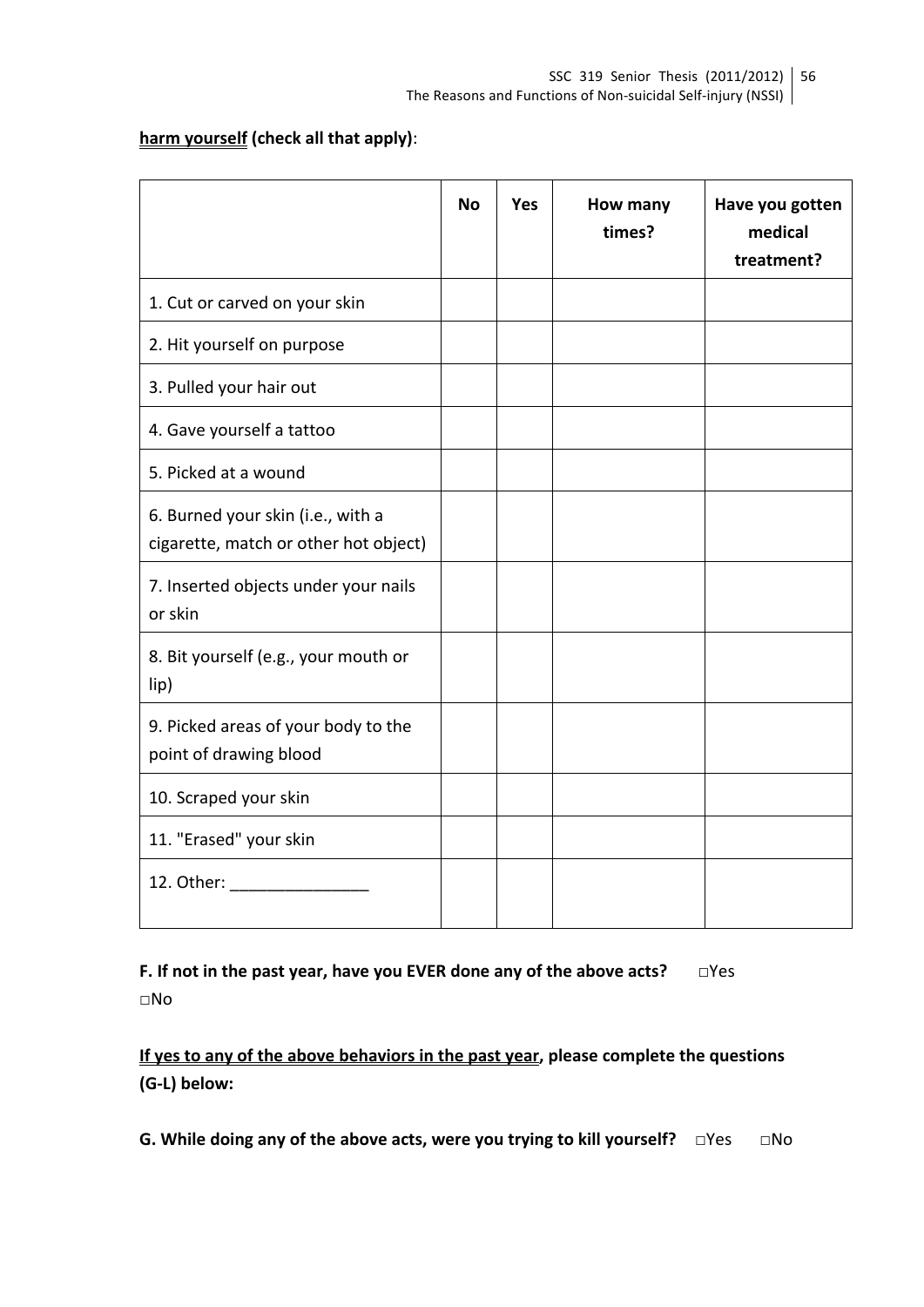**<u>harm yourself</u> (check all that apply)**:

| | No | Yes | How many times? | Have you gotten medical treatment? |
|---|---|---|---|---|
| 1. Cut or carved on your skin | | | | |
| 2. Hit yourself on purpose | | | | |
| 3. Pulled your hair out | | | | |
| 4. Gave yourself a tattoo | | | | |
| 5. Picked at a wound | | | | |
| 6. Burned your skin (i.e., with a cigarette, match or other hot object) | | | | |
| 7. Inserted objects under your nails or skin | | | | |
| 8. Bit yourself (e.g., your mouth or lip) | | | | |
| 9. Picked areas of your body to the point of drawing blood | | | | |
| 10. Scraped your skin | | | | |
| 11. "Erased" your skin | | | | |
| 12. Other: _______________ | | | | |

**F. If not in the past year, have you EVER done any of the above acts?** □Yes □No

**<u>If yes to any of the above behaviors in the past year</u>, please complete the questions (G-L) below:**

**G. While doing any of the above acts, were you trying to kill yourself?** □Yes □No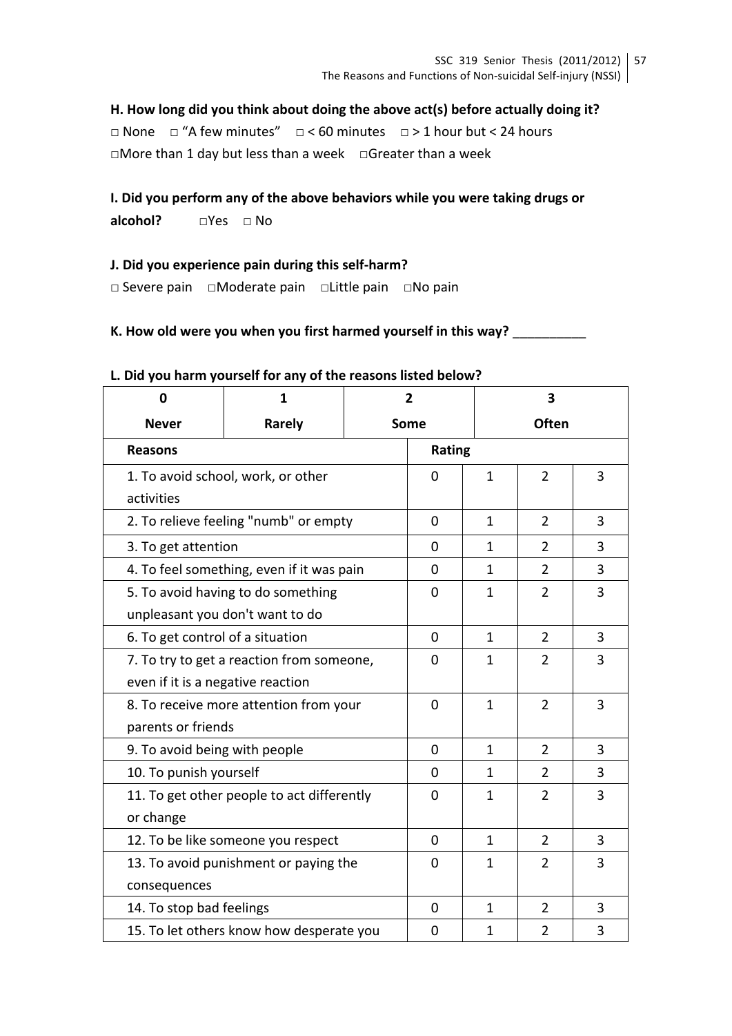**H. How long did you think about doing the above act(s) before actually doing it?**

□ None □ "A few minutes" □ < 60 minutes □ > 1 hour but < 24 hours

□More than 1 day but less than a week □Greater than a week

**I. Did you perform any of the above behaviors while you were taking drugs or alcohol?** □Yes □ No

**J. Did you experience pain during this self-harm?**

□ Severe pain □Moderate pain □Little pain □No pain

**K. How old were you when you first harmed yourself in this way?** __________

**L. Did you harm yourself for any of the reasons listed below?**

| 0 | 1 | 2 | 3 |
|---|---|---|---|
| **Never** | **Rarely** | **Some** | **Often** |

| Reasons | Rating | | | |
|---|---|---|---|---|
| 1. To avoid school, work, or other activities | 0 | 1 | 2 | 3 |
| 2. To relieve feeling "numb" or empty | 0 | 1 | 2 | 3 |
| 3. To get attention | 0 | 1 | 2 | 3 |
| 4. To feel something, even if it was pain | 0 | 1 | 2 | 3 |
| 5. To avoid having to do something unpleasant you don't want to do | 0 | 1 | 2 | 3 |
| 6. To get control of a situation | 0 | 1 | 2 | 3 |
| 7. To try to get a reaction from someone, even if it is a negative reaction | 0 | 1 | 2 | 3 |
| 8. To receive more attention from your parents or friends | 0 | 1 | 2 | 3 |
| 9. To avoid being with people | 0 | 1 | 2 | 3 |
| 10. To punish yourself | 0 | 1 | 2 | 3 |
| 11. To get other people to act differently or change | 0 | 1 | 2 | 3 |
| 12. To be like someone you respect | 0 | 1 | 2 | 3 |
| 13. To avoid punishment or paying the consequences | 0 | 1 | 2 | 3 |
| 14. To stop bad feelings | 0 | 1 | 2 | 3 |
| 15. To let others know how desperate you | 0 | 1 | 2 | 3 |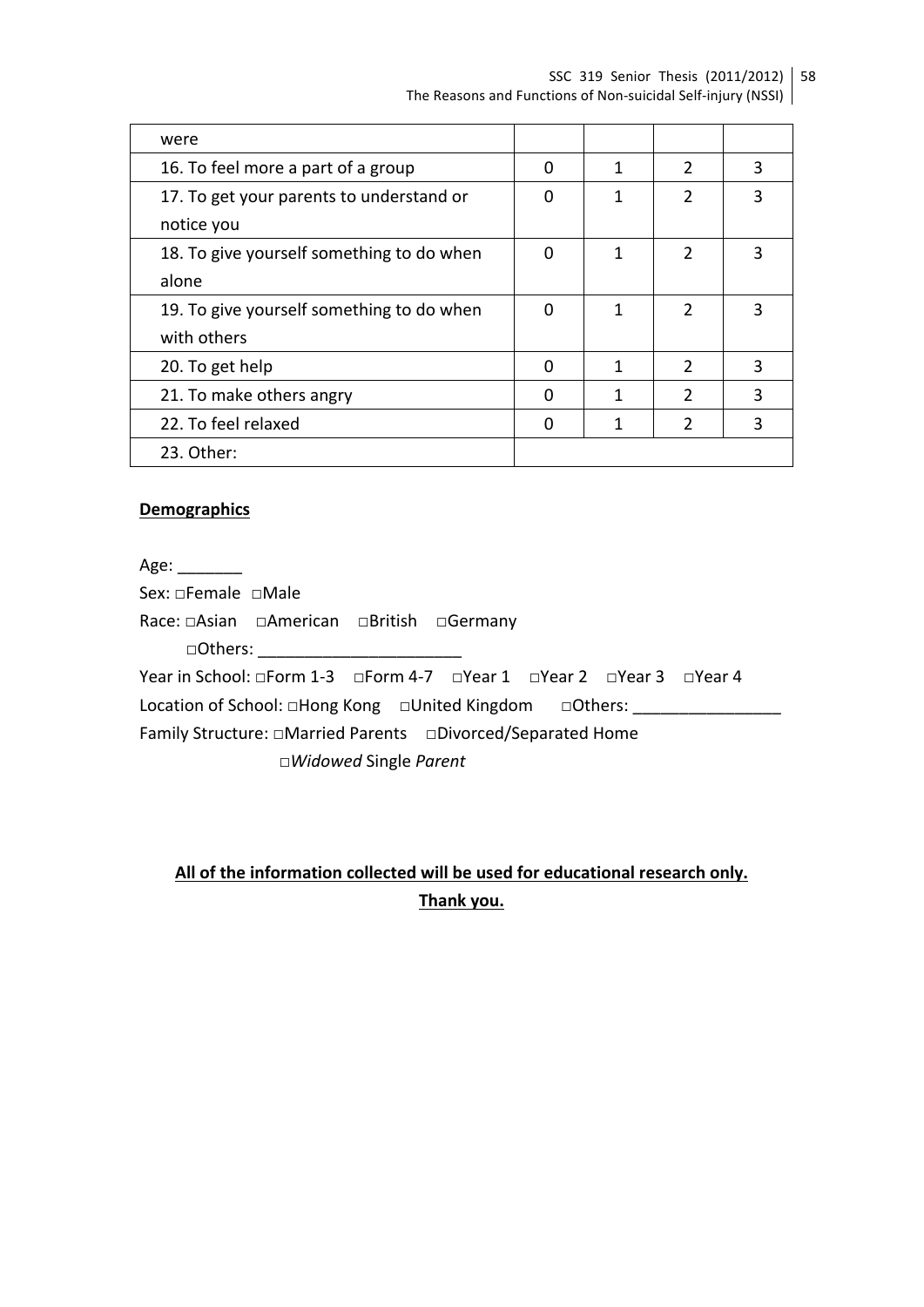| were | | | | |
|---|---|---|---|---|
| 16. To feel more a part of a group | 0 | 1 | 2 | 3 |
| 17. To get your parents to understand or notice you | 0 | 1 | 2 | 3 |
| 18. To give yourself something to do when alone | 0 | 1 | 2 | 3 |
| 19. To give yourself something to do when with others | 0 | 1 | 2 | 3 |
| 20. To get help | 0 | 1 | 2 | 3 |
| 21. To make others angry | 0 | 1 | 2 | 3 |
| 22. To feel relaxed | 0 | 1 | 2 | 3 |
| 23. Other: | | | | |

**Demographics**

Age: _______

Sex: □Female □Male

Race: □Asian □American □British □Germany

□Others: ______________________

Year in School: □Form 1-3 □Form 4-7 □Year 1 □Year 2 □Year 3 □Year 4

Location of School: □Hong Kong □United Kingdom □Others: ________________

Family Structure: □Married Parents □Divorced/Separated Home

□*Widowed* Single *Parent*

**All of the information collected will be used for educational research only.**

**Thank you.**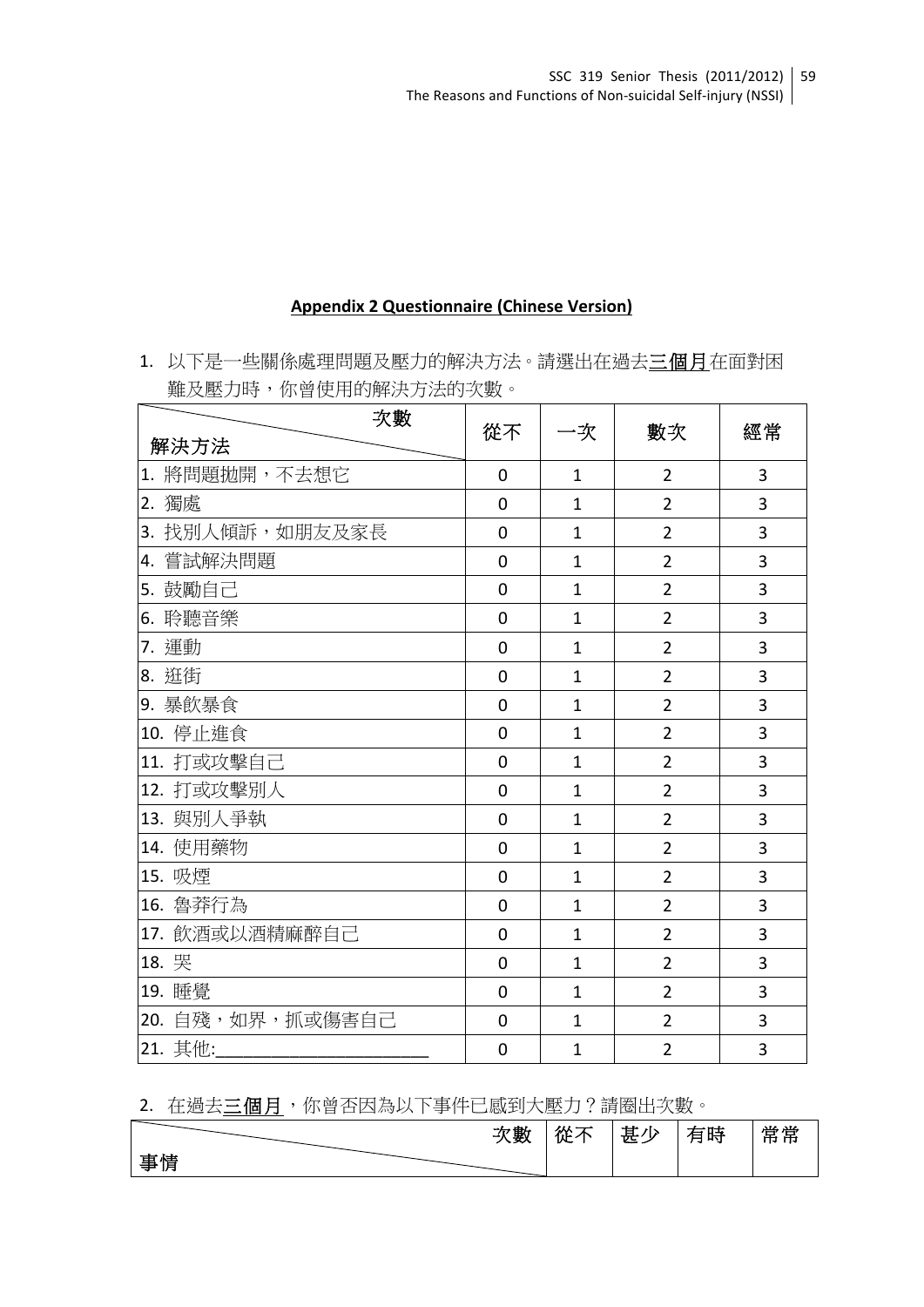**Appendix 2 Questionnaire (Chinese Version)**

1. 以下是一些關係處理問題及壓力的解決方法。請選出在過去<u>三個月</u>在面對困難及壓力時，你曾使用的解決方法的次數。

| 次數 / 解決方法 | 從不 | 一次 | 數次 | 經常 |
|---|---|---|---|---|
| 1. 將問題拋開，不去想它 | 0 | 1 | 2 | 3 |
| 2. 獨處 | 0 | 1 | 2 | 3 |
| 3. 找別人傾訴，如朋友及家長 | 0 | 1 | 2 | 3 |
| 4. 嘗試解決問題 | 0 | 1 | 2 | 3 |
| 5. 鼓勵自己 | 0 | 1 | 2 | 3 |
| 6. 聆聽音樂 | 0 | 1 | 2 | 3 |
| 7. 運動 | 0 | 1 | 2 | 3 |
| 8. 逛街 | 0 | 1 | 2 | 3 |
| 9. 暴飲暴食 | 0 | 1 | 2 | 3 |
| 10. 停止進食 | 0 | 1 | 2 | 3 |
| 11. 打或攻擊自己 | 0 | 1 | 2 | 3 |
| 12. 打或攻擊別人 | 0 | 1 | 2 | 3 |
| 13. 與別人爭執 | 0 | 1 | 2 | 3 |
| 14. 使用藥物 | 0 | 1 | 2 | 3 |
| 15. 吸煙 | 0 | 1 | 2 | 3 |
| 16. 魯莽行為 | 0 | 1 | 2 | 3 |
| 17. 飲酒或以酒精麻醉自己 | 0 | 1 | 2 | 3 |
| 18. 哭 | 0 | 1 | 2 | 3 |
| 19. 睡覺 | 0 | 1 | 2 | 3 |
| 20. 自殘，如界，抓或傷害自己 | 0 | 1 | 2 | 3 |
| 21. 其他:______________________ | 0 | 1 | 2 | 3 |

2. 在過去<u>三個月</u>，你曾否因為以下事件已感到大壓力？請圈出次數。

| 次數 / 事情 | 從不 | 甚少 | 有時 | 常常 |
|---|---|---|---|---|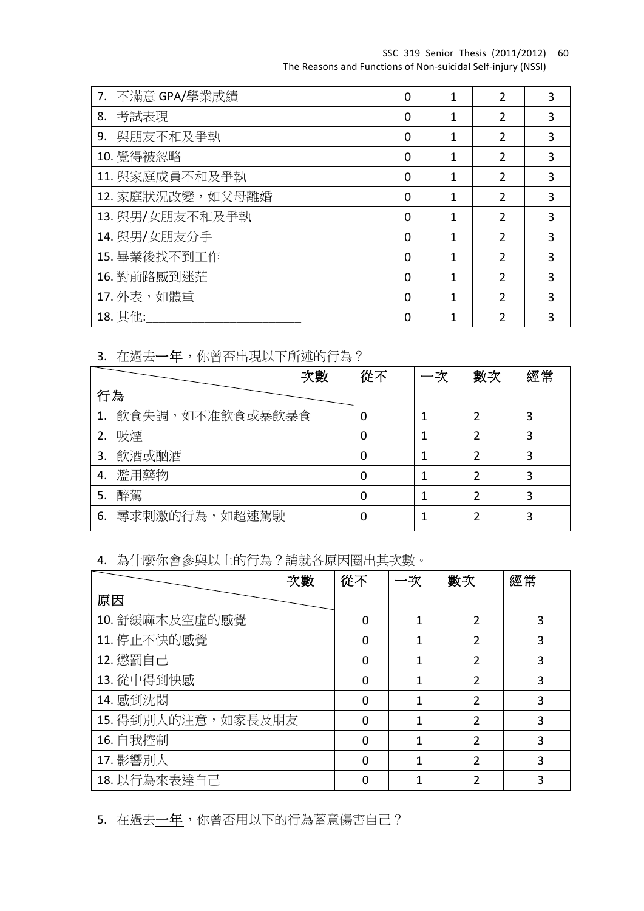| | | | | |
|---|---|---|---|---|
| 7. 不滿意 GPA/學業成績 | 0 | 1 | 2 | 3 |
| 8. 考試表現 | 0 | 1 | 2 | 3 |
| 9. 與朋友不和及爭執 | 0 | 1 | 2 | 3 |
| 10. 覺得被忽略 | 0 | 1 | 2 | 3 |
| 11. 與家庭成員不和及爭執 | 0 | 1 | 2 | 3 |
| 12. 家庭狀況改變，如父母離婚 | 0 | 1 | 2 | 3 |
| 13. 與男/女朋友不和及爭執 | 0 | 1 | 2 | 3 |
| 14. 與男/女朋友分手 | 0 | 1 | 2 | 3 |
| 15. 畢業後找不到工作 | 0 | 1 | 2 | 3 |
| 16. 對前路感到迷茫 | 0 | 1 | 2 | 3 |
| 17. 外表，如體重 | 0 | 1 | 2 | 3 |
| 18. 其他:________________________ | 0 | 1 | 2 | 3 |

3. 在過去<u>一年</u>，你曾否出現以下所述的行為？

| 次數 / 行為 | 從不 | 一次 | 數次 | 經常 |
|---|---|---|---|---|
| 1. 飲食失調，如不准飲食或暴飲暴食 | 0 | 1 | 2 | 3 |
| 2. 吸煙 | 0 | 1 | 2 | 3 |
| 3. 飲酒或酗酒 | 0 | 1 | 2 | 3 |
| 4. 濫用藥物 | 0 | 1 | 2 | 3 |
| 5. 醉駕 | 0 | 1 | 2 | 3 |
| 6. 尋求刺激的行為，如超速駕駛 | 0 | 1 | 2 | 3 |

4. 為什麼你會參與以上的行為？請就各原因圈出其次數。

| 次數 / 原因 | 從不 | 一次 | 數次 | 經常 |
|---|---|---|---|---|
| 10. 舒緩麻木及空虛的感覺 | 0 | 1 | 2 | 3 |
| 11. 停止不快的感覺 | 0 | 1 | 2 | 3 |
| 12. 懲罰自己 | 0 | 1 | 2 | 3 |
| 13. 從中得到快感 | 0 | 1 | 2 | 3 |
| 14. 感到沈悶 | 0 | 1 | 2 | 3 |
| 15. 得到別人的注意，如家長及朋友 | 0 | 1 | 2 | 3 |
| 16. 自我控制 | 0 | 1 | 2 | 3 |
| 17. 影響別人 | 0 | 1 | 2 | 3 |
| 18. 以行為來表達自己 | 0 | 1 | 2 | 3 |

5. 在過去<u>一年</u>，你曾否用以下的行為蓄意傷害自己？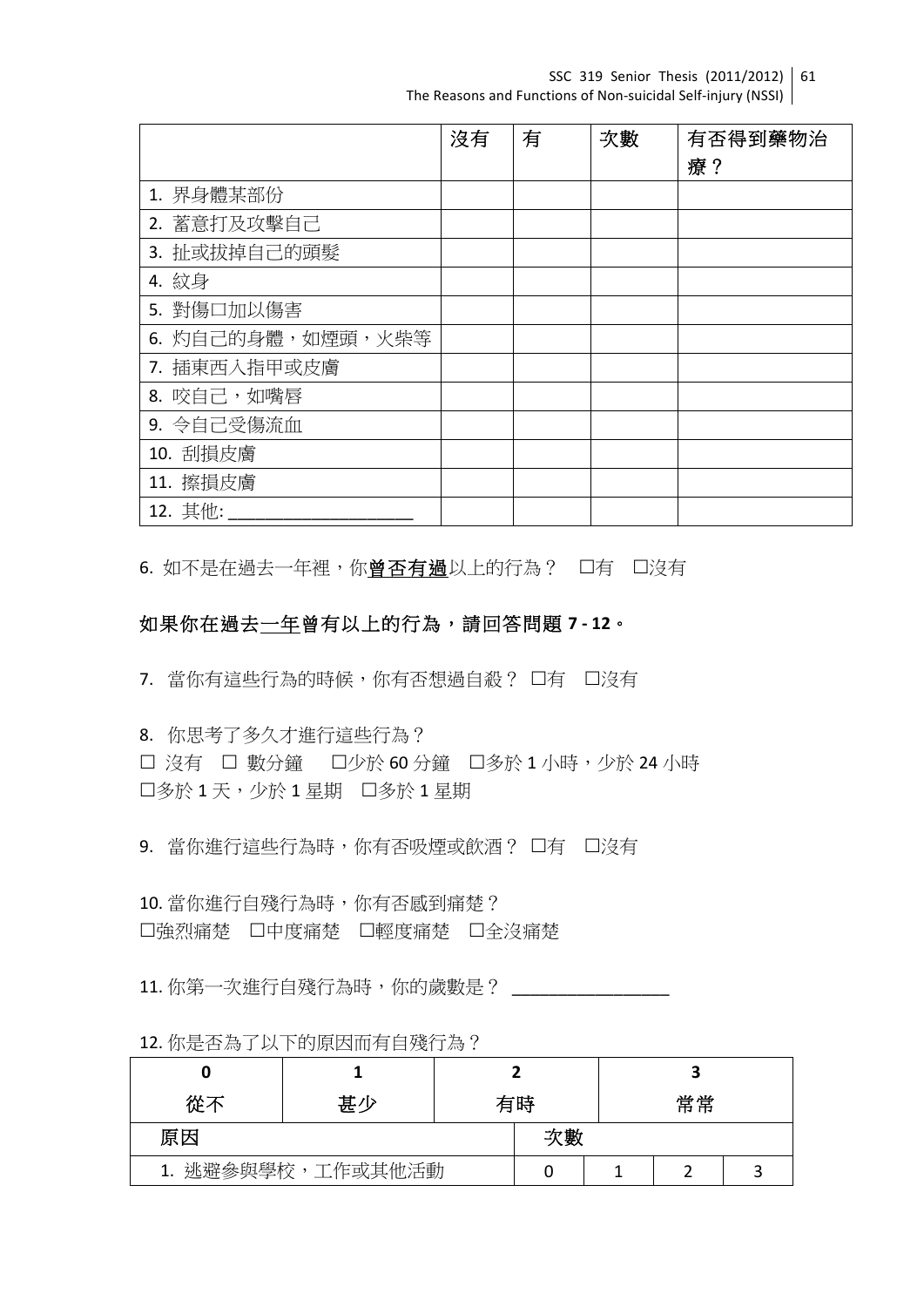| | 沒有 | 有 | 次數 | 有否得到藥物治療？ |
|---|---|---|---|---|
| 1. 界身體某部份 | | | | |
| 2. 蓄意打及攻擊自己 | | | | |
| 3. 扯或拔掉自己的頭髮 | | | | |
| 4. 紋身 | | | | |
| 5. 對傷口加以傷害 | | | | |
| 6. 灼自己的身體，如煙頭，火柴等 | | | | |
| 7. 插東西入指甲或皮膚 | | | | |
| 8. 咬自己，如嘴唇 | | | | |
| 9. 令自己受傷流血 | | | | |
| 10. 刮損皮膚 | | | | |
| 11. 擦損皮膚 | | | | |
| 12. 其他: ____________________ | | | | |

6. 如不是在過去一年裡，你<u>**曾否有過**</u>以上的行為？ □有 □沒有

**如果你在過去<u>一年</u>曾有以上的行為，請回答問題 7 - 12。**

7. 當你有這些行為的時候，你有否想過自殺？ □有 □沒有

8. 你思考了多久才進行這些行為？
□ 沒有 □ 數分鐘 □少於 60 分鐘 □多於 1 小時，少於 24 小時
□多於 1 天，少於 1 星期 □多於 1 星期

9. 當你進行這些行為時，你有否吸煙或飲酒？ □有 □沒有

10. 當你進行自殘行為時，你有否感到痛楚？
□強烈痛楚 □中度痛楚 □輕度痛楚 □全沒痛楚

11. 你第一次進行自殘行為時，你的歲數是？ ________________

12. 你是否為了以下的原因而有自殘行為？

| 0 | 1 | 2 | 3 |
|---|---|---|---|
| 從不 | 甚少 | 有時 | 常常 |

| 原因 | 次數 | | | |
|---|---|---|---|---|
| 1. 逃避參與學校，工作或其他活動 | 0 | 1 | 2 | 3 |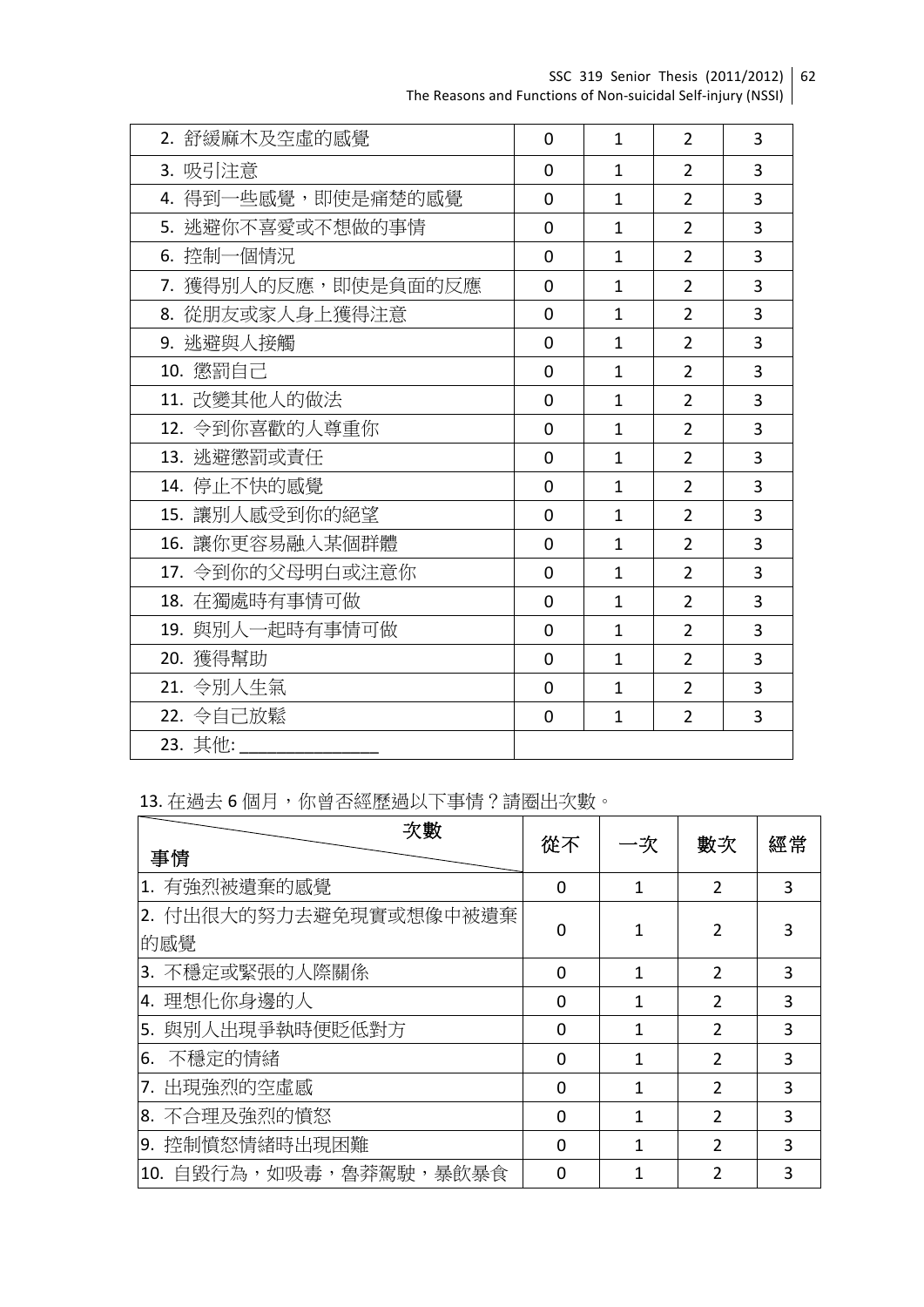| | | | | |
|---|---|---|---|---|
| 2. 舒緩麻木及空虛的感覺 | 0 | 1 | 2 | 3 |
| 3. 吸引注意 | 0 | 1 | 2 | 3 |
| 4. 得到一些感覺，即使是痛楚的感覺 | 0 | 1 | 2 | 3 |
| 5. 逃避你不喜愛或不想做的事情 | 0 | 1 | 2 | 3 |
| 6. 控制一個情況 | 0 | 1 | 2 | 3 |
| 7. 獲得別人的反應，即使是負面的反應 | 0 | 1 | 2 | 3 |
| 8. 從朋友或家人身上獲得注意 | 0 | 1 | 2 | 3 |
| 9. 逃避與人接觸 | 0 | 1 | 2 | 3 |
| 10. 懲罰自己 | 0 | 1 | 2 | 3 |
| 11. 改變其他人的做法 | 0 | 1 | 2 | 3 |
| 12. 令到你喜歡的人尊重你 | 0 | 1 | 2 | 3 |
| 13. 逃避懲罰或責任 | 0 | 1 | 2 | 3 |
| 14. 停止不快的感覺 | 0 | 1 | 2 | 3 |
| 15. 讓別人感受到你的絕望 | 0 | 1 | 2 | 3 |
| 16. 讓你更容易融入某個群體 | 0 | 1 | 2 | 3 |
| 17. 令到你的父母明白或注意你 | 0 | 1 | 2 | 3 |
| 18. 在獨處時有事情可做 | 0 | 1 | 2 | 3 |
| 19. 與別人一起時有事情可做 | 0 | 1 | 2 | 3 |
| 20. 獲得幫助 | 0 | 1 | 2 | 3 |
| 21. 令別人生氣 | 0 | 1 | 2 | 3 |
| 22. 令自己放鬆 | 0 | 1 | 2 | 3 |
| 23. 其他: _______________ | | | | |

13. 在過去 6 個月，你曾否經歷過以下事情？請圈出次數。

| 次數 / 事情 | 從不 | 一次 | 數次 | 經常 |
|---|---|---|---|---|
| 1. 有強烈被遺棄的感覺 | 0 | 1 | 2 | 3 |
| 2. 付出很大的努力去避免現實或想像中被遺棄的感覺 | 0 | 1 | 2 | 3 |
| 3. 不穩定或緊張的人際關係 | 0 | 1 | 2 | 3 |
| 4. 理想化你身邊的人 | 0 | 1 | 2 | 3 |
| 5. 與別人出現爭執時便貶低對方 | 0 | 1 | 2 | 3 |
| 6. 不穩定的情緒 | 0 | 1 | 2 | 3 |
| 7. 出現強烈的空虛感 | 0 | 1 | 2 | 3 |
| 8. 不合理及強烈的憤怒 | 0 | 1 | 2 | 3 |
| 9. 控制憤怒情緒時出現困難 | 0 | 1 | 2 | 3 |
| 10. 自毀行為，如吸毒，魯莽駕駛，暴飲暴食 | 0 | 1 | 2 | 3 |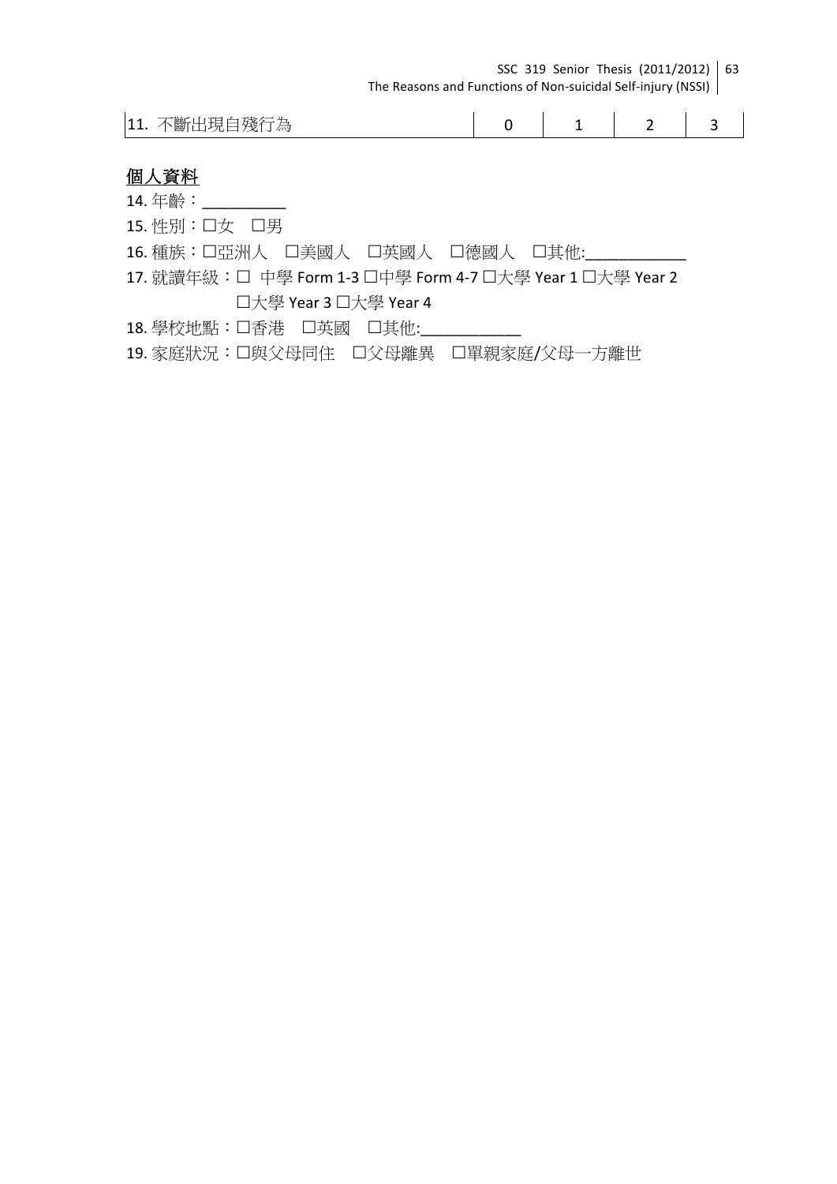| 11. 不斷出現自殘行為 | 0 | 1 | 2 | 3 |
|---|---|---|---|---|

**<u>個人資料</u>**

14. 年齡：__________

15. 性別：☐女　☐男

16. 種族：☐亞洲人　☐美國人　☐英國人　☐德國人　☐其他:____________

17. 就讀年級：☐ 中學 Form 1-3 ☐中學 Form 4-7 ☐大學 Year 1 ☐大學 Year 2 ☐大學 Year 3 ☐大學 Year 4

18. 學校地點：☐香港　☐英國　☐其他:____________

19. 家庭狀況：☐與父母同住　☐父母離異　☐單親家庭/父母一方離世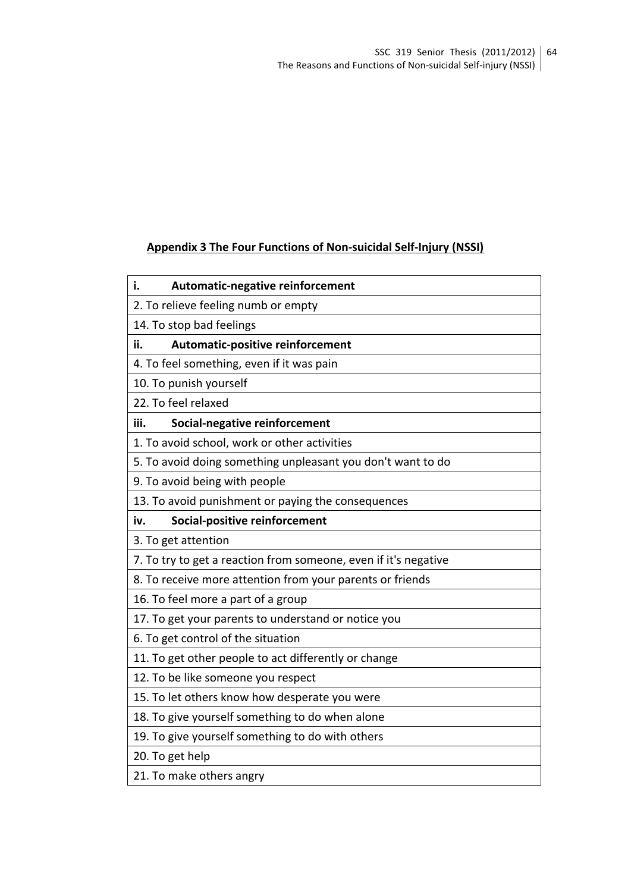**Appendix 3 The Four Functions of Non-suicidal Self-Injury (NSSI)**

| **i. Automatic-negative reinforcement** |
|---|
| 2. To relieve feeling numb or empty |
| 14. To stop bad feelings |
| **ii. Automatic-positive reinforcement** |
| 4. To feel something, even if it was pain |
| 10. To punish yourself |
| 22. To feel relaxed |
| **iii. Social-negative reinforcement** |
| 1. To avoid school, work or other activities |
| 5. To avoid doing something unpleasant you don't want to do |
| 9. To avoid being with people |
| 13. To avoid punishment or paying the consequences |
| **iv. Social-positive reinforcement** |
| 3. To get attention |
| 7. To try to get a reaction from someone, even if it's negative |
| 8. To receive more attention from your parents or friends |
| 16. To feel more a part of a group |
| 17. To get your parents to understand or notice you |
| 6. To get control of the situation |
| 11. To get other people to act differently or change |
| 12. To be like someone you respect |
| 15. To let others know how desperate you were |
| 18. To give yourself something to do when alone |
| 19. To give yourself something to do with others |
| 20. To get help |
| 21. To make others angry |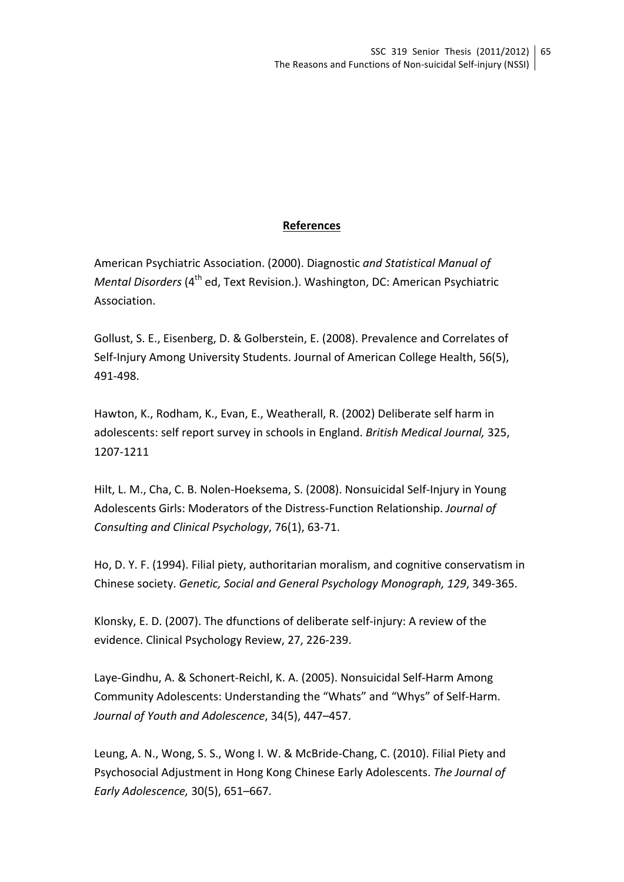**References**

American Psychiatric Association. (2000). Diagnostic *and Statistical Manual of Mental Disorders* (4[th] ed, Text Revision.). Washington, DC: American Psychiatric Association.

Gollust, S. E., Eisenberg, D. & Golberstein, E. (2008). Prevalence and Correlates of Self-Injury Among University Students. Journal of American College Health, 56(5), 491-498.

Hawton, K., Rodham, K., Evan, E., Weatherall, R. (2002) Deliberate self harm in adolescents: self report survey in schools in England. *British Medical Journal,* 325, 1207-1211

Hilt, L. M., Cha, C. B. Nolen-Hoeksema, S. (2008). Nonsuicidal Self-Injury in Young Adolescents Girls: Moderators of the Distress-Function Relationship. *Journal of Consulting and Clinical Psychology*, 76(1), 63-71.

Ho, D. Y. F. (1994). Filial piety, authoritarian moralism, and cognitive conservatism in Chinese society. *Genetic, Social and General Psychology Monograph, 129*, 349-365.

Klonsky, E. D. (2007). The dfunctions of deliberate self-injury: A review of the evidence. Clinical Psychology Review, 27, 226-239.

Laye-Gindhu, A. & Schonert-Reichl, K. A. (2005). Nonsuicidal Self-Harm Among Community Adolescents: Understanding the "Whats" and "Whys" of Self-Harm. *Journal of Youth and Adolescence*, 34(5), 447–457.

Leung, A. N., Wong, S. S., Wong I. W. & McBride-Chang, C. (2010). Filial Piety and Psychosocial Adjustment in Hong Kong Chinese Early Adolescents. *The Journal of Early Adolescence,* 30(5), 651–667.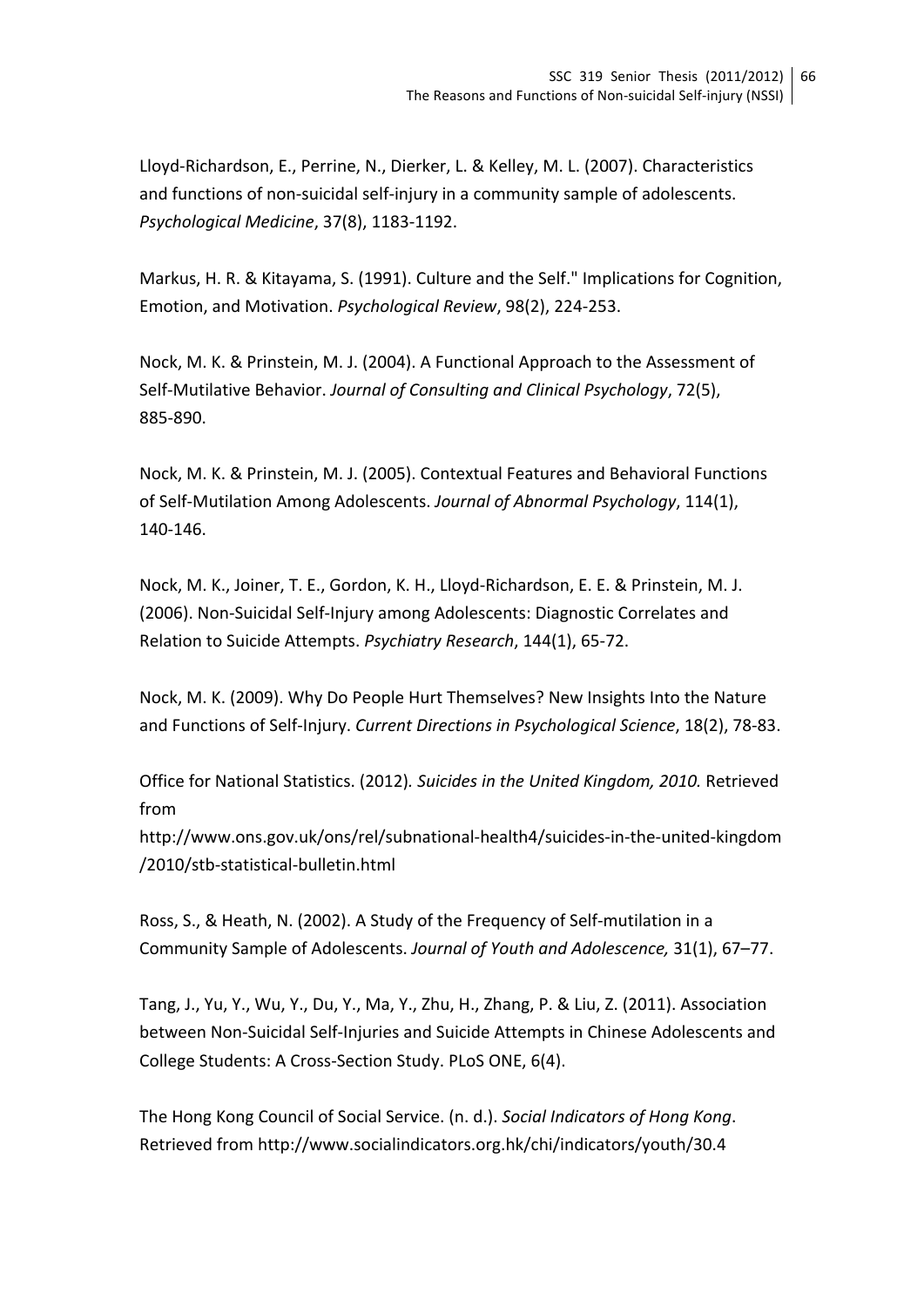Lloyd-Richardson, E., Perrine, N., Dierker, L. & Kelley, M. L. (2007). Characteristics and functions of non-suicidal self-injury in a community sample of adolescents. *Psychological Medicine*, 37(8), 1183-1192.

Markus, H. R. & Kitayama, S. (1991). Culture and the Self." Implications for Cognition, Emotion, and Motivation. *Psychological Review*, 98(2), 224-253.

Nock, M. K. & Prinstein, M. J. (2004). A Functional Approach to the Assessment of Self-Mutilative Behavior. *Journal of Consulting and Clinical Psychology*, 72(5), 885-890.

Nock, M. K. & Prinstein, M. J. (2005). Contextual Features and Behavioral Functions of Self-Mutilation Among Adolescents. *Journal of Abnormal Psychology*, 114(1), 140-146.

Nock, M. K., Joiner, T. E., Gordon, K. H., Lloyd-Richardson, E. E. & Prinstein, M. J. (2006). Non-Suicidal Self-Injury among Adolescents: Diagnostic Correlates and Relation to Suicide Attempts. *Psychiatry Research*, 144(1), 65-72.

Nock, M. K. (2009). Why Do People Hurt Themselves? New Insights Into the Nature and Functions of Self-Injury. *Current Directions in Psychological Science*, 18(2), 78-83.

Office for National Statistics. (2012). *Suicides in the United Kingdom, 2010.* Retrieved from http://www.ons.gov.uk/ons/rel/subnational-health4/suicides-in-the-united-kingdom/2010/stb-statistical-bulletin.html

Ross, S., & Heath, N. (2002). A Study of the Frequency of Self-mutilation in a Community Sample of Adolescents. *Journal of Youth and Adolescence,* 31(1), 67–77.

Tang, J., Yu, Y., Wu, Y., Du, Y., Ma, Y., Zhu, H., Zhang, P. & Liu, Z. (2011). Association between Non-Suicidal Self-Injuries and Suicide Attempts in Chinese Adolescents and College Students: A Cross-Section Study. PLoS ONE, 6(4).

The Hong Kong Council of Social Service. (n. d.). *Social Indicators of Hong Kong*. Retrieved from http://www.socialindicators.org.hk/chi/indicators/youth/30.4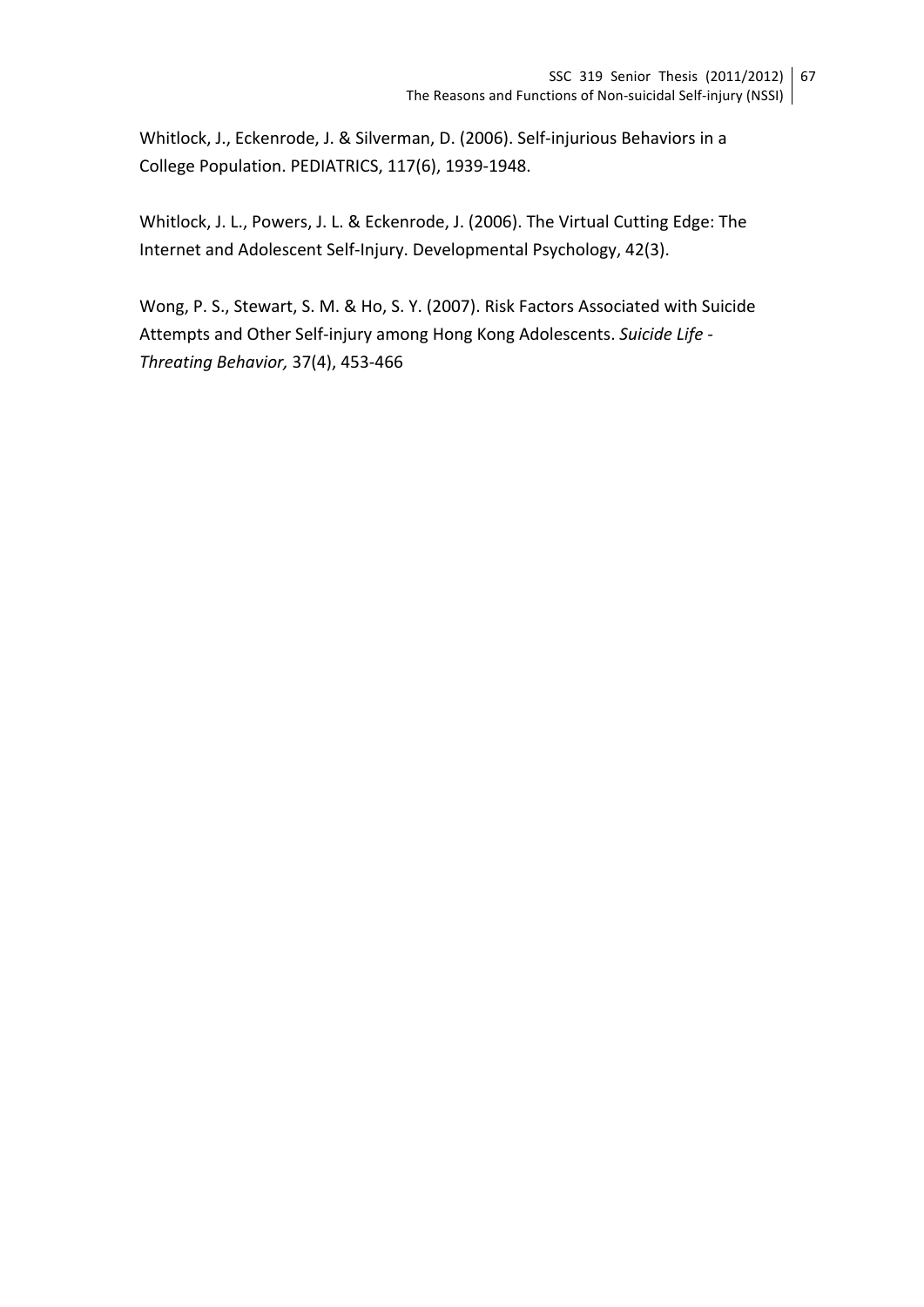Whitlock, J., Eckenrode, J. & Silverman, D. (2006). Self-injurious Behaviors in a College Population. PEDIATRICS, 117(6), 1939-1948.

Whitlock, J. L., Powers, J. L. & Eckenrode, J. (2006). The Virtual Cutting Edge: The Internet and Adolescent Self-Injury. Developmental Psychology, 42(3).

Wong, P. S., Stewart, S. M. & Ho, S. Y. (2007). Risk Factors Associated with Suicide Attempts and Other Self-injury among Hong Kong Adolescents. *Suicide Life - Threating Behavior,* 37(4), 453-466